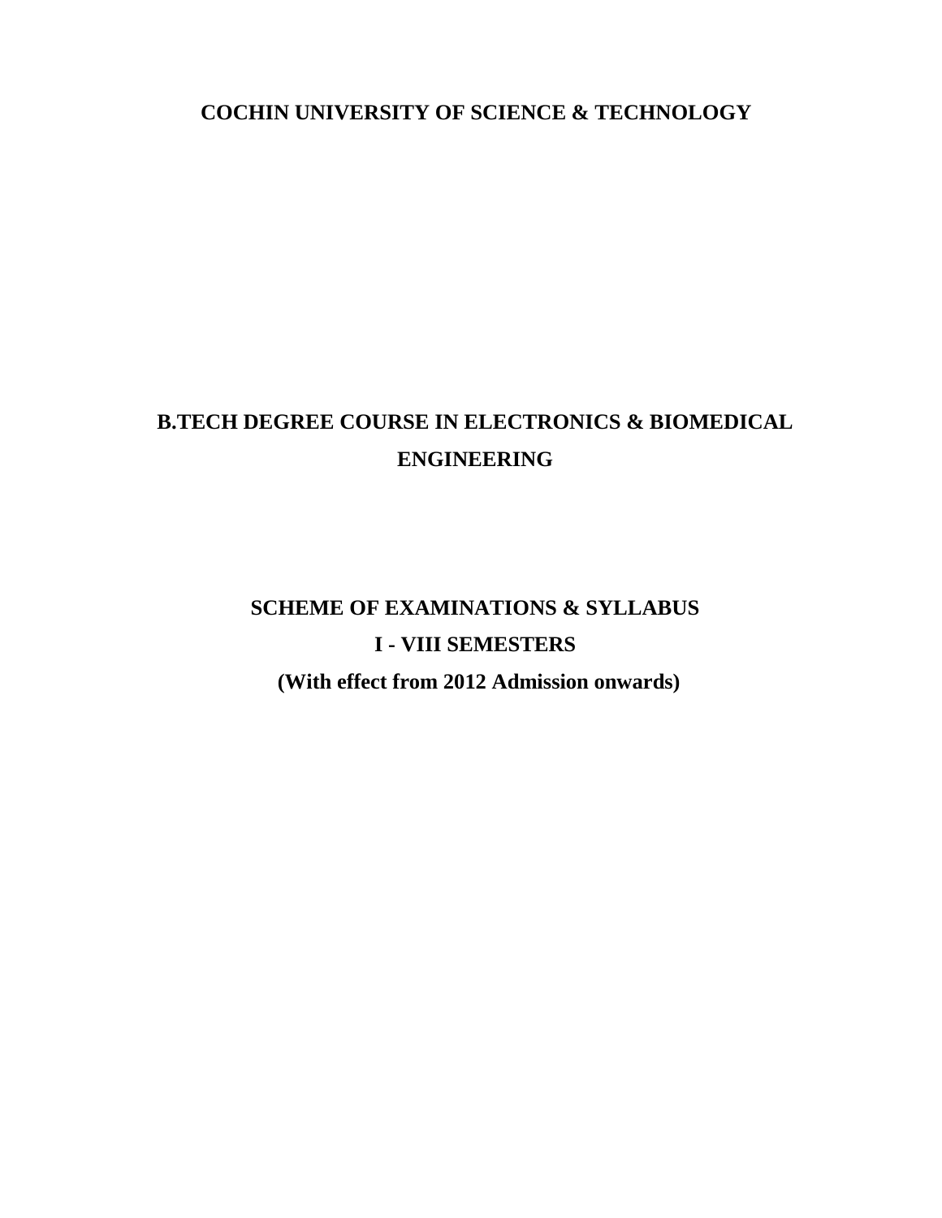# COCHIN UNIVERSITY OF SCIENCE & TECHNOLOGY

# B.TECH DEGREE COURSE IN ELECTRONICS & BIOMEDICAL ENGINEERING

## SCHEME OF EXAMINATIONS & SYLLABUS

## I - VIII SEMESTERS

**(With effect from 2012 Admission onwards)**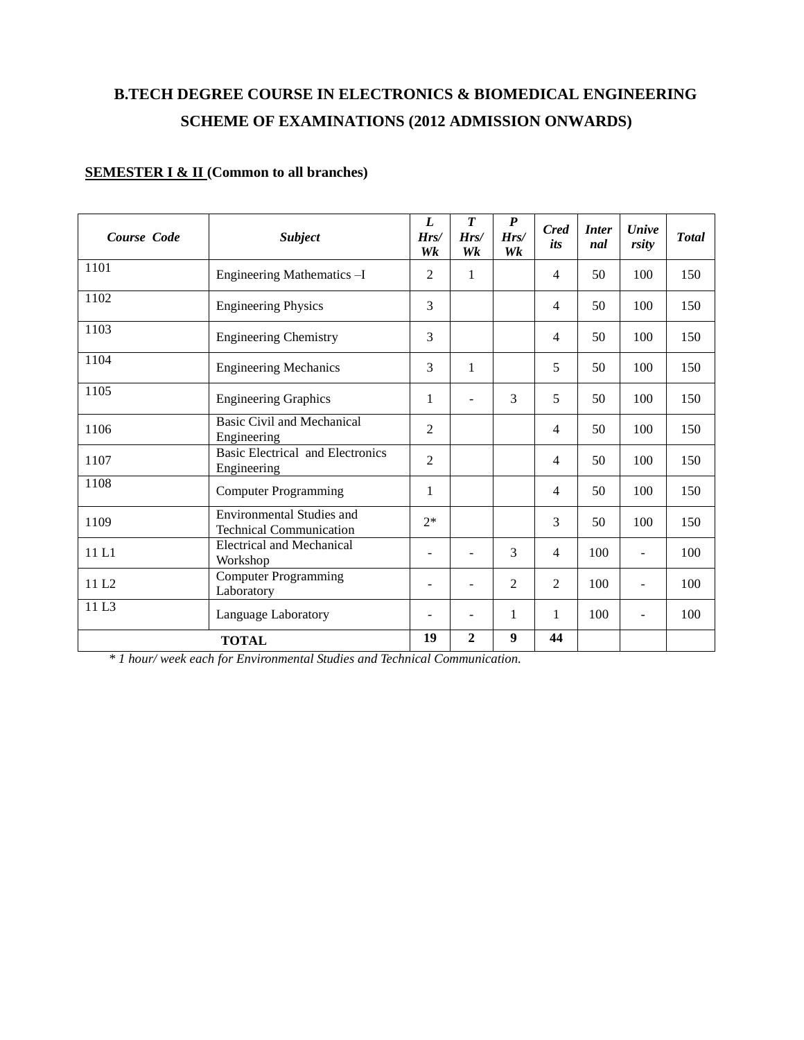# B.TECH DEGREE COURSE IN ELECTRONICS & BIOMEDICAL ENGINEERING

## SCHEME OF EXAMINATIONS (2012 ADMISSION ONWARDS)

**SEMESTER I & II (Common to all branches)**

| *Course Code* | *Subject* | *L Hrs/ Wk* | *T Hrs/ Wk* | *P Hrs/ Wk* | *Credits* | *Internal* | *University* | *Total* |
|---|---|---|---|---|---|---|---|---|
| 1101 | Engineering Mathematics –I | 2 | 1 | | 4 | 50 | 100 | 150 |
| 1102 | Engineering Physics | 3 | | | 4 | 50 | 100 | 150 |
| 1103 | Engineering Chemistry | 3 | | | 4 | 50 | 100 | 150 |
| 1104 | Engineering Mechanics | 3 | 1 | | 5 | 50 | 100 | 150 |
| 1105 | Engineering Graphics | 1 | - | 3 | 5 | 50 | 100 | 150 |
| 1106 | Basic Civil and Mechanical Engineering | 2 | | | 4 | 50 | 100 | 150 |
| 1107 | Basic Electrical and Electronics Engineering | 2 | | | 4 | 50 | 100 | 150 |
| 1108 | Computer Programming | 1 | | | 4 | 50 | 100 | 150 |
| 1109 | Environmental Studies and Technical Communication | 2* | | | 3 | 50 | 100 | 150 |
| 11 L1 | Electrical and Mechanical Workshop | - | - | 3 | 4 | 100 | - | 100 |
| 11 L2 | Computer Programming Laboratory | - | - | 2 | 2 | 100 | - | 100 |
| 11 L3 | Language Laboratory | - | - | 1 | 1 | 100 | - | 100 |
| **TOTAL** | | **19** | **2** | **9** | **44** | | | |

*\* 1 hour/ week each for Environmental Studies and Technical Communication.*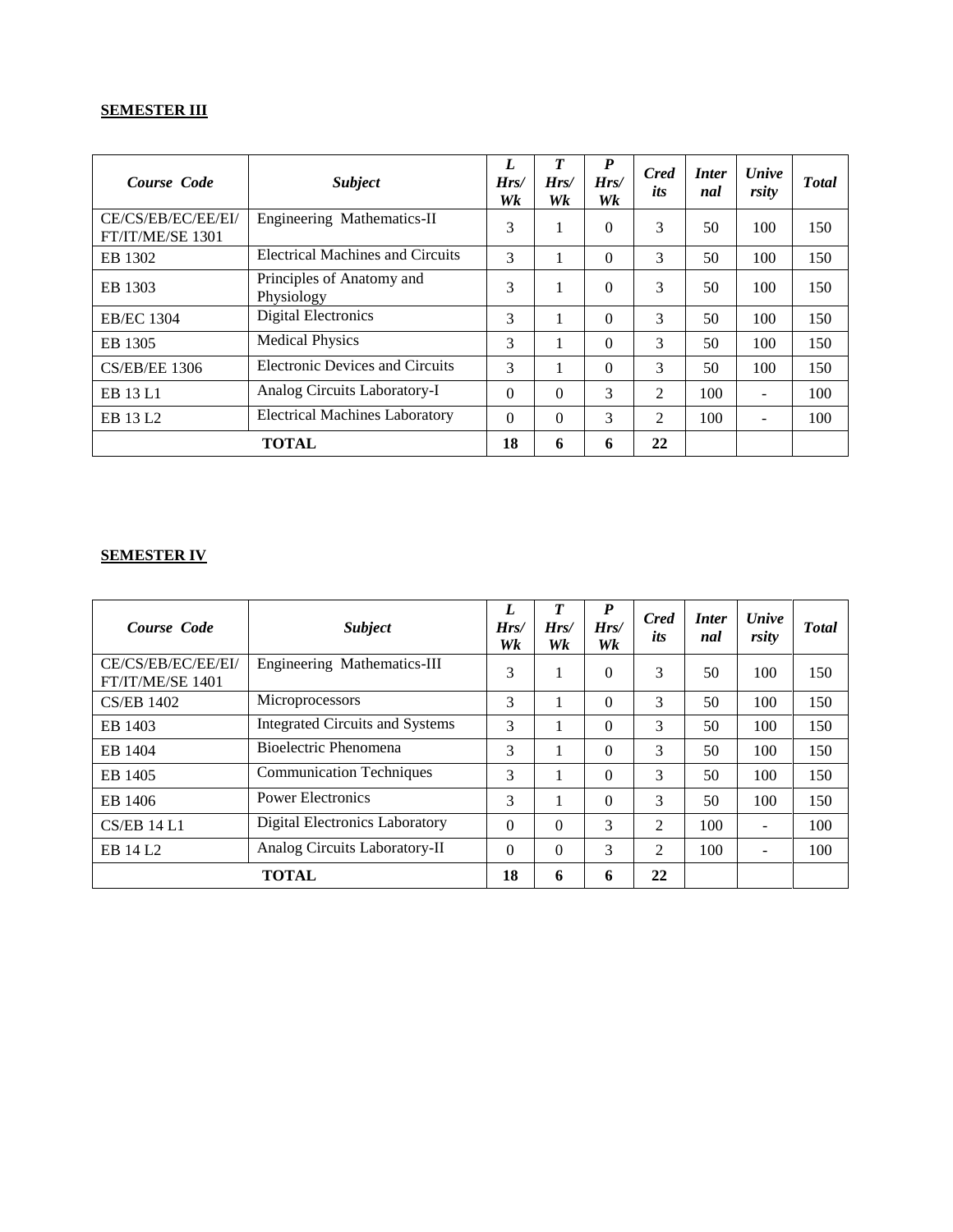**SEMESTER III**

| *Course Code* | *Subject* | *L Hrs/ Wk* | *T Hrs/ Wk* | *P Hrs/ Wk* | *Credits* | *Internal* | *University* | *Total* |
|---|---|---|---|---|---|---|---|---|
| CE/CS/EB/EC/EE/EI/ FT/IT/ME/SE 1301 | Engineering Mathematics-II | 3 | 1 | 0 | 3 | 50 | 100 | 150 |
| EB 1302 | Electrical Machines and Circuits | 3 | 1 | 0 | 3 | 50 | 100 | 150 |
| EB 1303 | Principles of Anatomy and Physiology | 3 | 1 | 0 | 3 | 50 | 100 | 150 |
| EB/EC 1304 | Digital Electronics | 3 | 1 | 0 | 3 | 50 | 100 | 150 |
| EB 1305 | Medical Physics | 3 | 1 | 0 | 3 | 50 | 100 | 150 |
| CS/EB/EE 1306 | Electronic Devices and Circuits | 3 | 1 | 0 | 3 | 50 | 100 | 150 |
| EB 13 L1 | Analog Circuits Laboratory-I | 0 | 0 | 3 | 2 | 100 | - | 100 |
| EB 13 L2 | Electrical Machines Laboratory | 0 | 0 | 3 | 2 | 100 | - | 100 |
| **TOTAL** | | **18** | **6** | **6** | **22** | | | |

**SEMESTER IV**

| *Course Code* | *Subject* | *L Hrs/ Wk* | *T Hrs/ Wk* | *P Hrs/ Wk* | *Credits* | *Internal* | *University* | *Total* |
|---|---|---|---|---|---|---|---|---|
| CE/CS/EB/EC/EE/EI/ FT/IT/ME/SE 1401 | Engineering Mathematics-III | 3 | 1 | 0 | 3 | 50 | 100 | 150 |
| CS/EB 1402 | Microprocessors | 3 | 1 | 0 | 3 | 50 | 100 | 150 |
| EB 1403 | Integrated Circuits and Systems | 3 | 1 | 0 | 3 | 50 | 100 | 150 |
| EB 1404 | Bioelectric Phenomena | 3 | 1 | 0 | 3 | 50 | 100 | 150 |
| EB 1405 | Communication Techniques | 3 | 1 | 0 | 3 | 50 | 100 | 150 |
| EB 1406 | Power Electronics | 3 | 1 | 0 | 3 | 50 | 100 | 150 |
| CS/EB 14 L1 | Digital Electronics Laboratory | 0 | 0 | 3 | 2 | 100 | - | 100 |
| EB 14 L2 | Analog Circuits Laboratory-II | 0 | 0 | 3 | 2 | 100 | - | 100 |
| **TOTAL** | | **18** | **6** | **6** | **22** | | | |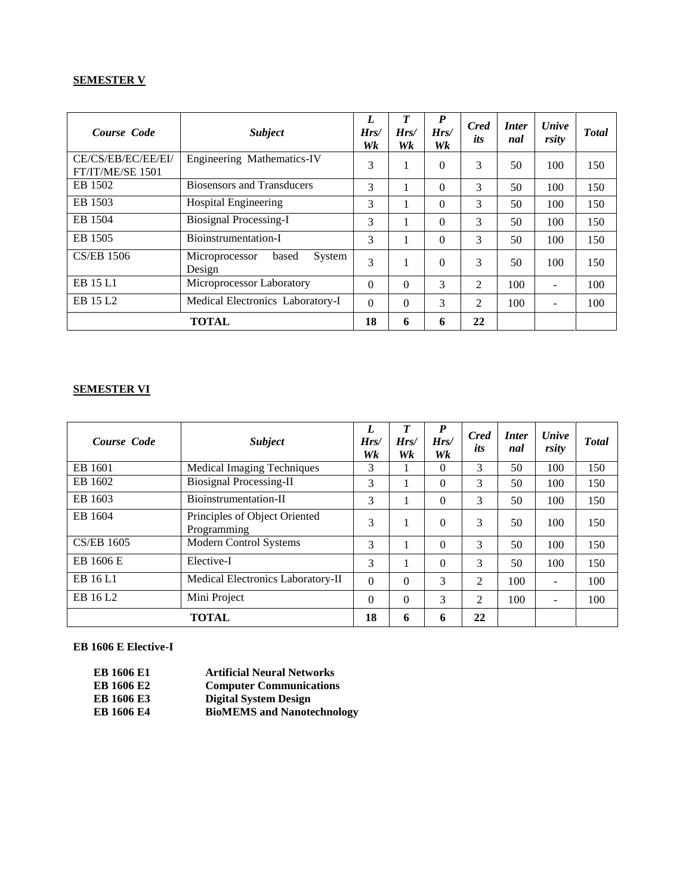**SEMESTER V**

| *Course Code* | *Subject* | *L Hrs/ Wk* | *T Hrs/ Wk* | *P Hrs/ Wk* | *Credits* | *Internal* | *University* | *Total* |
|---|---|---|---|---|---|---|---|---|
| CE/CS/EB/EC/EE/EI/ FT/IT/ME/SE 1501 | Engineering Mathematics-IV | 3 | 1 | 0 | 3 | 50 | 100 | 150 |
| EB 1502 | Biosensors and Transducers | 3 | 1 | 0 | 3 | 50 | 100 | 150 |
| EB 1503 | Hospital Engineering | 3 | 1 | 0 | 3 | 50 | 100 | 150 |
| EB 1504 | Biosignal Processing-I | 3 | 1 | 0 | 3 | 50 | 100 | 150 |
| EB 1505 | Bioinstrumentation-I | 3 | 1 | 0 | 3 | 50 | 100 | 150 |
| CS/EB 1506 | Microprocessor based System Design | 3 | 1 | 0 | 3 | 50 | 100 | 150 |
| EB 15 L1 | Microprocessor Laboratory | 0 | 0 | 3 | 2 | 100 | - | 100 |
| EB 15 L2 | Medical Electronics Laboratory-I | 0 | 0 | 3 | 2 | 100 | - | 100 |
| **TOTAL** | | **18** | **6** | **6** | **22** | | | |

**SEMESTER VI**

| *Course Code* | *Subject* | *L Hrs/ Wk* | *T Hrs/ Wk* | *P Hrs/ Wk* | *Credits* | *Internal* | *University* | *Total* |
|---|---|---|---|---|---|---|---|---|
| EB 1601 | Medical Imaging Techniques | 3 | 1 | 0 | 3 | 50 | 100 | 150 |
| EB 1602 | Biosignal Processing-II | 3 | 1 | 0 | 3 | 50 | 100 | 150 |
| EB 1603 | Bioinstrumentation-II | 3 | 1 | 0 | 3 | 50 | 100 | 150 |
| EB 1604 | Principles of Object Oriented Programming | 3 | 1 | 0 | 3 | 50 | 100 | 150 |
| CS/EB 1605 | Modern Control Systems | 3 | 1 | 0 | 3 | 50 | 100 | 150 |
| EB 1606 E | Elective-I | 3 | 1 | 0 | 3 | 50 | 100 | 150 |
| EB 16 L1 | Medical Electronics Laboratory-II | 0 | 0 | 3 | 2 | 100 | - | 100 |
| EB 16 L2 | Mini Project | 0 | 0 | 3 | 2 | 100 | - | 100 |
| **TOTAL** | | **18** | **6** | **6** | **22** | | | |

**EB 1606 E Elective-I**

| | |
|---|---|
| **EB 1606 E1** | **Artificial Neural Networks** |
| **EB 1606 E2** | **Computer Communications** |
| **EB 1606 E3** | **Digital System Design** |
| **EB 1606 E4** | **BioMEMS and Nanotechnology** |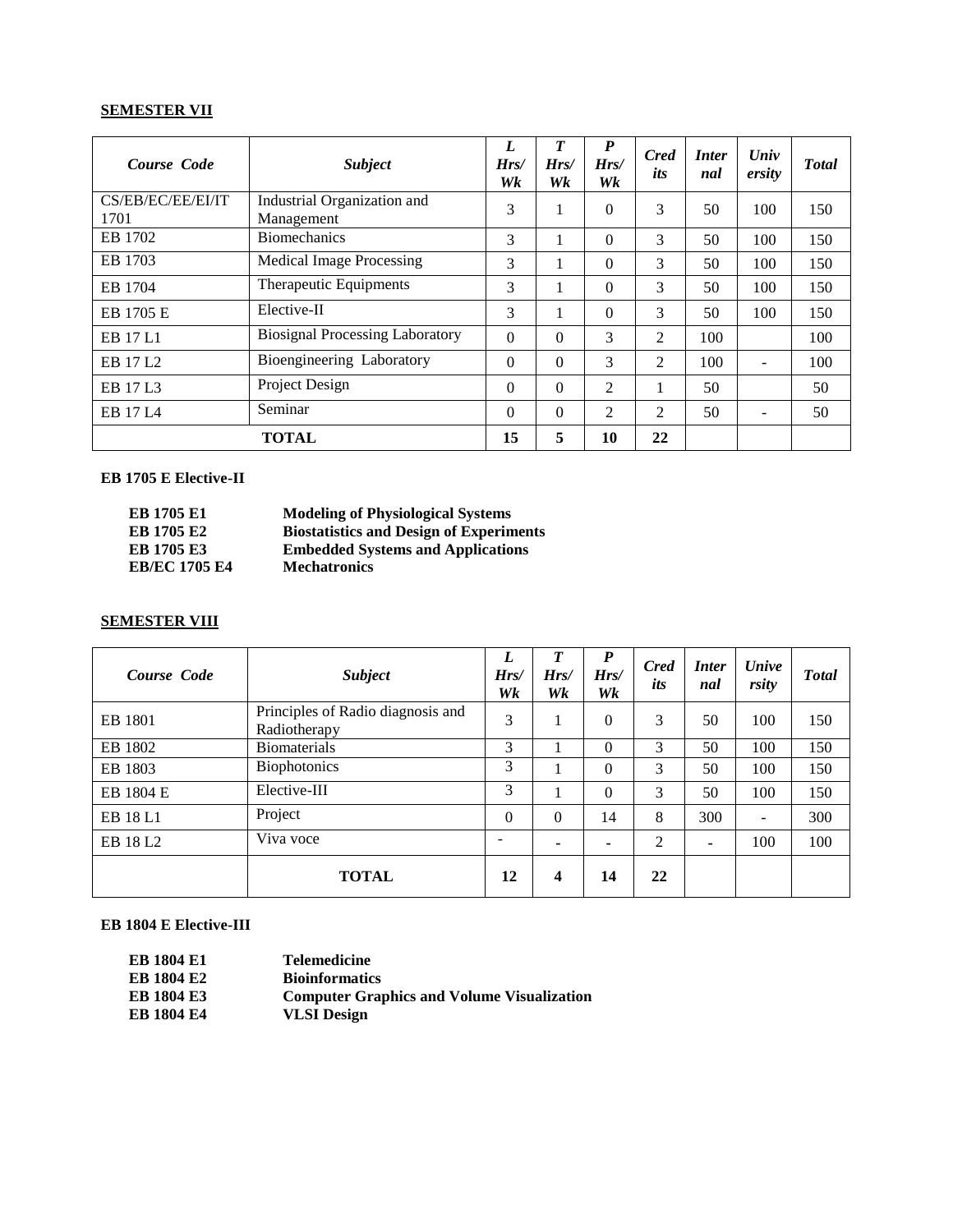**SEMESTER VII**

| *Course Code* | *Subject* | *L Hrs/ Wk* | *T Hrs/ Wk* | *P Hrs/ Wk* | *Credits* | *Internal* | *University* | *Total* |
|---|---|---|---|---|---|---|---|---|
| CS/EB/EC/EE/EI/IT 1701 | Industrial Organization and Management | 3 | 1 | 0 | 3 | 50 | 100 | 150 |
| EB 1702 | Biomechanics | 3 | 1 | 0 | 3 | 50 | 100 | 150 |
| EB 1703 | Medical Image Processing | 3 | 1 | 0 | 3 | 50 | 100 | 150 |
| EB 1704 | Therapeutic Equipments | 3 | 1 | 0 | 3 | 50 | 100 | 150 |
| EB 1705 E | Elective-II | 3 | 1 | 0 | 3 | 50 | 100 | 150 |
| EB 17 L1 | Biosignal Processing Laboratory | 0 | 0 | 3 | 2 | 100 | | 100 |
| EB 17 L2 | Bioengineering Laboratory | 0 | 0 | 3 | 2 | 100 | - | 100 |
| EB 17 L3 | Project Design | 0 | 0 | 2 | 1 | 50 | | 50 |
| EB 17 L4 | Seminar | 0 | 0 | 2 | 2 | 50 | - | 50 |
| **TOTAL** | | **15** | **5** | **10** | **22** | | | |

**EB 1705 E Elective-II**

| | |
|---|---|
| **EB 1705 E1** | **Modeling of Physiological Systems** |
| **EB 1705 E2** | **Biostatistics and Design of Experiments** |
| **EB 1705 E3** | **Embedded Systems and Applications** |
| **EB/EC 1705 E4** | **Mechatronics** |

**SEMESTER VIII**

| *Course Code* | *Subject* | *L Hrs/ Wk* | *T Hrs/ Wk* | *P Hrs/ Wk* | *Credits* | *Internal* | *University* | *Total* |
|---|---|---|---|---|---|---|---|---|
| EB 1801 | Principles of Radio diagnosis and Radiotherapy | 3 | 1 | 0 | 3 | 50 | 100 | 150 |
| EB 1802 | Biomaterials | 3 | 1 | 0 | 3 | 50 | 100 | 150 |
| EB 1803 | Biophotonics | 3 | 1 | 0 | 3 | 50 | 100 | 150 |
| EB 1804 E | Elective-III | 3 | 1 | 0 | 3 | 50 | 100 | 150 |
| EB 18 L1 | Project | 0 | 0 | 14 | 8 | 300 | - | 300 |
| EB 18 L2 | Viva voce | - | - | - | 2 | - | 100 | 100 |
| | **TOTAL** | **12** | **4** | **14** | **22** | | | |

**EB 1804 E Elective-III**

| | |
|---|---|
| **EB 1804 E1** | **Telemedicine** |
| **EB 1804 E2** | **Bioinformatics** |
| **EB 1804 E3** | **Computer Graphics and Volume Visualization** |
| **EB 1804 E4** | **VLSI Design** |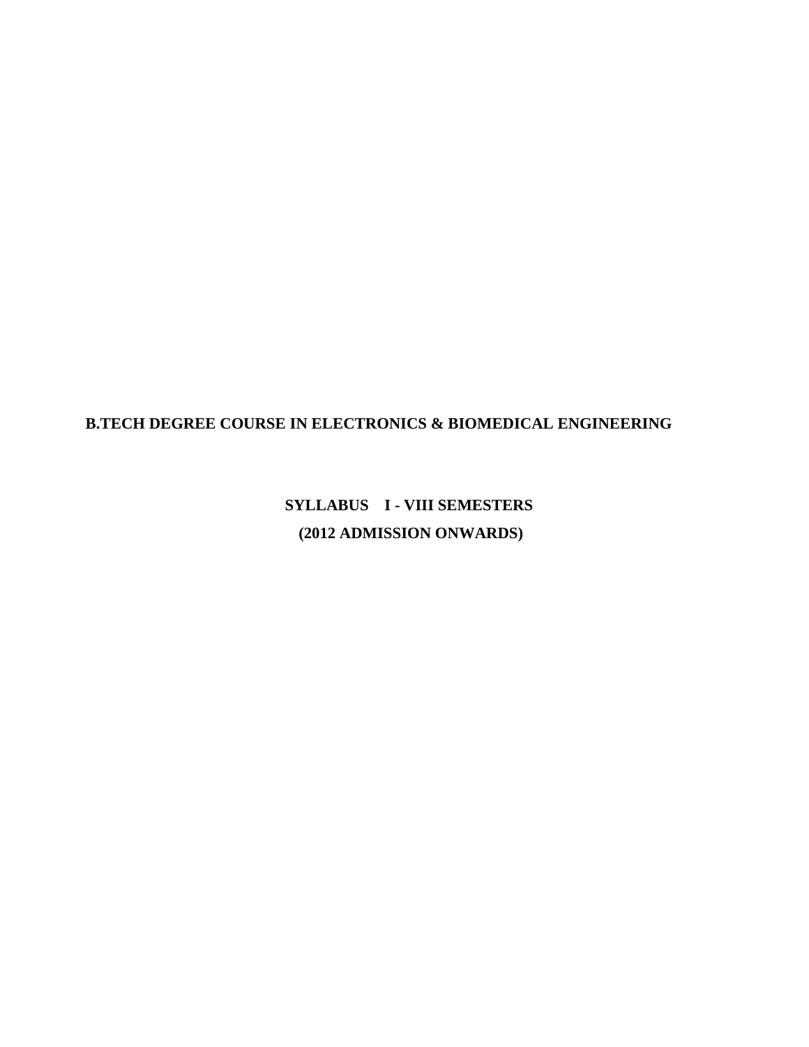# B.TECH DEGREE COURSE IN ELECTRONICS & BIOMEDICAL ENGINEERING

## SYLLABUS I - VIII SEMESTERS

## (2012 ADMISSION ONWARDS)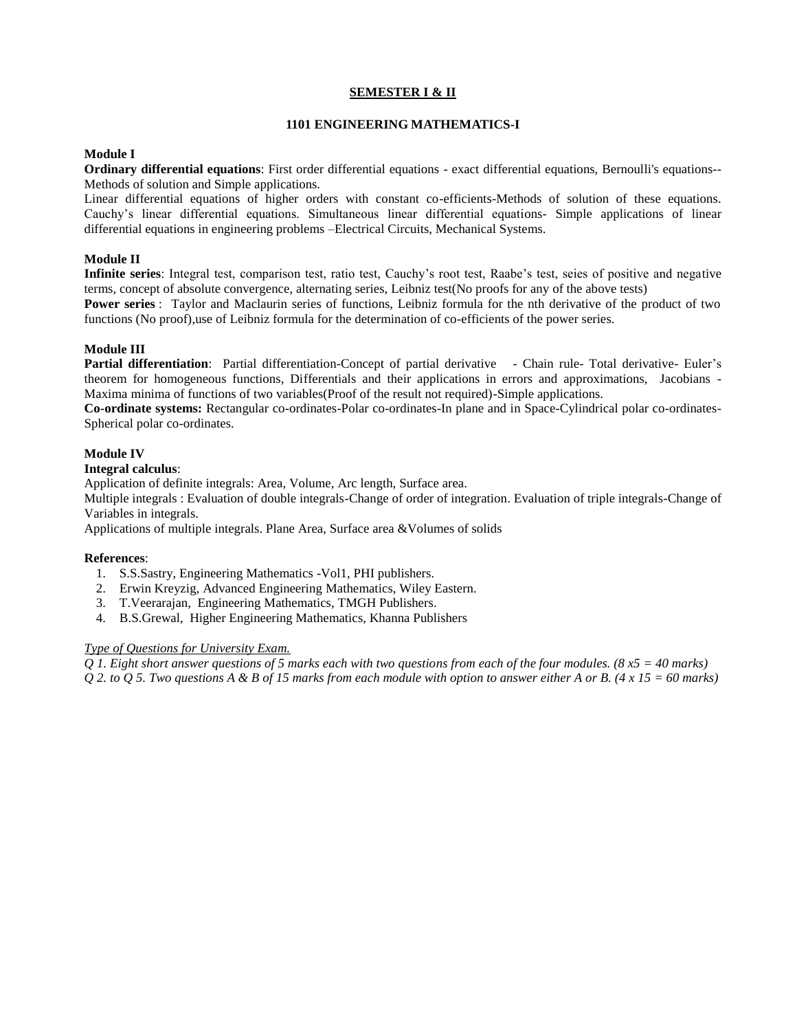## SEMESTER I & II

### 1101 ENGINEERING MATHEMATICS-I

**Module I**

**Ordinary differential equations**: First order differential equations - exact differential equations, Bernoulli's equations--Methods of solution and Simple applications.

Linear differential equations of higher orders with constant co-efficients-Methods of solution of these equations. Cauchy's linear differential equations. Simultaneous linear differential equations- Simple applications of linear differential equations in engineering problems –Electrical Circuits, Mechanical Systems.

**Module II**

**Infinite series**: Integral test, comparison test, ratio test, Cauchy's root test, Raabe's test, seies of positive and negative terms, concept of absolute convergence, alternating series, Leibniz test(No proofs for any of the above tests)

**Power series** : Taylor and Maclaurin series of functions, Leibniz formula for the nth derivative of the product of two functions (No proof),use of Leibniz formula for the determination of co-efficients of the power series.

**Module III**

**Partial differentiation**: Partial differentiation-Concept of partial derivative - Chain rule- Total derivative- Euler's theorem for homogeneous functions, Differentials and their applications in errors and approximations, Jacobians - Maxima minima of functions of two variables(Proof of the result not required)-Simple applications.

**Co-ordinate systems:** Rectangular co-ordinates-Polar co-ordinates-In plane and in Space-Cylindrical polar co-ordinates-Spherical polar co-ordinates.

**Module IV**

**Integral calculus**:

Application of definite integrals: Area, Volume, Arc length, Surface area.

Multiple integrals : Evaluation of double integrals-Change of order of integration. Evaluation of triple integrals-Change of Variables in integrals.

Applications of multiple integrals. Plane Area, Surface area &Volumes of solids

**References**:

1. S.S.Sastry, Engineering Mathematics -Vol1, PHI publishers.
2. Erwin Kreyzig, Advanced Engineering Mathematics, Wiley Eastern.
3. T.Veerarajan, Engineering Mathematics, TMGH Publishers.
4. B.S.Grewal, Higher Engineering Mathematics, Khanna Publishers

*Type of Questions for University Exam.*

*Q 1. Eight short answer questions of 5 marks each with two questions from each of the four modules. (8 x5 = 40 marks)*

*Q 2. to Q 5. Two questions A & B of 15 marks from each module with option to answer either A or B. (4 x 15 = 60 marks)*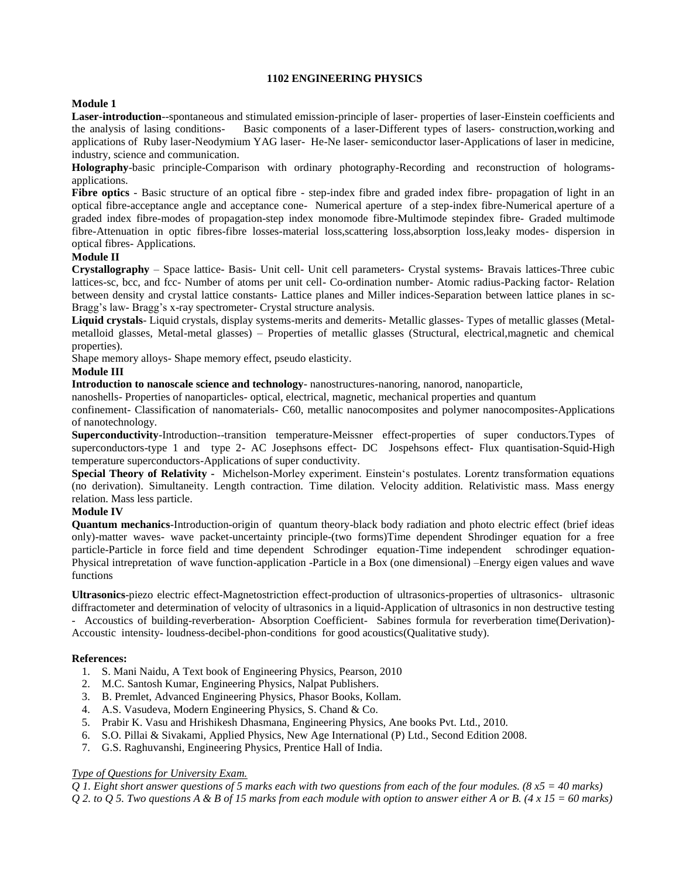## 1102 ENGINEERING PHYSICS

**Module 1**

**Laser-introduction**--spontaneous and stimulated emission-principle of laser- properties of laser-Einstein coefficients and the analysis of lasing conditions- Basic components of a laser-Different types of lasers- construction,working and applications of Ruby laser-Neodymium YAG laser- He-Ne laser- semiconductor laser-Applications of laser in medicine, industry, science and communication.

**Holography**-basic principle-Comparison with ordinary photography-Recording and reconstruction of holograms-applications.

**Fibre optics** - Basic structure of an optical fibre - step-index fibre and graded index fibre- propagation of light in an optical fibre-acceptance angle and acceptance cone- Numerical aperture of a step-index fibre-Numerical aperture of a graded index fibre-modes of propagation-step index monomode fibre-Multimode stepindex fibre- Graded multimode fibre-Attenuation in optic fibres-fibre losses-material loss,scattering loss,absorption loss,leaky modes- dispersion in optical fibres- Applications.

**Module II**

**Crystallography** – Space lattice- Basis- Unit cell- Unit cell parameters- Crystal systems- Bravais lattices-Three cubic lattices-sc, bcc, and fcc- Number of atoms per unit cell- Co-ordination number- Atomic radius-Packing factor- Relation between density and crystal lattice constants- Lattice planes and Miller indices-Separation between lattice planes in sc-Bragg's law- Bragg's x-ray spectrometer- Crystal structure analysis.

**Liquid crystals**- Liquid crystals, display systems-merits and demerits- Metallic glasses- Types of metallic glasses (Metal-metalloid glasses, Metal-metal glasses) – Properties of metallic glasses (Structural, electrical,magnetic and chemical properties).

Shape memory alloys- Shape memory effect, pseudo elasticity.

**Module III**

**Introduction to nanoscale science and technology**- nanostructures-nanoring, nanorod, nanoparticle,
nanoshells- Properties of nanoparticles- optical, electrical, magnetic, mechanical properties and quantum
confinement- Classification of nanomaterials- C60, metallic nanocomposites and polymer nanocomposites-Applications of nanotechnology.

**Superconductivity**-Introduction--transition temperature-Meissner effect-properties of super conductors.Types of superconductors-type 1 and type 2- AC Josephsons effect- DC Jospehsons effect- Flux quantisation-Squid-High temperature superconductors-Applications of super conductivity.

**Special Theory of Relativity** - Michelson-Morley experiment. Einstein's postulates. Lorentz transformation equations (no derivation). Simultaneity. Length contraction. Time dilation. Velocity addition. Relativistic mass. Mass energy relation. Mass less particle.

**Module IV**

**Quantum mechanics**-Introduction-origin of quantum theory-black body radiation and photo electric effect (brief ideas only)-matter waves- wave packet-uncertainty principle-(two forms)Time dependent Shrodinger equation for a free particle-Particle in force field and time dependent Schrodinger equation-Time independent schrodinger equation-Physical intrepretation of wave function-application -Particle in a Box (one dimensional) –Energy eigen values and wave functions

**Ultrasonics**-piezo electric effect-Magnetostriction effect-production of ultrasonics-properties of ultrasonics- ultrasonic diffractometer and determination of velocity of ultrasonics in a liquid-Application of ultrasonics in non destructive testing - Accoustics of building-reverberation- Absorption Coefficient- Sabines formula for reverberation time(Derivation)-Accoustic intensity- loudness-decibel-phon-conditions for good acoustics(Qualitative study).

**References:**

1. S. Mani Naidu, A Text book of Engineering Physics, Pearson, 2010
2. M.C. Santosh Kumar, Engineering Physics, Nalpat Publishers.
3. B. Premlet, Advanced Engineering Physics, Phasor Books, Kollam.
4. A.S. Vasudeva, Modern Engineering Physics, S. Chand & Co.
5. Prabir K. Vasu and Hrishikesh Dhasmana, Engineering Physics, Ane books Pvt. Ltd., 2010.
6. S.O. Pillai & Sivakami, Applied Physics, New Age International (P) Ltd., Second Edition 2008.
7. G.S. Raghuvanshi, Engineering Physics, Prentice Hall of India.

*Type of Questions for University Exam.*

*Q 1. Eight short answer questions of 5 marks each with two questions from each of the four modules. (8 x5 = 40 marks)*

*Q 2. to Q 5. Two questions A & B of 15 marks from each module with option to answer either A or B. (4 x 15 = 60 marks)*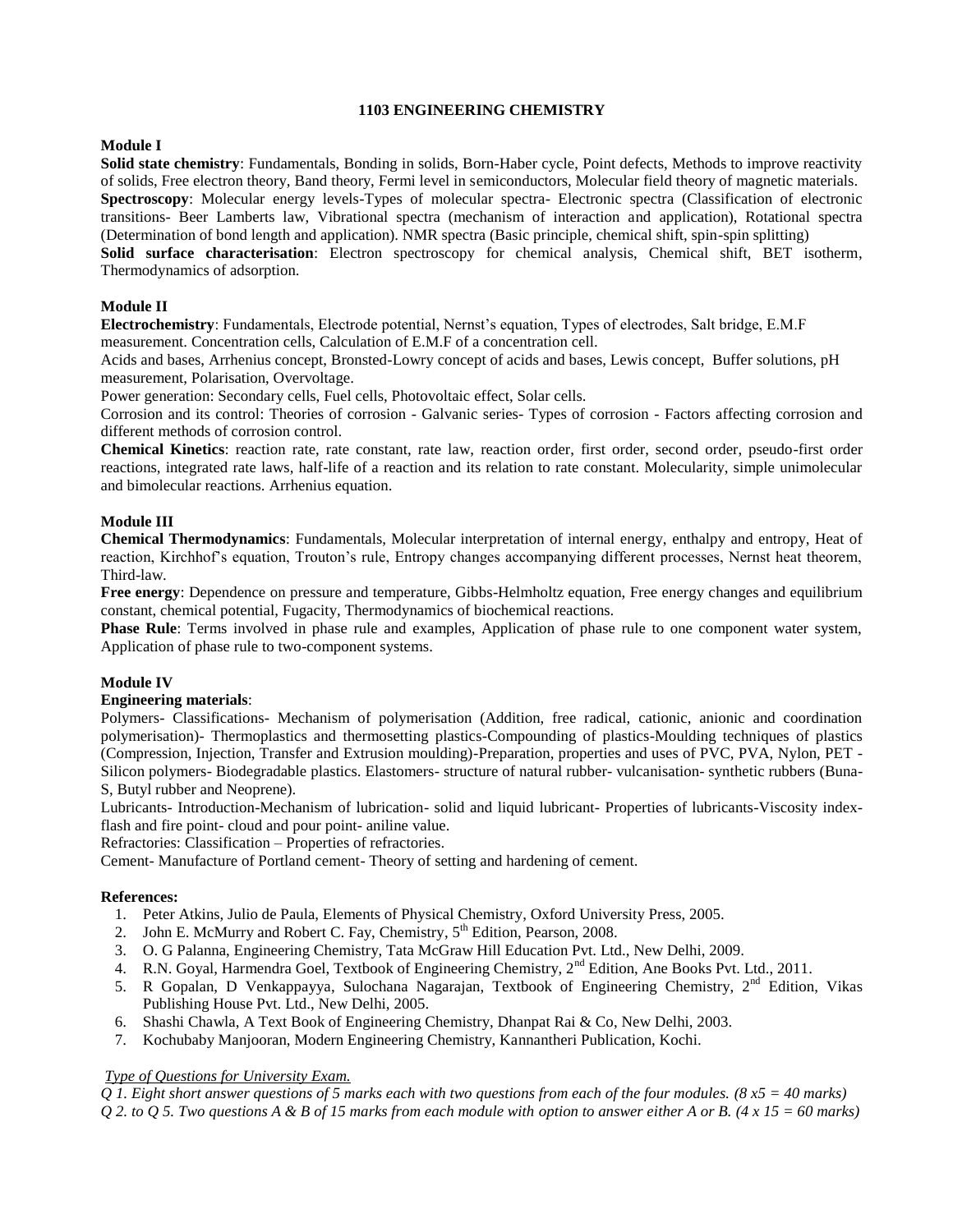# 1103 ENGINEERING CHEMISTRY

## Module I

**Solid state chemistry**: Fundamentals, Bonding in solids, Born-Haber cycle, Point defects, Methods to improve reactivity of solids, Free electron theory, Band theory, Fermi level in semiconductors, Molecular field theory of magnetic materials.

**Spectroscopy**: Molecular energy levels-Types of molecular spectra- Electronic spectra (Classification of electronic transitions- Beer Lamberts law, Vibrational spectra (mechanism of interaction and application), Rotational spectra (Determination of bond length and application). NMR spectra (Basic principle, chemical shift, spin-spin splitting)

**Solid surface characterisation**: Electron spectroscopy for chemical analysis, Chemical shift, BET isotherm, Thermodynamics of adsorption.

## Module II

**Electrochemistry**: Fundamentals, Electrode potential, Nernst's equation, Types of electrodes, Salt bridge, E.M.F measurement. Concentration cells, Calculation of E.M.F of a concentration cell.

Acids and bases, Arrhenius concept, Bronsted-Lowry concept of acids and bases, Lewis concept, Buffer solutions, pH measurement, Polarisation, Overvoltage.

Power generation: Secondary cells, Fuel cells, Photovoltaic effect, Solar cells.

Corrosion and its control: Theories of corrosion - Galvanic series- Types of corrosion - Factors affecting corrosion and different methods of corrosion control.

**Chemical Kinetics**: reaction rate, rate constant, rate law, reaction order, first order, second order, pseudo-first order reactions, integrated rate laws, half-life of a reaction and its relation to rate constant. Molecularity, simple unimolecular and bimolecular reactions. Arrhenius equation.

## Module III

**Chemical Thermodynamics**: Fundamentals, Molecular interpretation of internal energy, enthalpy and entropy, Heat of reaction, Kirchhof's equation, Trouton's rule, Entropy changes accompanying different processes, Nernst heat theorem, Third-law.

**Free energy**: Dependence on pressure and temperature, Gibbs-Helmholtz equation, Free energy changes and equilibrium constant, chemical potential, Fugacity, Thermodynamics of biochemical reactions.

**Phase Rule**: Terms involved in phase rule and examples, Application of phase rule to one component water system, Application of phase rule to two-component systems.

## Module IV

**Engineering materials**:

Polymers- Classifications- Mechanism of polymerisation (Addition, free radical, cationic, anionic and coordination polymerisation)- Thermoplastics and thermosetting plastics-Compounding of plastics-Moulding techniques of plastics (Compression, Injection, Transfer and Extrusion moulding)-Preparation, properties and uses of PVC, PVA, Nylon, PET - Silicon polymers- Biodegradable plastics. Elastomers- structure of natural rubber- vulcanisation- synthetic rubbers (Buna-S, Butyl rubber and Neoprene).

Lubricants- Introduction-Mechanism of lubrication- solid and liquid lubricant- Properties of lubricants-Viscosity index-flash and fire point- cloud and pour point- aniline value.

Refractories: Classification – Properties of refractories.

Cement- Manufacture of Portland cement- Theory of setting and hardening of cement.

**References:**

1. Peter Atkins, Julio de Paula, Elements of Physical Chemistry, Oxford University Press, 2005.
2. John E. McMurry and Robert C. Fay, Chemistry, 5th Edition, Pearson, 2008.
3. O. G Palanna, Engineering Chemistry, Tata McGraw Hill Education Pvt. Ltd., New Delhi, 2009.
4. R.N. Goyal, Harmendra Goel, Textbook of Engineering Chemistry, 2nd Edition, Ane Books Pvt. Ltd., 2011.
5. R Gopalan, D Venkappayya, Sulochana Nagarajan, Textbook of Engineering Chemistry, 2nd Edition, Vikas Publishing House Pvt. Ltd., New Delhi, 2005.
6. Shashi Chawla, A Text Book of Engineering Chemistry, Dhanpat Rai & Co, New Delhi, 2003.
7. Kochubaby Manjooran, Modern Engineering Chemistry, Kannantheri Publication, Kochi.

*Type of Questions for University Exam.*

*Q 1. Eight short answer questions of 5 marks each with two questions from each of the four modules. (8 x5 = 40 marks)*

*Q 2. to Q 5. Two questions A & B of 15 marks from each module with option to answer either A or B. (4 x 15 = 60 marks)*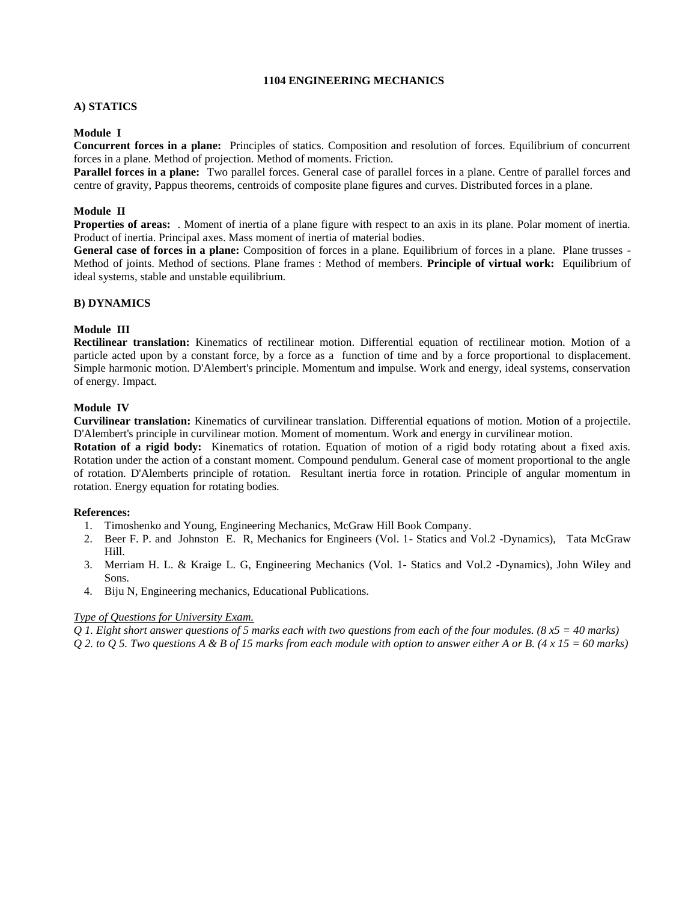# 1104 ENGINEERING MECHANICS

## A) STATICS

### Module I

**Concurrent forces in a plane:** Principles of statics. Composition and resolution of forces. Equilibrium of concurrent forces in a plane. Method of projection. Method of moments. Friction.

**Parallel forces in a plane:** Two parallel forces. General case of parallel forces in a plane. Centre of parallel forces and centre of gravity, Pappus theorems, centroids of composite plane figures and curves. Distributed forces in a plane.

### Module II

**Properties of areas:** . Moment of inertia of a plane figure with respect to an axis in its plane. Polar moment of inertia. Product of inertia. Principal axes. Mass moment of inertia of material bodies.

**General case of forces in a plane:** Composition of forces in a plane. Equilibrium of forces in a plane. Plane trusses - Method of joints. Method of sections. Plane frames : Method of members. **Principle of virtual work:** Equilibrium of ideal systems, stable and unstable equilibrium.

## B) DYNAMICS

### Module III

**Rectilinear translation:** Kinematics of rectilinear motion. Differential equation of rectilinear motion. Motion of a particle acted upon by a constant force, by a force as a function of time and by a force proportional to displacement. Simple harmonic motion. D'Alembert's principle. Momentum and impulse. Work and energy, ideal systems, conservation of energy. Impact.

### Module IV

**Curvilinear translation:** Kinematics of curvilinear translation. Differential equations of motion. Motion of a projectile. D'Alembert's principle in curvilinear motion. Moment of momentum. Work and energy in curvilinear motion.

**Rotation of a rigid body:** Kinematics of rotation. Equation of motion of a rigid body rotating about a fixed axis. Rotation under the action of a constant moment. Compound pendulum. General case of moment proportional to the angle of rotation. D'Alemberts principle of rotation. Resultant inertia force in rotation. Principle of angular momentum in rotation. Energy equation for rotating bodies.

**References:**

1. Timoshenko and Young, Engineering Mechanics, McGraw Hill Book Company.
2. Beer F. P. and Johnston E. R, Mechanics for Engineers (Vol. 1- Statics and Vol.2 -Dynamics), Tata McGraw Hill.
3. Merriam H. L. & Kraige L. G, Engineering Mechanics (Vol. 1- Statics and Vol.2 -Dynamics), John Wiley and Sons.
4. Biju N, Engineering mechanics, Educational Publications.

*Type of Questions for University Exam.*

*Q 1. Eight short answer questions of 5 marks each with two questions from each of the four modules. (8 x5 = 40 marks)*

*Q 2. to Q 5. Two questions A & B of 15 marks from each module with option to answer either A or B. (4 x 15 = 60 marks)*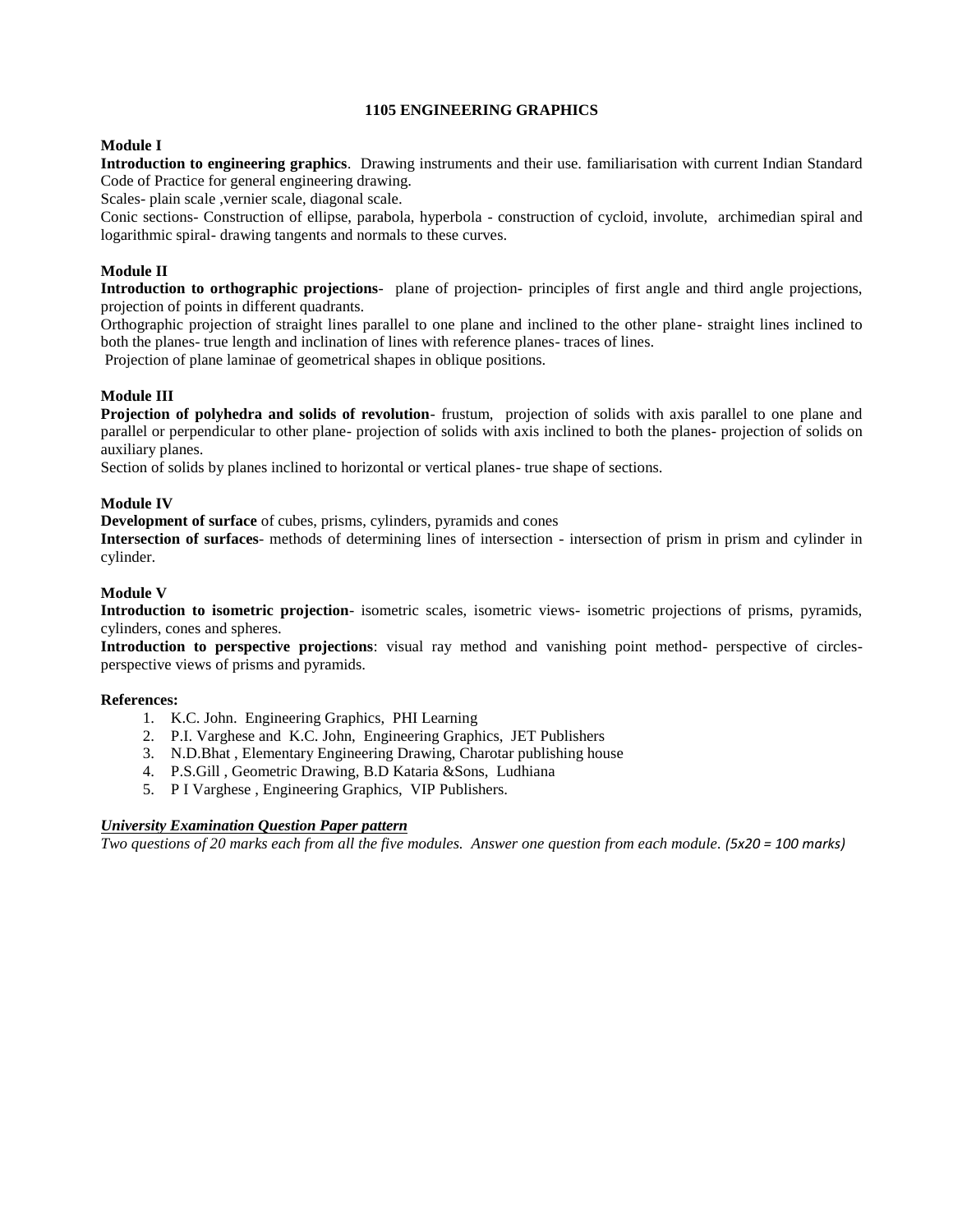## 1105 ENGINEERING GRAPHICS

**Module I**

**Introduction to engineering graphics**. Drawing instruments and their use. familiarisation with current Indian Standard Code of Practice for general engineering drawing.

Scales- plain scale ,vernier scale, diagonal scale.

Conic sections- Construction of ellipse, parabola, hyperbola - construction of cycloid, involute, archimedian spiral and logarithmic spiral- drawing tangents and normals to these curves.

**Module II**

**Introduction to orthographic projections**- plane of projection- principles of first angle and third angle projections, projection of points in different quadrants.

Orthographic projection of straight lines parallel to one plane and inclined to the other plane- straight lines inclined to both the planes- true length and inclination of lines with reference planes- traces of lines.

Projection of plane laminae of geometrical shapes in oblique positions.

**Module III**

**Projection of polyhedra and solids of revolution**- frustum, projection of solids with axis parallel to one plane and parallel or perpendicular to other plane- projection of solids with axis inclined to both the planes- projection of solids on auxiliary planes.

Section of solids by planes inclined to horizontal or vertical planes- true shape of sections.

**Module IV**

**Development of surface** of cubes, prisms, cylinders, pyramids and cones

**Intersection of surfaces**- methods of determining lines of intersection - intersection of prism in prism and cylinder in cylinder.

**Module V**

**Introduction to isometric projection**- isometric scales, isometric views- isometric projections of prisms, pyramids, cylinders, cones and spheres.

**Introduction to perspective projections**: visual ray method and vanishing point method- perspective of circles- perspective views of prisms and pyramids.

**References:**

1. K.C. John. Engineering Graphics, PHI Learning
2. P.I. Varghese and K.C. John, Engineering Graphics, JET Publishers
3. N.D.Bhat , Elementary Engineering Drawing, Charotar publishing house
4. P.S.Gill , Geometric Drawing, B.D Kataria &Sons, Ludhiana
5. P I Varghese , Engineering Graphics, VIP Publishers.

***University Examination Question Paper pattern***

*Two questions of 20 marks each from all the five modules. Answer one question from each module. (5x20 = 100 marks)*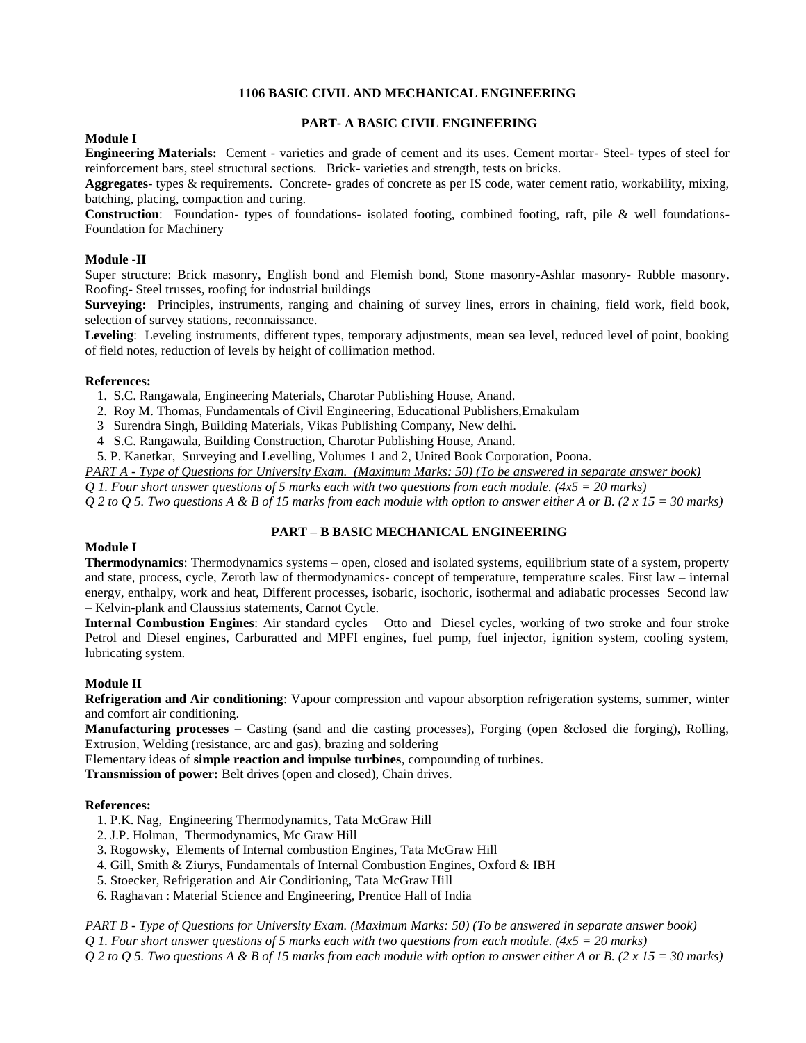## 1106 BASIC CIVIL AND MECHANICAL ENGINEERING

### PART- A BASIC CIVIL ENGINEERING

**Module I**

**Engineering Materials:** Cement - varieties and grade of cement and its uses. Cement mortar- Steel- types of steel for reinforcement bars, steel structural sections. Brick- varieties and strength, tests on bricks.

**Aggregates**- types & requirements. Concrete- grades of concrete as per IS code, water cement ratio, workability, mixing, batching, placing, compaction and curing.

**Construction**: Foundation- types of foundations- isolated footing, combined footing, raft, pile & well foundations- Foundation for Machinery

**Module -II**

Super structure: Brick masonry, English bond and Flemish bond, Stone masonry-Ashlar masonry- Rubble masonry. Roofing- Steel trusses, roofing for industrial buildings

**Surveying:** Principles, instruments, ranging and chaining of survey lines, errors in chaining, field work, field book, selection of survey stations, reconnaissance.

**Leveling**: Leveling instruments, different types, temporary adjustments, mean sea level, reduced level of point, booking of field notes, reduction of levels by height of collimation method.

**References:**

1. S.C. Rangawala, Engineering Materials, Charotar Publishing House, Anand.
2. Roy M. Thomas, Fundamentals of Civil Engineering, Educational Publishers,Ernakulam
3. Surendra Singh, Building Materials, Vikas Publishing Company, New delhi.
4. S.C. Rangawala, Building Construction, Charotar Publishing House, Anand.
5. P. Kanetkar, Surveying and Levelling, Volumes 1 and 2, United Book Corporation, Poona.

*PART A - Type of Questions for University Exam. (Maximum Marks: 50) (To be answered in separate answer book)*

*Q 1. Four short answer questions of 5 marks each with two questions from each module. (4x5 = 20 marks)*

*Q 2 to Q 5. Two questions A & B of 15 marks from each module with option to answer either A or B. (2 x 15 = 30 marks)*

### PART – B BASIC MECHANICAL ENGINEERING

**Module I**

**Thermodynamics**: Thermodynamics systems – open, closed and isolated systems, equilibrium state of a system, property and state, process, cycle, Zeroth law of thermodynamics- concept of temperature, temperature scales. First law – internal energy, enthalpy, work and heat, Different processes, isobaric, isochoric, isothermal and adiabatic processes Second law – Kelvin-plank and Claussius statements, Carnot Cycle.

**Internal Combustion Engines**: Air standard cycles – Otto and Diesel cycles, working of two stroke and four stroke Petrol and Diesel engines, Carburatted and MPFI engines, fuel pump, fuel injector, ignition system, cooling system, lubricating system.

**Module II**

**Refrigeration and Air conditioning**: Vapour compression and vapour absorption refrigeration systems, summer, winter and comfort air conditioning.

**Manufacturing processes** – Casting (sand and die casting processes), Forging (open &closed die forging), Rolling, Extrusion, Welding (resistance, arc and gas), brazing and soldering

Elementary ideas of **simple reaction and impulse turbines**, compounding of turbines.

**Transmission of power:** Belt drives (open and closed), Chain drives.

**References:**

1. P.K. Nag, Engineering Thermodynamics, Tata McGraw Hill
2. J.P. Holman, Thermodynamics, Mc Graw Hill
3. Rogowsky, Elements of Internal combustion Engines, Tata McGraw Hill
4. Gill, Smith & Ziurys, Fundamentals of Internal Combustion Engines, Oxford & IBH
5. Stoecker, Refrigeration and Air Conditioning, Tata McGraw Hill
6. Raghavan : Material Science and Engineering, Prentice Hall of India

*PART B - Type of Questions for University Exam. (Maximum Marks: 50) (To be answered in separate answer book)*

*Q 1. Four short answer questions of 5 marks each with two questions from each module. (4x5 = 20 marks)*

*Q 2 to Q 5. Two questions A & B of 15 marks from each module with option to answer either A or B. (2 x 15 = 30 marks)*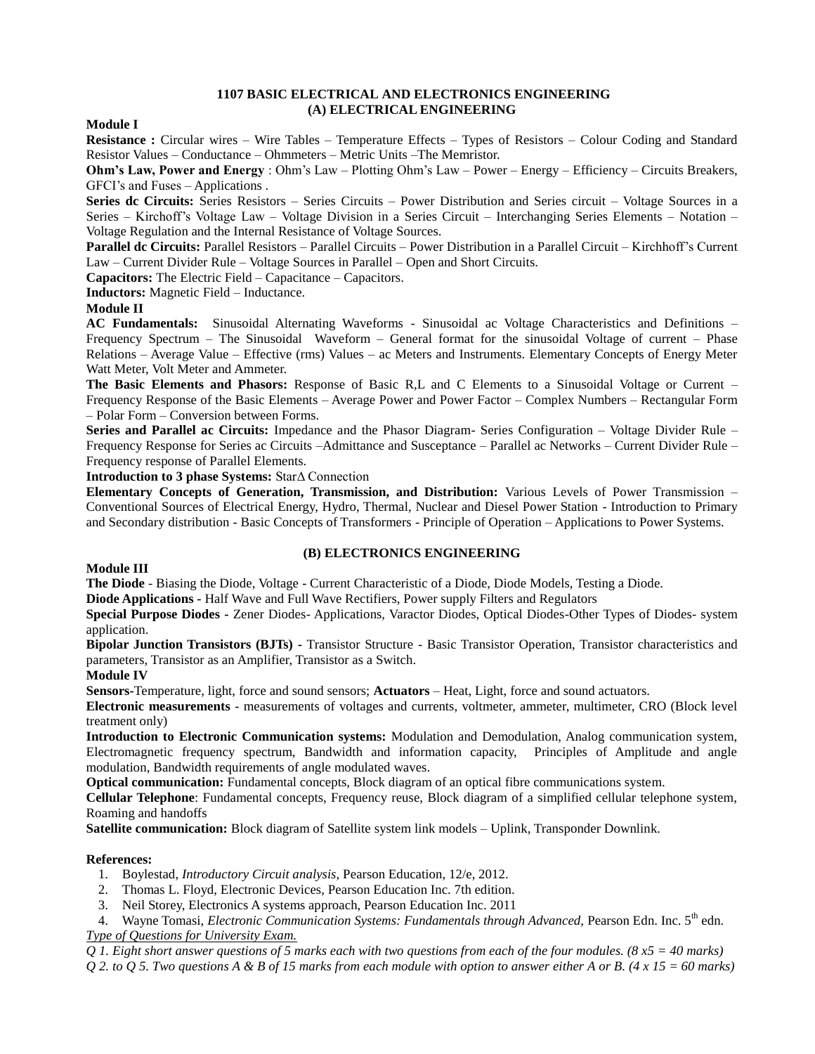# 1107 BASIC ELECTRICAL AND ELECTRONICS ENGINEERING
## (A) ELECTRICAL ENGINEERING

**Module I**

**Resistance :** Circular wires – Wire Tables – Temperature Effects – Types of Resistors – Colour Coding and Standard Resistor Values – Conductance – Ohmmeters – Metric Units –The Memristor.

**Ohm's Law, Power and Energy** : Ohm's Law – Plotting Ohm's Law – Power – Energy – Efficiency – Circuits Breakers, GFCI's and Fuses – Applications .

**Series dc Circuits:** Series Resistors – Series Circuits – Power Distribution and Series circuit – Voltage Sources in a Series – Kirchoff's Voltage Law – Voltage Division in a Series Circuit – Interchanging Series Elements – Notation – Voltage Regulation and the Internal Resistance of Voltage Sources.

**Parallel dc Circuits:** Parallel Resistors – Parallel Circuits – Power Distribution in a Parallel Circuit – Kirchhoff's Current Law – Current Divider Rule – Voltage Sources in Parallel – Open and Short Circuits.

**Capacitors:** The Electric Field – Capacitance – Capacitors.

**Inductors:** Magnetic Field – Inductance.

**Module II**

**AC Fundamentals:** Sinusoidal Alternating Waveforms - Sinusoidal ac Voltage Characteristics and Definitions – Frequency Spectrum – The Sinusoidal Waveform – General format for the sinusoidal Voltage of current – Phase Relations – Average Value – Effective (rms) Values – ac Meters and Instruments. Elementary Concepts of Energy Meter Watt Meter, Volt Meter and Ammeter.

**The Basic Elements and Phasors:** Response of Basic R,L and C Elements to a Sinusoidal Voltage or Current – Frequency Response of the Basic Elements – Average Power and Power Factor – Complex Numbers – Rectangular Form – Polar Form – Conversion between Forms.

**Series and Parallel ac Circuits:** Impedance and the Phasor Diagram- Series Configuration – Voltage Divider Rule – Frequency Response for Series ac Circuits –Admittance and Susceptance – Parallel ac Networks – Current Divider Rule – Frequency response of Parallel Elements.

**Introduction to 3 phase Systems:** StarΔ Connection

**Elementary Concepts of Generation, Transmission, and Distribution:** Various Levels of Power Transmission – Conventional Sources of Electrical Energy, Hydro, Thermal, Nuclear and Diesel Power Station - Introduction to Primary and Secondary distribution - Basic Concepts of Transformers - Principle of Operation – Applications to Power Systems.

## (B) ELECTRONICS ENGINEERING

**Module III**

**The Diode** - Biasing the Diode, Voltage - Current Characteristic of a Diode, Diode Models, Testing a Diode.

**Diode Applications -** Half Wave and Full Wave Rectifiers, Power supply Filters and Regulators

**Special Purpose Diodes -** Zener Diodes- Applications, Varactor Diodes, Optical Diodes-Other Types of Diodes- system application.

**Bipolar Junction Transistors (BJTs) -** Transistor Structure - Basic Transistor Operation, Transistor characteristics and parameters, Transistor as an Amplifier, Transistor as a Switch.

**Module IV**

**Sensors-**Temperature, light, force and sound sensors; **Actuators** – Heat, Light, force and sound actuators.

**Electronic measurements** - measurements of voltages and currents, voltmeter, ammeter, multimeter, CRO (Block level treatment only)

**Introduction to Electronic Communication systems:** Modulation and Demodulation, Analog communication system, Electromagnetic frequency spectrum, Bandwidth and information capacity, Principles of Amplitude and angle modulation, Bandwidth requirements of angle modulated waves.

**Optical communication:** Fundamental concepts, Block diagram of an optical fibre communications system.

**Cellular Telephone**: Fundamental concepts, Frequency reuse, Block diagram of a simplified cellular telephone system, Roaming and handoffs

**Satellite communication:** Block diagram of Satellite system link models – Uplink, Transponder Downlink.

**References:**

1. Boylestad, *Introductory Circuit analysis*, Pearson Education, 12/e, 2012.
2. Thomas L. Floyd, Electronic Devices, Pearson Education Inc. 7th edition.
3. Neil Storey, Electronics A systems approach, Pearson Education Inc. 2011
4. Wayne Tomasi, *Electronic Communication Systems: Fundamentals through Advanced,* Pearson Edn. Inc. 5th edn.

*Type of Questions for University Exam.*

*Q 1. Eight short answer questions of 5 marks each with two questions from each of the four modules. (8 x5 = 40 marks)*

*Q 2. to Q 5. Two questions A & B of 15 marks from each module with option to answer either A or B. (4 x 15 = 60 marks)*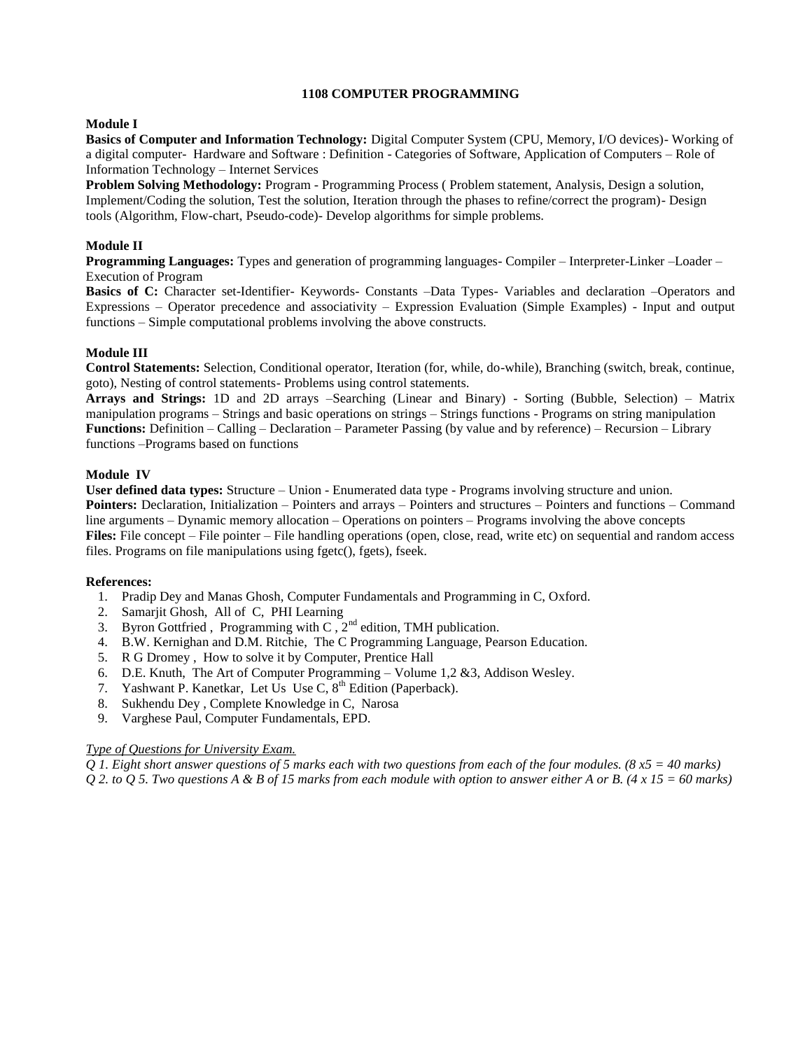# 1108 COMPUTER PROGRAMMING

**Module I**

**Basics of Computer and Information Technology:** Digital Computer System (CPU, Memory, I/O devices)- Working of a digital computer- Hardware and Software : Definition - Categories of Software, Application of Computers – Role of Information Technology – Internet Services

**Problem Solving Methodology:** Program - Programming Process ( Problem statement, Analysis, Design a solution, Implement/Coding the solution, Test the solution, Iteration through the phases to refine/correct the program)- Design tools (Algorithm, Flow-chart, Pseudo-code)- Develop algorithms for simple problems.

**Module II**

**Programming Languages:** Types and generation of programming languages- Compiler – Interpreter-Linker –Loader – Execution of Program

**Basics of C:** Character set-Identifier- Keywords- Constants –Data Types- Variables and declaration –Operators and Expressions – Operator precedence and associativity – Expression Evaluation (Simple Examples) - Input and output functions – Simple computational problems involving the above constructs.

**Module III**

**Control Statements:** Selection, Conditional operator, Iteration (for, while, do-while), Branching (switch, break, continue, goto), Nesting of control statements- Problems using control statements.

**Arrays and Strings:** 1D and 2D arrays –Searching (Linear and Binary) - Sorting (Bubble, Selection) – Matrix manipulation programs – Strings and basic operations on strings – Strings functions - Programs on string manipulation

**Functions:** Definition – Calling – Declaration – Parameter Passing (by value and by reference) – Recursion – Library functions –Programs based on functions

**Module IV**

**User defined data types:** Structure – Union - Enumerated data type - Programs involving structure and union.

**Pointers:** Declaration, Initialization – Pointers and arrays – Pointers and structures – Pointers and functions – Command line arguments – Dynamic memory allocation – Operations on pointers – Programs involving the above concepts

**Files:** File concept – File pointer – File handling operations (open, close, read, write etc) on sequential and random access files. Programs on file manipulations using fgetc(), fgets), fseek.

**References:**

1. Pradip Dey and Manas Ghosh, Computer Fundamentals and Programming in C, Oxford.
2. Samarjit Ghosh, All of C, PHI Learning
3. Byron Gottfried , Programming with C , 2nd edition, TMH publication.
4. B.W. Kernighan and D.M. Ritchie, The C Programming Language, Pearson Education.
5. R G Dromey , How to solve it by Computer, Prentice Hall
6. D.E. Knuth, The Art of Computer Programming – Volume 1,2 &3, Addison Wesley.
7. Yashwant P. Kanetkar, Let Us Use C, 8th Edition (Paperback).
8. Sukhendu Dey , Complete Knowledge in C, Narosa
9. Varghese Paul, Computer Fundamentals, EPD.

*Type of Questions for University Exam.*

*Q 1. Eight short answer questions of 5 marks each with two questions from each of the four modules. (8 x5 = 40 marks)*

*Q 2. to Q 5. Two questions A & B of 15 marks from each module with option to answer either A or B. (4 x 15 = 60 marks)*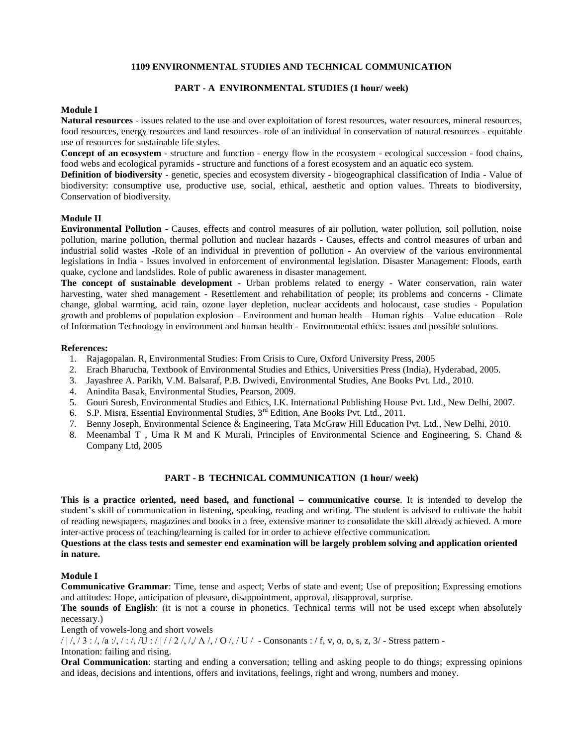## 1109 ENVIRONMENTAL STUDIES AND TECHNICAL COMMUNICATION

### PART - A ENVIRONMENTAL STUDIES (1 hour/ week)

**Module I**

**Natural resources** - issues related to the use and over exploitation of forest resources, water resources, mineral resources, food resources, energy resources and land resources- role of an individual in conservation of natural resources - equitable use of resources for sustainable life styles.

**Concept of an ecosystem** - structure and function - energy flow in the ecosystem - ecological succession - food chains, food webs and ecological pyramids - structure and functions of a forest ecosystem and an aquatic eco system.

**Definition of biodiversity** - genetic, species and ecosystem diversity - biogeographical classification of India - Value of biodiversity: consumptive use, productive use, social, ethical, aesthetic and option values. Threats to biodiversity, Conservation of biodiversity.

**Module II**

**Environmental Pollution** - Causes, effects and control measures of air pollution, water pollution, soil pollution, noise pollution, marine pollution, thermal pollution and nuclear hazards - Causes, effects and control measures of urban and industrial solid wastes -Role of an individual in prevention of pollution - An overview of the various environmental legislations in India - Issues involved in enforcement of environmental legislation. Disaster Management: Floods, earth quake, cyclone and landslides. Role of public awareness in disaster management.

**The concept of sustainable development** - Urban problems related to energy - Water conservation, rain water harvesting, water shed management - Resettlement and rehabilitation of people; its problems and concerns - Climate change, global warming, acid rain, ozone layer depletion, nuclear accidents and holocaust, case studies - Population growth and problems of population explosion – Environment and human health – Human rights – Value education – Role of Information Technology in environment and human health - Environmental ethics: issues and possible solutions.

**References:**

1. Rajagopalan. R, Environmental Studies: From Crisis to Cure, Oxford University Press, 2005
2. Erach Bharucha, Textbook of Environmental Studies and Ethics, Universities Press (India), Hyderabad, 2005.
3. Jayashree A. Parikh, V.M. Balsaraf, P.B. Dwivedi, Environmental Studies, Ane Books Pvt. Ltd., 2010.
4. Anindita Basak, Environmental Studies, Pearson, 2009.
5. Gouri Suresh, Environmental Studies and Ethics, I.K. International Publishing House Pvt. Ltd., New Delhi, 2007.
6. S.P. Misra, Essential Environmental Studies, 3rd Edition, Ane Books Pvt. Ltd., 2011.
7. Benny Joseph, Environmental Science & Engineering, Tata McGraw Hill Education Pvt. Ltd., New Delhi, 2010.
8. Meenambal T , Uma R M and K Murali, Principles of Environmental Science and Engineering, S. Chand & Company Ltd, 2005

### PART - B TECHNICAL COMMUNICATION (1 hour/ week)

**This is a practice oriented, need based, and functional – communicative course**. It is intended to develop the student's skill of communication in listening, speaking, reading and writing. The student is advised to cultivate the habit of reading newspapers, magazines and books in a free, extensive manner to consolidate the skill already achieved. A more inter-active process of teaching/learning is called for in order to achieve effective communication.

**Questions at the class tests and semester end examination will be largely problem solving and application oriented in nature.**

**Module I**

**Communicative Grammar**: Time, tense and aspect; Verbs of state and event; Use of preposition; Expressing emotions and attitudes: Hope, anticipation of pleasure, disappointment, approval, disapproval, surprise.

**The sounds of English**: (it is not a course in phonetics. Technical terms will not be used except when absolutely necessary.)

Length of vowels-long and short vowels

/ | /, / 3 : /, /a :/, / : /, /U : / | / / 2 /, /,/ Λ /, / O /, / U / - Consonants : / f, v, o, s, z, 3/ - Stress pattern - Intonation: failing and rising.

**Oral Communication**: starting and ending a conversation; telling and asking people to do things; expressing opinions and ideas, decisions and intentions, offers and invitations, feelings, right and wrong, numbers and money.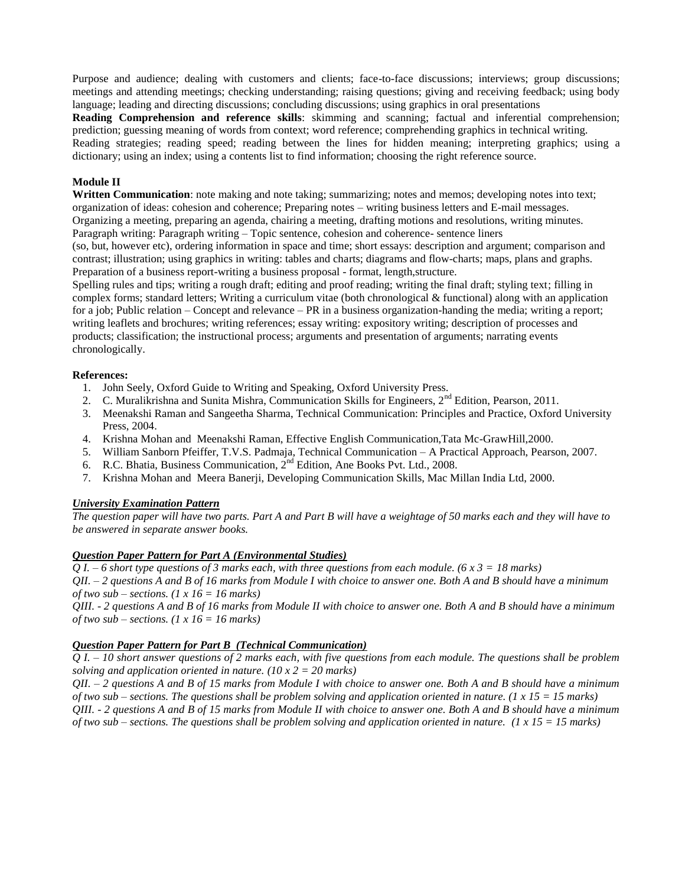Purpose and audience; dealing with customers and clients; face-to-face discussions; interviews; group discussions; meetings and attending meetings; checking understanding; raising questions; giving and receiving feedback; using body language; leading and directing discussions; concluding discussions; using graphics in oral presentations

**Reading Comprehension and reference skills**: skimming and scanning; factual and inferential comprehension; prediction; guessing meaning of words from context; word reference; comprehending graphics in technical writing. Reading strategies; reading speed; reading between the lines for hidden meaning; interpreting graphics; using a dictionary; using an index; using a contents list to find information; choosing the right reference source.

**Module II**

**Written Communication**: note making and note taking; summarizing; notes and memos; developing notes into text; organization of ideas: cohesion and coherence; Preparing notes – writing business letters and E-mail messages. Organizing a meeting, preparing an agenda, chairing a meeting, drafting motions and resolutions, writing minutes. Paragraph writing: Paragraph writing – Topic sentence, cohesion and coherence- sentence liners (so, but, however etc), ordering information in space and time; short essays: description and argument; comparison and contrast; illustration; using graphics in writing: tables and charts; diagrams and flow-charts; maps, plans and graphs. Preparation of a business report-writing a business proposal - format, length,structure.

Spelling rules and tips; writing a rough draft; editing and proof reading; writing the final draft; styling text; filling in complex forms; standard letters; Writing a curriculum vitae (both chronological & functional) along with an application for a job; Public relation – Concept and relevance – PR in a business organization-handing the media; writing a report; writing leaflets and brochures; writing references; essay writing: expository writing; description of processes and products; classification; the instructional process; arguments and presentation of arguments; narrating events chronologically.

**References:**

1. John Seely, Oxford Guide to Writing and Speaking, Oxford University Press.
2. C. Muralikrishna and Sunita Mishra, Communication Skills for Engineers, 2nd Edition, Pearson, 2011.
3. Meenakshi Raman and Sangeetha Sharma, Technical Communication: Principles and Practice, Oxford University Press, 2004.
4. Krishna Mohan and Meenakshi Raman, Effective English Communication,Tata Mc-GrawHill,2000.
5. William Sanborn Pfeiffer, T.V.S. Padmaja, Technical Communication – A Practical Approach, Pearson, 2007.
6. R.C. Bhatia, Business Communication, 2nd Edition, Ane Books Pvt. Ltd., 2008.
7. Krishna Mohan and Meera Banerji, Developing Communication Skills, Mac Millan India Ltd, 2000.

***University Examination Pattern***

*The question paper will have two parts. Part A and Part B will have a weightage of 50 marks each and they will have to be answered in separate answer books.*

***Question Paper Pattern for Part A (Environmental Studies)***

*Q I. – 6 short type questions of 3 marks each, with three questions from each module. (6 x 3 = 18 marks)*

*QII. – 2 questions A and B of 16 marks from Module I with choice to answer one. Both A and B should have a minimum of two sub – sections. (1 x 16 = 16 marks)*

*QIII. - 2 questions A and B of 16 marks from Module II with choice to answer one. Both A and B should have a minimum of two sub – sections. (1 x 16 = 16 marks)*

***Question Paper Pattern for Part B (Technical Communication)***

*Q I. – 10 short answer questions of 2 marks each, with five questions from each module. The questions shall be problem solving and application oriented in nature. (10 x 2 = 20 marks)*

*QII. – 2 questions A and B of 15 marks from Module I with choice to answer one. Both A and B should have a minimum of two sub – sections. The questions shall be problem solving and application oriented in nature. (1 x 15 = 15 marks)*

*QIII. - 2 questions A and B of 15 marks from Module II with choice to answer one. Both A and B should have a minimum of two sub – sections. The questions shall be problem solving and application oriented in nature. (1 x 15 = 15 marks)*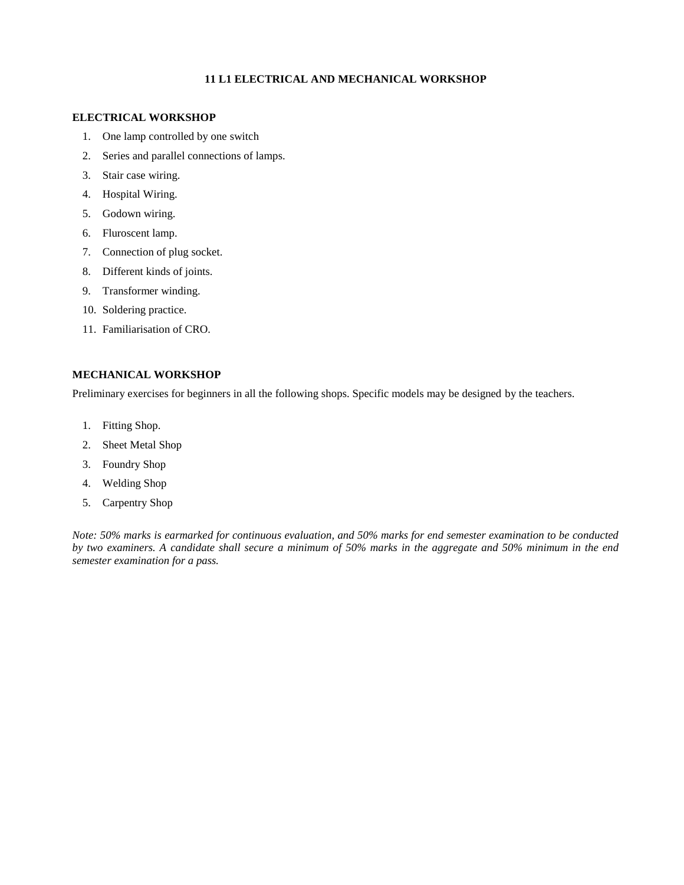# 11 L1 ELECTRICAL AND MECHANICAL WORKSHOP

## ELECTRICAL WORKSHOP

1. One lamp controlled by one switch
2. Series and parallel connections of lamps.
3. Stair case wiring.
4. Hospital Wiring.
5. Godown wiring.
6. Fluroscent lamp.
7. Connection of plug socket.
8. Different kinds of joints.
9. Transformer winding.
10. Soldering practice.
11. Familiarisation of CRO.

## MECHANICAL WORKSHOP

Preliminary exercises for beginners in all the following shops. Specific models may be designed by the teachers.

1. Fitting Shop.
2. Sheet Metal Shop
3. Foundry Shop
4. Welding Shop
5. Carpentry Shop

*Note: 50% marks is earmarked for continuous evaluation, and 50% marks for end semester examination to be conducted by two examiners. A candidate shall secure a minimum of 50% marks in the aggregate and 50% minimum in the end semester examination for a pass.*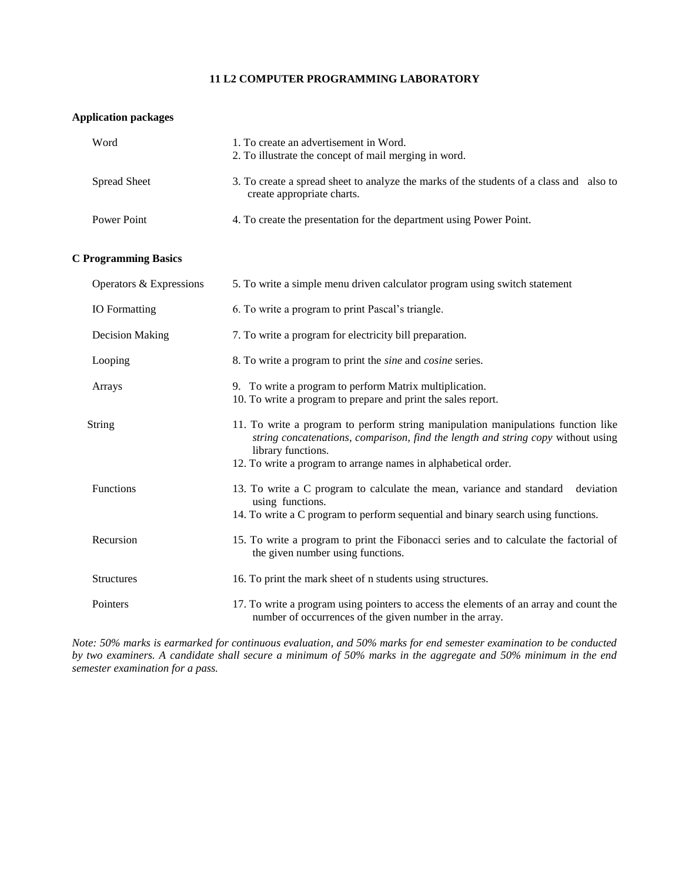# 11 L2 COMPUTER PROGRAMMING LABORATORY

**Application packages**

| | |
|---|---|
| Word | 1. To create an advertisement in Word.<br>2. To illustrate the concept of mail merging in word. |
| Spread Sheet | 3. To create a spread sheet to analyze the marks of the students of a class and also to create appropriate charts. |
| Power Point | 4. To create the presentation for the department using Power Point. |

**C Programming Basics**

| | |
|---|---|
| Operators & Expressions | 5. To write a simple menu driven calculator program using switch statement |
| IO Formatting | 6. To write a program to print Pascal's triangle. |
| Decision Making | 7. To write a program for electricity bill preparation. |
| Looping | 8. To write a program to print the *sine* and *cosine* series. |
| Arrays | 9. To write a program to perform Matrix multiplication.<br>10. To write a program to prepare and print the sales report. |
| String | 11. To write a program to perform string manipulation manipulations function like *string concatenations, comparison, find the length and string copy* without using library functions.<br>12. To write a program to arrange names in alphabetical order. |
| Functions | 13. To write a C program to calculate the mean, variance and standard deviation using functions.<br>14. To write a C program to perform sequential and binary search using functions. |
| Recursion | 15. To write a program to print the Fibonacci series and to calculate the factorial of the given number using functions. |
| Structures | 16. To print the mark sheet of n students using structures. |
| Pointers | 17. To write a program using pointers to access the elements of an array and count the number of occurrences of the given number in the array. |

*Note: 50% marks is earmarked for continuous evaluation, and 50% marks for end semester examination to be conducted by two examiners. A candidate shall secure a minimum of 50% marks in the aggregate and 50% minimum in the end semester examination for a pass.*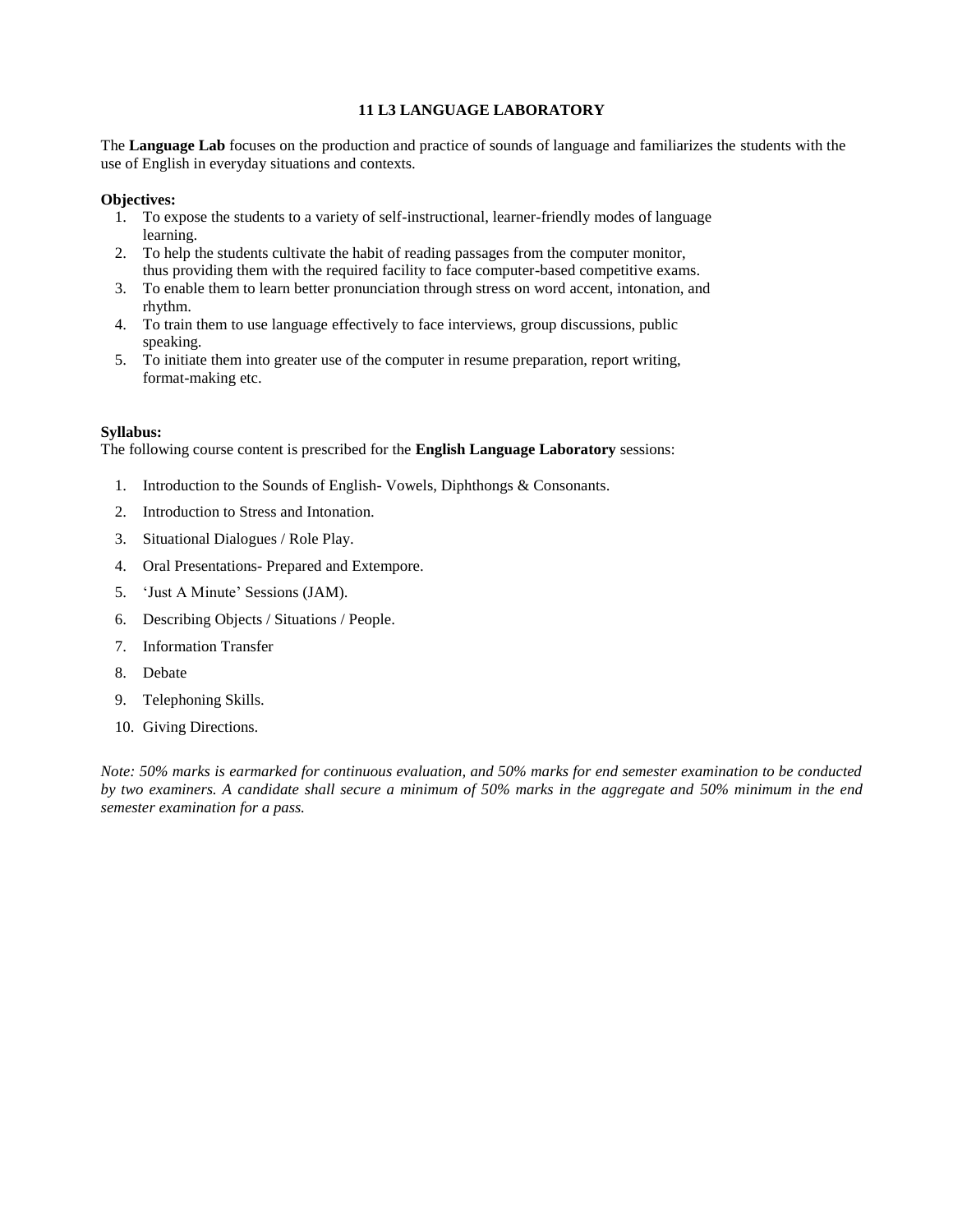## 11 L3 LANGUAGE LABORATORY

The **Language Lab** focuses on the production and practice of sounds of language and familiarizes the students with the use of English in everyday situations and contexts.

**Objectives:**

1. To expose the students to a variety of self-instructional, learner-friendly modes of language learning.
2. To help the students cultivate the habit of reading passages from the computer monitor, thus providing them with the required facility to face computer-based competitive exams.
3. To enable them to learn better pronunciation through stress on word accent, intonation, and rhythm.
4. To train them to use language effectively to face interviews, group discussions, public speaking.
5. To initiate them into greater use of the computer in resume preparation, report writing, format-making etc.

**Syllabus:**

The following course content is prescribed for the **English Language Laboratory** sessions:

1. Introduction to the Sounds of English- Vowels, Diphthongs & Consonants.
2. Introduction to Stress and Intonation.
3. Situational Dialogues / Role Play.
4. Oral Presentations- Prepared and Extempore.
5. 'Just A Minute' Sessions (JAM).
6. Describing Objects / Situations / People.
7. Information Transfer
8. Debate
9. Telephoning Skills.
10. Giving Directions.

*Note: 50% marks is earmarked for continuous evaluation, and 50% marks for end semester examination to be conducted by two examiners. A candidate shall secure a minimum of 50% marks in the aggregate and 50% minimum in the end semester examination for a pass.*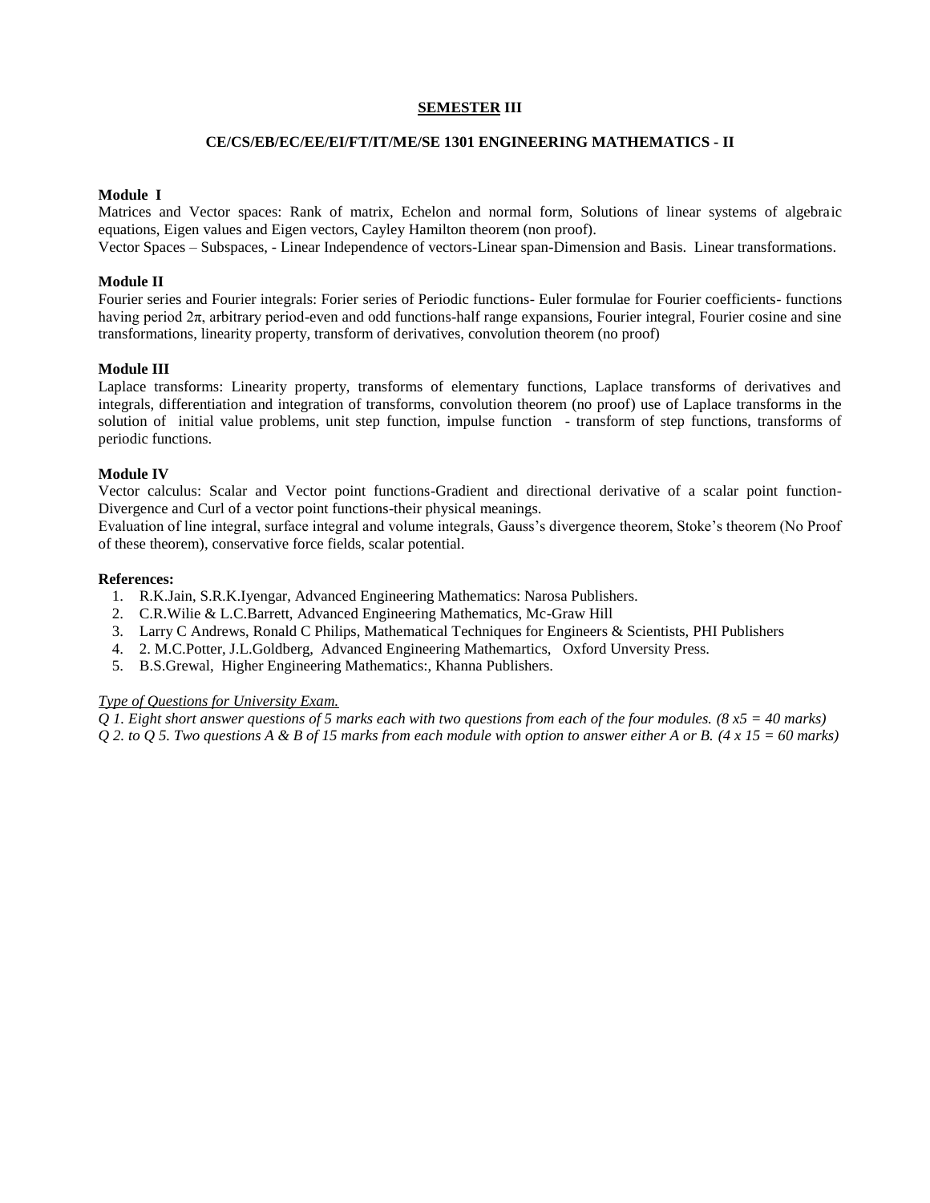## SEMESTER III

### CE/CS/EB/EC/EE/EI/FT/IT/ME/SE 1301 ENGINEERING MATHEMATICS - II

**Module I**

Matrices and Vector spaces: Rank of matrix, Echelon and normal form, Solutions of linear systems of algebraic equations, Eigen values and Eigen vectors, Cayley Hamilton theorem (non proof).

Vector Spaces – Subspaces, - Linear Independence of vectors-Linear span-Dimension and Basis. Linear transformations.

**Module II**

Fourier series and Fourier integrals: Forier series of Periodic functions- Euler formulae for Fourier coefficients- functions having period $2\pi$, arbitrary period-even and odd functions-half range expansions, Fourier integral, Fourier cosine and sine transformations, linearity property, transform of derivatives, convolution theorem (no proof)

**Module III**

Laplace transforms: Linearity property, transforms of elementary functions, Laplace transforms of derivatives and integrals, differentiation and integration of transforms, convolution theorem (no proof) use of Laplace transforms in the solution of initial value problems, unit step function, impulse function - transform of step functions, transforms of periodic functions.

**Module IV**

Vector calculus: Scalar and Vector point functions-Gradient and directional derivative of a scalar point function-Divergence and Curl of a vector point functions-their physical meanings.

Evaluation of line integral, surface integral and volume integrals, Gauss's divergence theorem, Stoke's theorem (No Proof of these theorem), conservative force fields, scalar potential.

**References:**

1. R.K.Jain, S.R.K.Iyengar, Advanced Engineering Mathematics: Narosa Publishers.
2. C.R.Wilie & L.C.Barrett, Advanced Engineering Mathematics, Mc-Graw Hill
3. Larry C Andrews, Ronald C Philips, Mathematical Techniques for Engineers & Scientists, PHI Publishers
4. 2. M.C.Potter, J.L.Goldberg, Advanced Engineering Mathemartics, Oxford Unversity Press.
5. B.S.Grewal, Higher Engineering Mathematics:, Khanna Publishers.

*Type of Questions for University Exam.*

*Q 1. Eight short answer questions of 5 marks each with two questions from each of the four modules. (8 x5 = 40 marks)*

*Q 2. to Q 5. Two questions A & B of 15 marks from each module with option to answer either A or B. (4 x 15 = 60 marks)*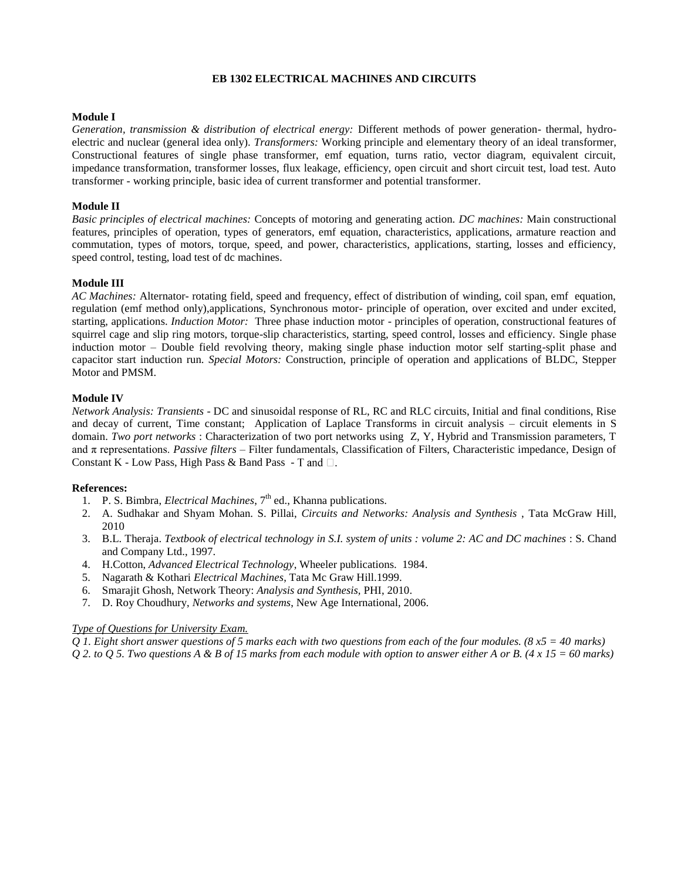# EB 1302 ELECTRICAL MACHINES AND CIRCUITS

**Module I**

*Generation, transmission & distribution of electrical energy:* Different methods of power generation- thermal, hydro-electric and nuclear (general idea only). *Transformers:* Working principle and elementary theory of an ideal transformer, Constructional features of single phase transformer, emf equation, turns ratio, vector diagram, equivalent circuit, impedance transformation, transformer losses, flux leakage, efficiency, open circuit and short circuit test, load test. Auto transformer - working principle, basic idea of current transformer and potential transformer.

**Module II**

*Basic principles of electrical machines:* Concepts of motoring and generating action. *DC machines:* Main constructional features, principles of operation, types of generators, emf equation, characteristics, applications, armature reaction and commutation, types of motors, torque, speed, and power, characteristics, applications, starting, losses and efficiency, speed control, testing, load test of dc machines.

**Module III**

*AC Machines:* Alternator- rotating field, speed and frequency, effect of distribution of winding, coil span, emf equation, regulation (emf method only),applications, Synchronous motor- principle of operation, over excited and under excited, starting, applications. *Induction Motor:* Three phase induction motor - principles of operation, constructional features of squirrel cage and slip ring motors, torque-slip characteristics, starting, speed control, losses and efficiency. Single phase induction motor – Double field revolving theory, making single phase induction motor self starting-split phase and capacitor start induction run. *Special Motors:* Construction, principle of operation and applications of BLDC, Stepper Motor and PMSM.

**Module IV**

*Network Analysis: Transients* - DC and sinusoidal response of RL, RC and RLC circuits, Initial and final conditions, Rise and decay of current, Time constant; Application of Laplace Transforms in circuit analysis – circuit elements in S domain. *Two port networks* : Characterization of two port networks using Z, Y, Hybrid and Transmission parameters, T and π representations. *Passive filters* – Filter fundamentals, Classification of Filters, Characteristic impedance, Design of Constant K - Low Pass, High Pass & Band Pass - T and □.

**References:**

1. P. S. Bimbra, *Electrical Machines*, 7th ed., Khanna publications.
2. A. Sudhakar and Shyam Mohan. S. Pillai, *Circuits and Networks: Analysis and Synthesis* , Tata McGraw Hill, 2010
3. B.L. Theraja. *Textbook of electrical technology in S.I. system of units : volume 2: AC and DC machines* : S. Chand and Company Ltd., 1997.
4. H.Cotton, *Advanced Electrical Technology*, Wheeler publications. 1984.
5. Nagarath & Kothari *Electrical Machines*, Tata Mc Graw Hill.1999.
6. Smarajit Ghosh, Network Theory: *Analysis and Synthesis*, PHI, 2010.
7. D. Roy Choudhury, *Networks and systems*, New Age International, 2006.

*Type of Questions for University Exam.*

*Q 1. Eight short answer questions of 5 marks each with two questions from each of the four modules. (8 x5 = 40 marks)*

*Q 2. to Q 5. Two questions A & B of 15 marks from each module with option to answer either A or B. (4 x 15 = 60 marks)*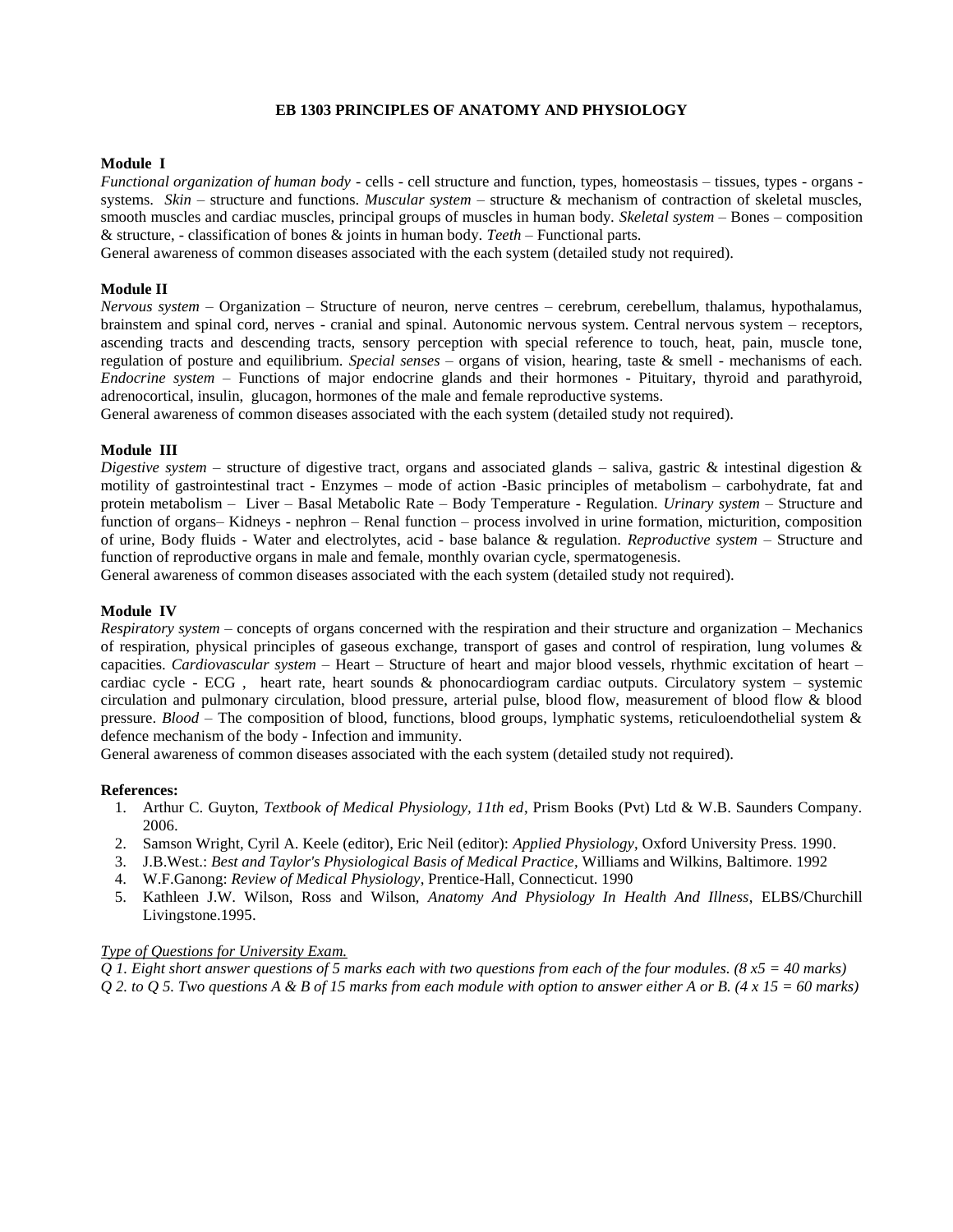# EB 1303 PRINCIPLES OF ANATOMY AND PHYSIOLOGY

**Module I**

*Functional organization of human body* - cells - cell structure and function, types, homeostasis – tissues, types - organs - systems. *Skin* – structure and functions. *Muscular system* – structure & mechanism of contraction of skeletal muscles, smooth muscles and cardiac muscles, principal groups of muscles in human body. *Skeletal system* – Bones – composition & structure, - classification of bones & joints in human body. *Teeth* – Functional parts.

General awareness of common diseases associated with the each system (detailed study not required).

**Module II**

*Nervous system* – Organization – Structure of neuron, nerve centres – cerebrum, cerebellum, thalamus, hypothalamus, brainstem and spinal cord, nerves - cranial and spinal. Autonomic nervous system. Central nervous system – receptors, ascending tracts and descending tracts, sensory perception with special reference to touch, heat, pain, muscle tone, regulation of posture and equilibrium. *Special senses* – organs of vision, hearing, taste & smell - mechanisms of each. *Endocrine system* – Functions of major endocrine glands and their hormones - Pituitary, thyroid and parathyroid, adrenocortical, insulin, glucagon, hormones of the male and female reproductive systems.

General awareness of common diseases associated with the each system (detailed study not required).

**Module III**

*Digestive system* – structure of digestive tract, organs and associated glands – saliva, gastric & intestinal digestion & motility of gastrointestinal tract - Enzymes – mode of action -Basic principles of metabolism – carbohydrate, fat and protein metabolism – Liver – Basal Metabolic Rate – Body Temperature - Regulation. *Urinary system* – Structure and function of organs– Kidneys - nephron – Renal function – process involved in urine formation, micturition, composition of urine, Body fluids - Water and electrolytes, acid - base balance & regulation. *Reproductive system* – Structure and function of reproductive organs in male and female, monthly ovarian cycle, spermatogenesis.

General awareness of common diseases associated with the each system (detailed study not required).

**Module IV**

*Respiratory system* – concepts of organs concerned with the respiration and their structure and organization – Mechanics of respiration, physical principles of gaseous exchange, transport of gases and control of respiration, lung volumes & capacities. *Cardiovascular system* – Heart – Structure of heart and major blood vessels, rhythmic excitation of heart – cardiac cycle - ECG , heart rate, heart sounds & phonocardiogram cardiac outputs. Circulatory system – systemic circulation and pulmonary circulation, blood pressure, arterial pulse, blood flow, measurement of blood flow & blood pressure. *Blood* – The composition of blood, functions, blood groups, lymphatic systems, reticuloendothelial system & defence mechanism of the body - Infection and immunity.

General awareness of common diseases associated with the each system (detailed study not required).

**References:**

1. Arthur C. Guyton, *Textbook of Medical Physiology, 11th ed*, Prism Books (Pvt) Ltd & W.B. Saunders Company. 2006.
2. Samson Wright, Cyril A. Keele (editor), Eric Neil (editor): *Applied Physiology*, Oxford University Press. 1990.
3. J.B.West.: *Best and Taylor's Physiological Basis of Medical Practice*, Williams and Wilkins, Baltimore. 1992
4. W.F.Ganong: *Review of Medical Physiology*, Prentice-Hall, Connecticut. 1990
5. Kathleen J.W. Wilson, Ross and Wilson, *Anatomy And Physiology In Health And Illness*, ELBS/Churchill Livingstone.1995.

*Type of Questions for University Exam.*

*Q 1. Eight short answer questions of 5 marks each with two questions from each of the four modules. (8 x5 = 40 marks)*

*Q 2. to Q 5. Two questions A & B of 15 marks from each module with option to answer either A or B. (4 x 15 = 60 marks)*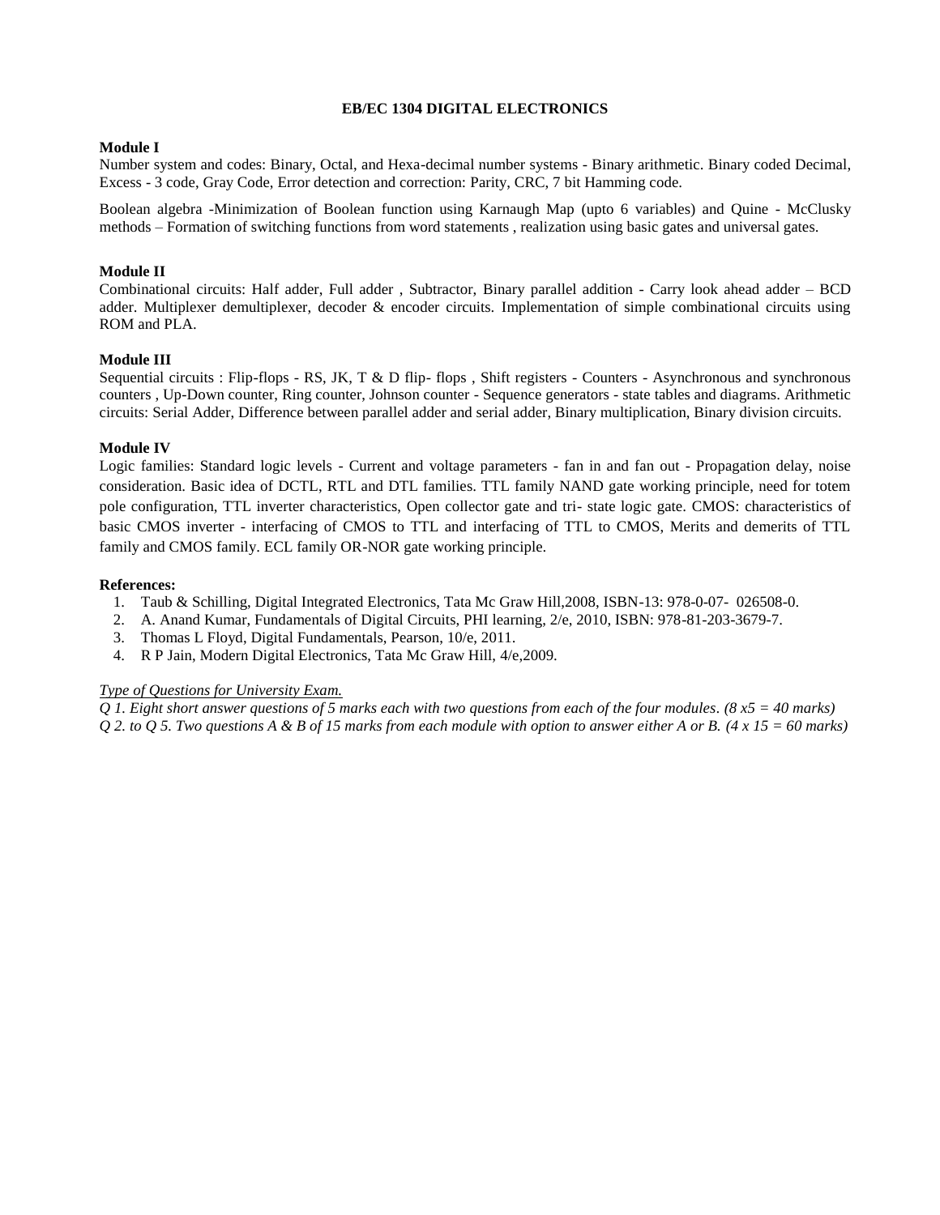# EB/EC 1304 DIGITAL ELECTRONICS

**Module I**

Number system and codes: Binary, Octal, and Hexa-decimal number systems - Binary arithmetic. Binary coded Decimal, Excess - 3 code, Gray Code, Error detection and correction: Parity, CRC, 7 bit Hamming code.

Boolean algebra -Minimization of Boolean function using Karnaugh Map (upto 6 variables) and Quine - McClusky methods – Formation of switching functions from word statements , realization using basic gates and universal gates.

**Module II**

Combinational circuits: Half adder, Full adder , Subtractor, Binary parallel addition - Carry look ahead adder – BCD adder. Multiplexer demultiplexer, decoder & encoder circuits. Implementation of simple combinational circuits using ROM and PLA.

**Module III**

Sequential circuits : Flip-flops - RS, JK, T & D flip- flops , Shift registers - Counters - Asynchronous and synchronous counters , Up-Down counter, Ring counter, Johnson counter - Sequence generators - state tables and diagrams. Arithmetic circuits: Serial Adder, Difference between parallel adder and serial adder, Binary multiplication, Binary division circuits.

**Module IV**

Logic families: Standard logic levels - Current and voltage parameters - fan in and fan out - Propagation delay, noise consideration. Basic idea of DCTL, RTL and DTL families. TTL family NAND gate working principle, need for totem pole configuration, TTL inverter characteristics, Open collector gate and tri- state logic gate. CMOS: characteristics of basic CMOS inverter - interfacing of CMOS to TTL and interfacing of TTL to CMOS, Merits and demerits of TTL family and CMOS family. ECL family OR-NOR gate working principle.

**References:**

1. Taub & Schilling, Digital Integrated Electronics, Tata Mc Graw Hill,2008, ISBN-13: 978-0-07- 026508-0.
2. A. Anand Kumar, Fundamentals of Digital Circuits, PHI learning, 2/e, 2010, ISBN: 978-81-203-3679-7.
3. Thomas L Floyd, Digital Fundamentals, Pearson, 10/e, 2011.
4. R P Jain, Modern Digital Electronics, Tata Mc Graw Hill, 4/e,2009.

*Type of Questions for University Exam.*

*Q 1. Eight short answer questions of 5 marks each with two questions from each of the four modules. (8 x5 = 40 marks)*

*Q 2. to Q 5. Two questions A & B of 15 marks from each module with option to answer either A or B. (4 x 15 = 60 marks)*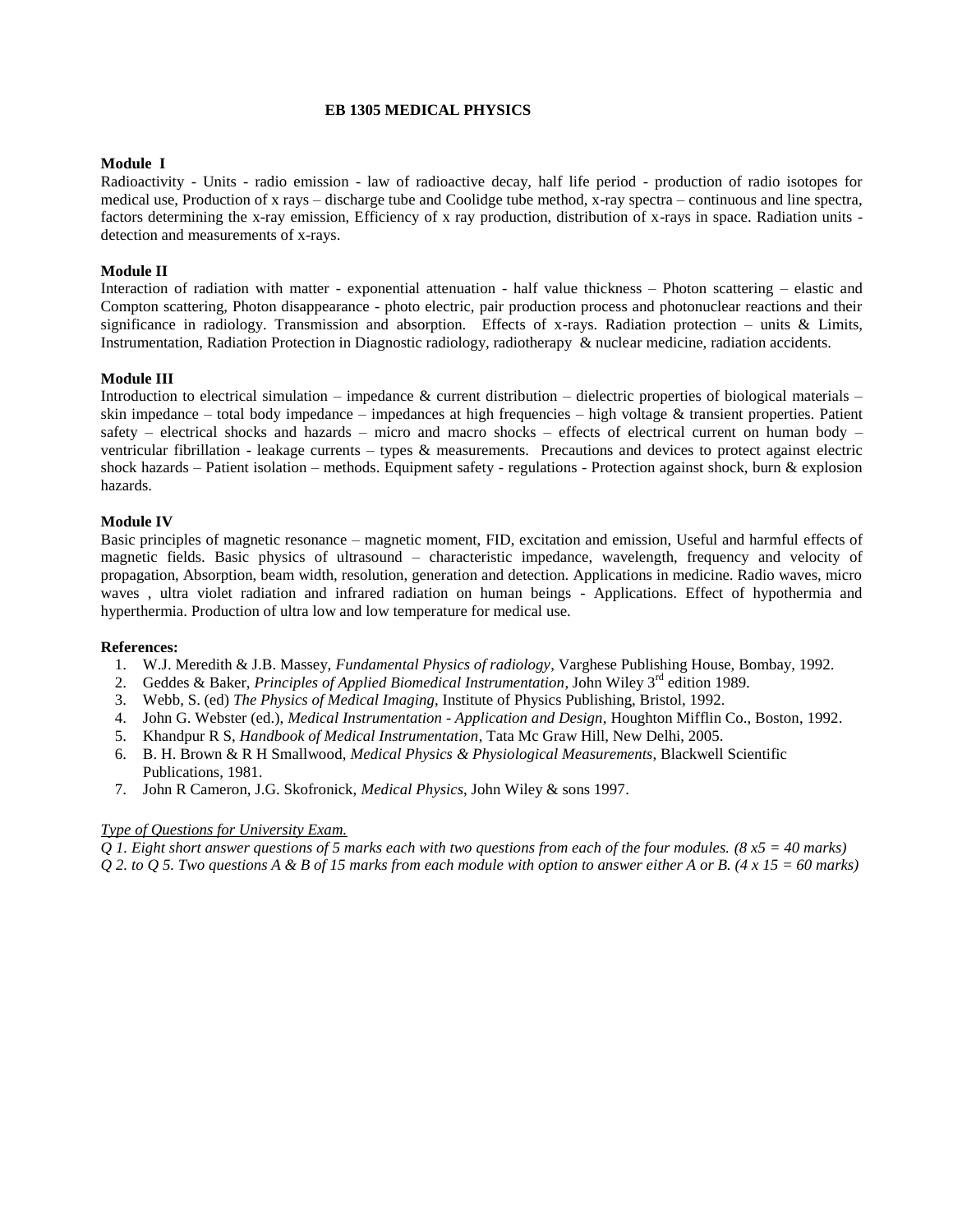# EB 1305 MEDICAL PHYSICS

**Module I**

Radioactivity - Units - radio emission - law of radioactive decay, half life period - production of radio isotopes for medical use, Production of x rays – discharge tube and Coolidge tube method, x-ray spectra – continuous and line spectra, factors determining the x-ray emission, Efficiency of x ray production, distribution of x-rays in space. Radiation units - detection and measurements of x-rays.

**Module II**

Interaction of radiation with matter - exponential attenuation - half value thickness – Photon scattering – elastic and Compton scattering, Photon disappearance - photo electric, pair production process and photonuclear reactions and their significance in radiology. Transmission and absorption. Effects of x-rays. Radiation protection – units & Limits, Instrumentation, Radiation Protection in Diagnostic radiology, radiotherapy & nuclear medicine, radiation accidents.

**Module III**

Introduction to electrical simulation – impedance & current distribution – dielectric properties of biological materials – skin impedance – total body impedance – impedances at high frequencies – high voltage & transient properties. Patient safety – electrical shocks and hazards – micro and macro shocks – effects of electrical current on human body – ventricular fibrillation - leakage currents – types & measurements. Precautions and devices to protect against electric shock hazards – Patient isolation – methods. Equipment safety - regulations - Protection against shock, burn & explosion hazards.

**Module IV**

Basic principles of magnetic resonance – magnetic moment, FID, excitation and emission, Useful and harmful effects of magnetic fields. Basic physics of ultrasound – characteristic impedance, wavelength, frequency and velocity of propagation, Absorption, beam width, resolution, generation and detection. Applications in medicine. Radio waves, micro waves , ultra violet radiation and infrared radiation on human beings - Applications. Effect of hypothermia and hyperthermia. Production of ultra low and low temperature for medical use.

**References:**

1. W.J. Meredith & J.B. Massey, *Fundamental Physics of radiology*, Varghese Publishing House, Bombay, 1992.
2. Geddes & Baker, *Principles of Applied Biomedical Instrumentation*, John Wiley 3rd edition 1989.
3. Webb, S. (ed) *The Physics of Medical Imaging*, Institute of Physics Publishing, Bristol, 1992.
4. John G. Webster (ed.), *Medical Instrumentation - Application and Design*, Houghton Mifflin Co., Boston, 1992.
5. Khandpur R S, *Handbook of Medical Instrumentation*, Tata Mc Graw Hill, New Delhi, 2005.
6. B. H. Brown & R H Smallwood, *Medical Physics & Physiological Measurements*, Blackwell Scientific Publications, 1981.
7. John R Cameron, J.G. Skofronick, *Medical Physics*, John Wiley & sons 1997.

*Type of Questions for University Exam.*

*Q 1. Eight short answer questions of 5 marks each with two questions from each of the four modules. (8 x5 = 40 marks)*

*Q 2. to Q 5. Two questions A & B of 15 marks from each module with option to answer either A or B. (4 x 15 = 60 marks)*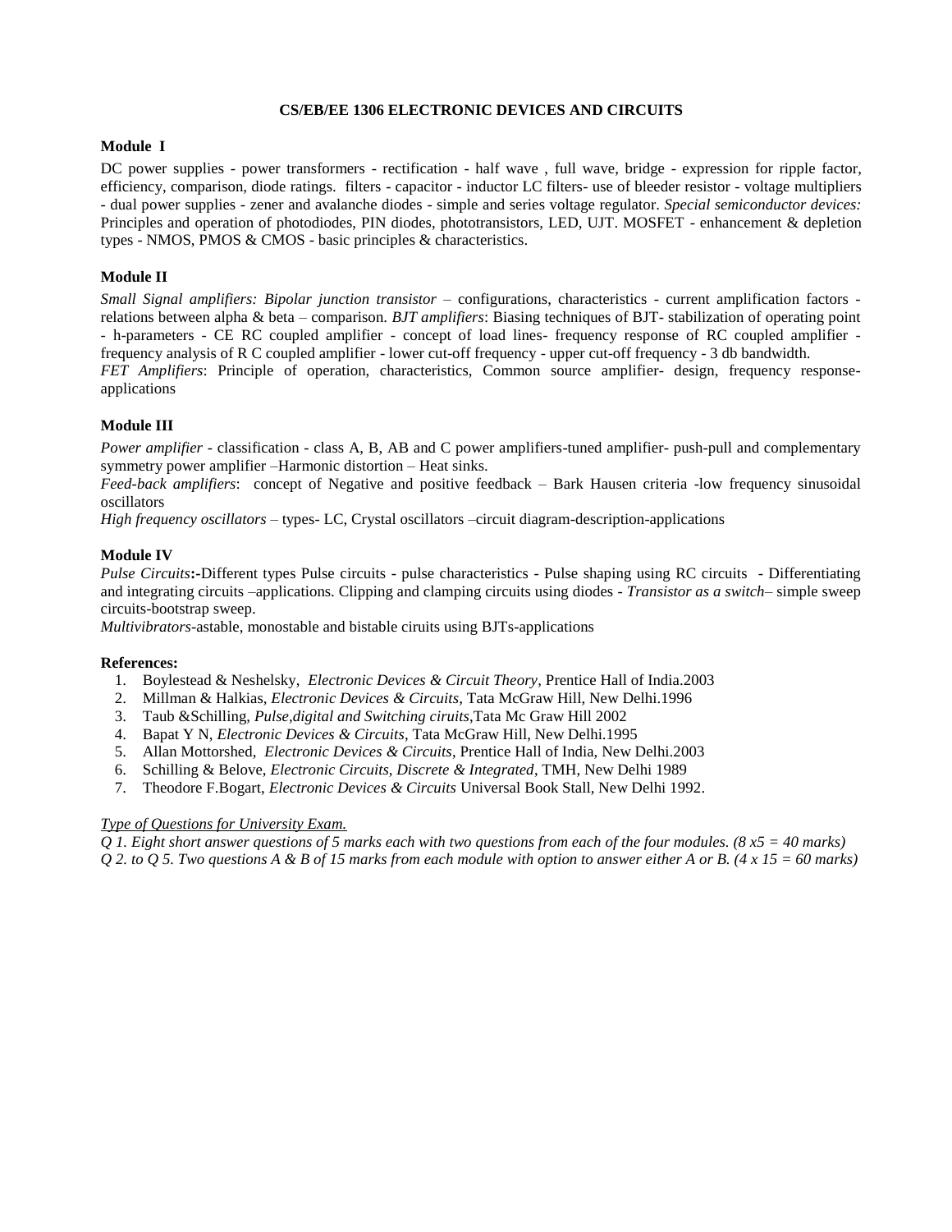## CS/EB/EE 1306 ELECTRONIC DEVICES AND CIRCUITS

### Module I

DC power supplies - power transformers - rectification - half wave , full wave, bridge - expression for ripple factor, efficiency, comparison, diode ratings. filters - capacitor - inductor LC filters- use of bleeder resistor - voltage multipliers - dual power supplies - zener and avalanche diodes - simple and series voltage regulator. *Special semiconductor devices:* Principles and operation of photodiodes, PIN diodes, phototransistors, LED, UJT. MOSFET - enhancement & depletion types - NMOS, PMOS & CMOS - basic principles & characteristics.

### Module II

*Small Signal amplifiers: Bipolar junction transistor* – configurations, characteristics - current amplification factors - relations between alpha & beta – comparison. *BJT amplifiers*: Biasing techniques of BJT- stabilization of operating point - h-parameters - CE RC coupled amplifier - concept of load lines- frequency response of RC coupled amplifier - frequency analysis of R C coupled amplifier - lower cut-off frequency - upper cut-off frequency - 3 db bandwidth.

*FET Amplifiers*: Principle of operation, characteristics, Common source amplifier- design, frequency response- applications

### Module III

*Power amplifier* - classification - class A, B, AB and C power amplifiers-tuned amplifier- push-pull and complementary symmetry power amplifier –Harmonic distortion – Heat sinks.

*Feed-back amplifiers*: concept of Negative and positive feedback – Bark Hausen criteria -low frequency sinusoidal oscillators

*High frequency oscillators* – types- LC, Crystal oscillators –circuit diagram-description-applications

### Module IV

*Pulse Circuits*:-Different types Pulse circuits - pulse characteristics - Pulse shaping using RC circuits - Differentiating and integrating circuits –applications. Clipping and clamping circuits using diodes - *Transistor as a switch*– simple sweep circuits-bootstrap sweep.

*Multivibrators*-astable, monostable and bistable ciruits using BJTs-applications

**References:**

1. Boylestead & Neshelsky, *Electronic Devices & Circuit Theory*, Prentice Hall of India.2003
2. Millman & Halkias, *Electronic Devices & Circuits*, Tata McGraw Hill, New Delhi.1996
3. Taub &Schilling, *Pulse,digital and Switching ciruits*,Tata Mc Graw Hill 2002
4. Bapat Y N, *Electronic Devices & Circuits*, Tata McGraw Hill, New Delhi.1995
5. Allan Mottorshed, *Electronic Devices & Circuits*, Prentice Hall of India, New Delhi.2003
6. Schilling & Belove, *Electronic Circuits, Discrete & Integrated*, TMH, New Delhi 1989
7. Theodore F.Bogart, *Electronic Devices & Circuits* Universal Book Stall, New Delhi 1992.

<u>*Type of Questions for University Exam.*</u>

*Q 1. Eight short answer questions of 5 marks each with two questions from each of the four modules. (8 x5 = 40 marks)*

*Q 2. to Q 5. Two questions A & B of 15 marks from each module with option to answer either A or B. (4 x 15 = 60 marks)*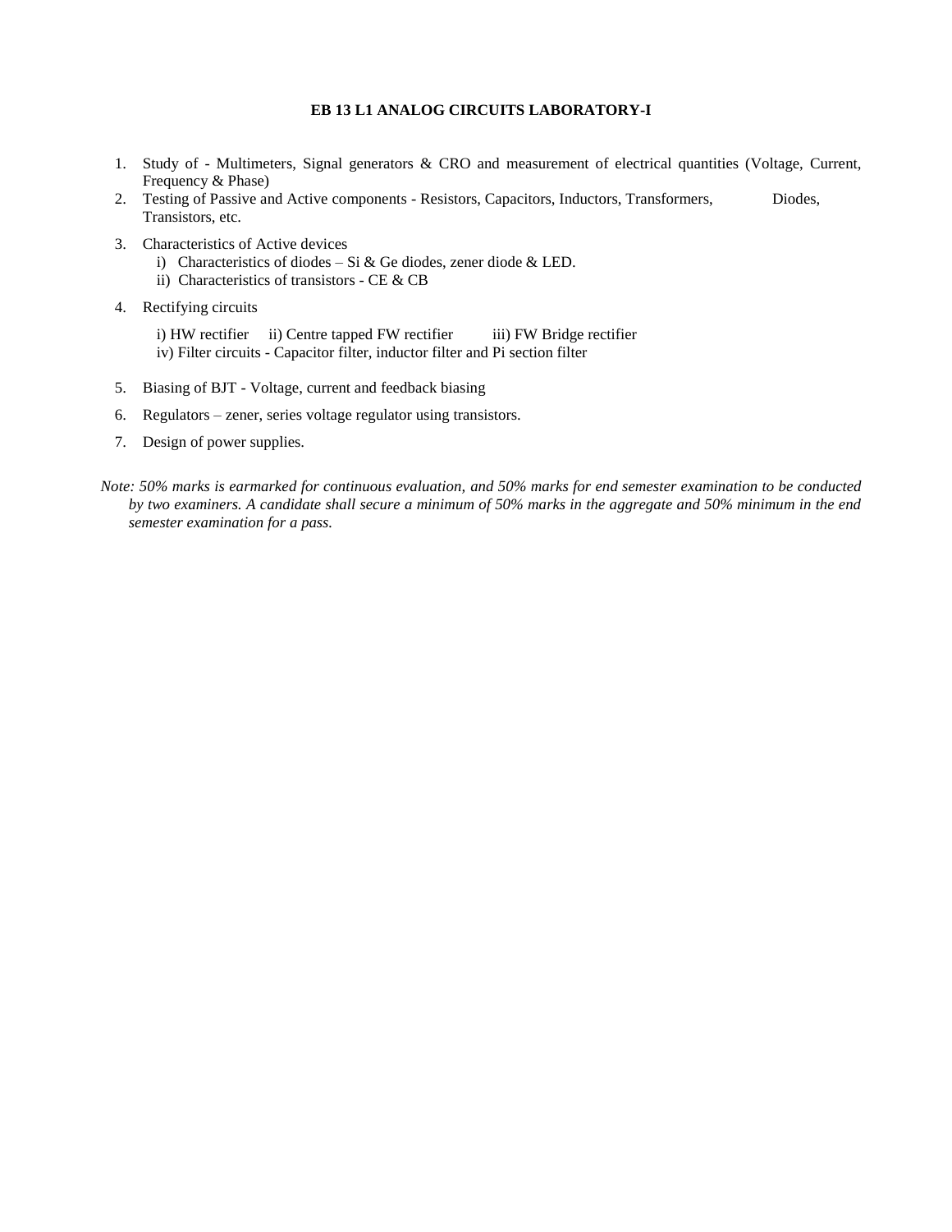## EB 13 L1 ANALOG CIRCUITS LABORATORY-I

1. Study of - Multimeters, Signal generators & CRO and measurement of electrical quantities (Voltage, Current, Frequency & Phase)
2. Testing of Passive and Active components - Resistors, Capacitors, Inductors, Transformers, Diodes, Transistors, etc.
3. Characteristics of Active devices
   i) Characteristics of diodes – Si & Ge diodes, zener diode & LED.
   ii) Characteristics of transistors - CE & CB
4. Rectifying circuits

   i) HW rectifier ii) Centre tapped FW rectifier iii) FW Bridge rectifier
   iv) Filter circuits - Capacitor filter, inductor filter and Pi section filter
5. Biasing of BJT - Voltage, current and feedback biasing
6. Regulators – zener, series voltage regulator using transistors.
7. Design of power supplies.

*Note: 50% marks is earmarked for continuous evaluation, and 50% marks for end semester examination to be conducted by two examiners. A candidate shall secure a minimum of 50% marks in the aggregate and 50% minimum in the end semester examination for a pass.*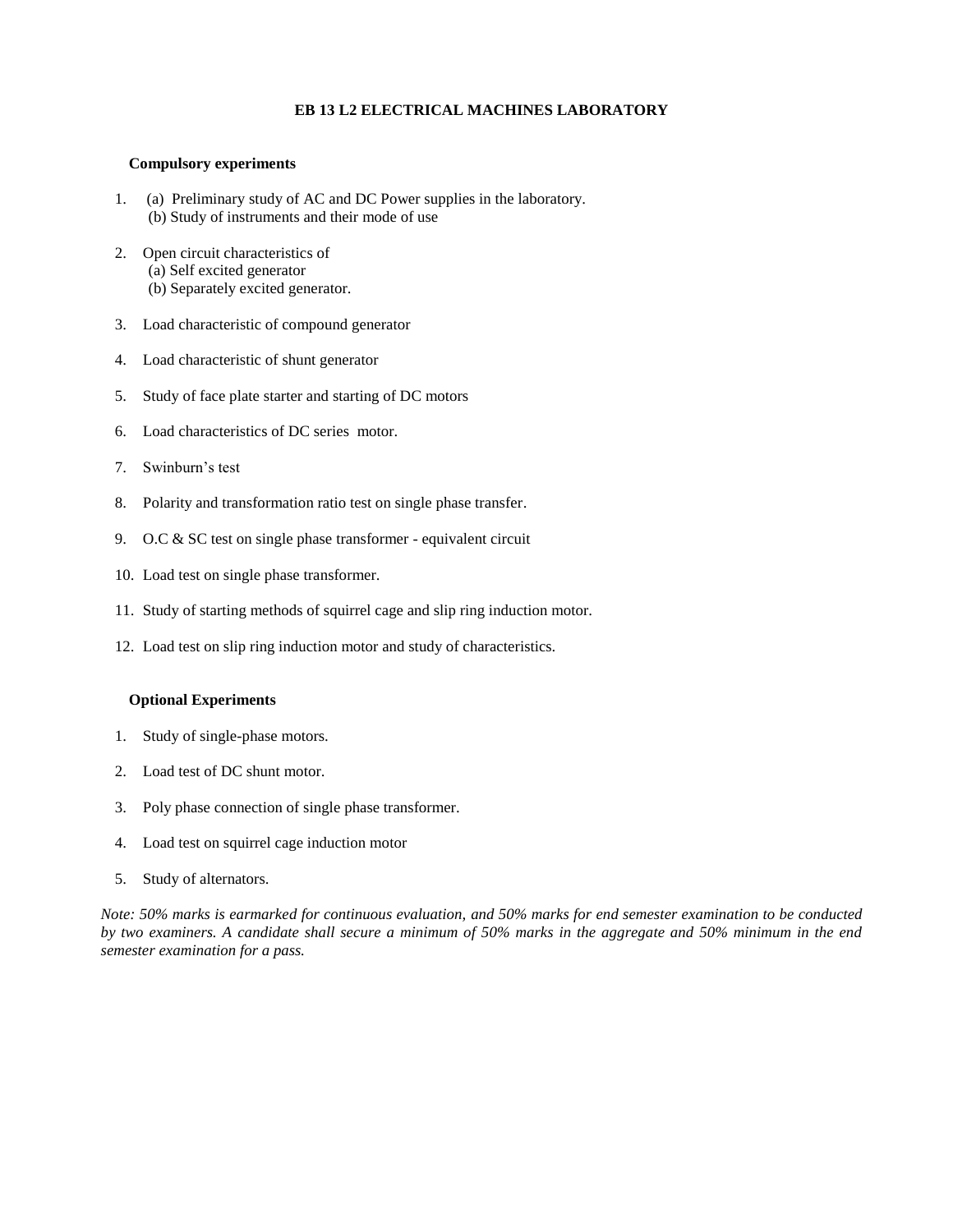## EB 13 L2 ELECTRICAL MACHINES LABORATORY

**Compulsory experiments**

1. (a) Preliminary study of AC and DC Power supplies in the laboratory.
   (b) Study of instruments and their mode of use
2. Open circuit characteristics of
   (a) Self excited generator
   (b) Separately excited generator.
3. Load characteristic of compound generator
4. Load characteristic of shunt generator
5. Study of face plate starter and starting of DC motors
6. Load characteristics of DC series motor.
7. Swinburn's test
8. Polarity and transformation ratio test on single phase transfer.
9. O.C & SC test on single phase transformer - equivalent circuit
10. Load test on single phase transformer.
11. Study of starting methods of squirrel cage and slip ring induction motor.
12. Load test on slip ring induction motor and study of characteristics.

**Optional Experiments**

1. Study of single-phase motors.
2. Load test of DC shunt motor.
3. Poly phase connection of single phase transformer.
4. Load test on squirrel cage induction motor
5. Study of alternators.

*Note: 50% marks is earmarked for continuous evaluation, and 50% marks for end semester examination to be conducted by two examiners. A candidate shall secure a minimum of 50% marks in the aggregate and 50% minimum in the end semester examination for a pass.*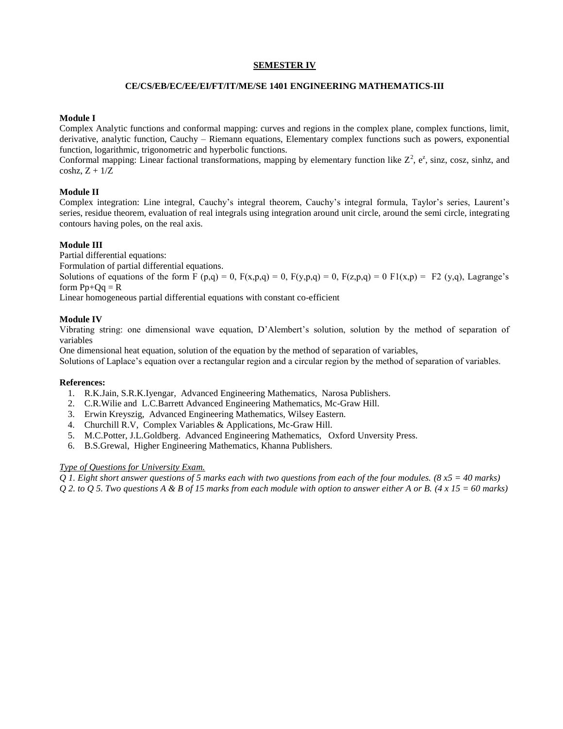## SEMESTER IV

### CE/CS/EB/EC/EE/EI/FT/IT/ME/SE 1401 ENGINEERING MATHEMATICS-III

**Module I**

Complex Analytic functions and conformal mapping: curves and regions in the complex plane, complex functions, limit, derivative, analytic function, Cauchy – Riemann equations, Elementary complex functions such as powers, exponential function, logarithmic, trigonometric and hyperbolic functions.

Conformal mapping: Linear factional transformations, mapping by elementary function like $Z^2$, $e^z$, sinz, cosz, sinhz, and coshz, $Z + 1/Z$

**Module II**

Complex integration: Line integral, Cauchy's integral theorem, Cauchy's integral formula, Taylor's series, Laurent's series, residue theorem, evaluation of real integrals using integration around unit circle, around the semi circle, integrating contours having poles, on the real axis.

**Module III**

Partial differential equations:

Formulation of partial differential equations.

Solutions of equations of the form $F(p,q) = 0$, $F(x,p,q) = 0$, $F(y,p,q) = 0$, $F(z,p,q) = 0$ $F1(x,p) = F2(y,q)$, Lagrange's form $Pp+Qq = R$

Linear homogeneous partial differential equations with constant co-efficient

**Module IV**

Vibrating string: one dimensional wave equation, D'Alembert's solution, solution by the method of separation of variables

One dimensional heat equation, solution of the equation by the method of separation of variables,

Solutions of Laplace's equation over a rectangular region and a circular region by the method of separation of variables.

**References:**

1. R.K.Jain, S.R.K.Iyengar, Advanced Engineering Mathematics, Narosa Publishers.
2. C.R.Wilie and L.C.Barrett Advanced Engineering Mathematics, Mc-Graw Hill.
3. Erwin Kreyszig, Advanced Engineering Mathematics, Wilsey Eastern.
4. Churchill R.V, Complex Variables & Applications, Mc-Graw Hill.
5. M.C.Potter, J.L.Goldberg. Advanced Engineering Mathematics, Oxford Unversity Press.
6. B.S.Grewal, Higher Engineering Mathematics, Khanna Publishers.

*Type of Questions for University Exam.*

*Q 1. Eight short answer questions of 5 marks each with two questions from each of the four modules. (8 x5 = 40 marks)*

*Q 2. to Q 5. Two questions A & B of 15 marks from each module with option to answer either A or B. (4 x 15 = 60 marks)*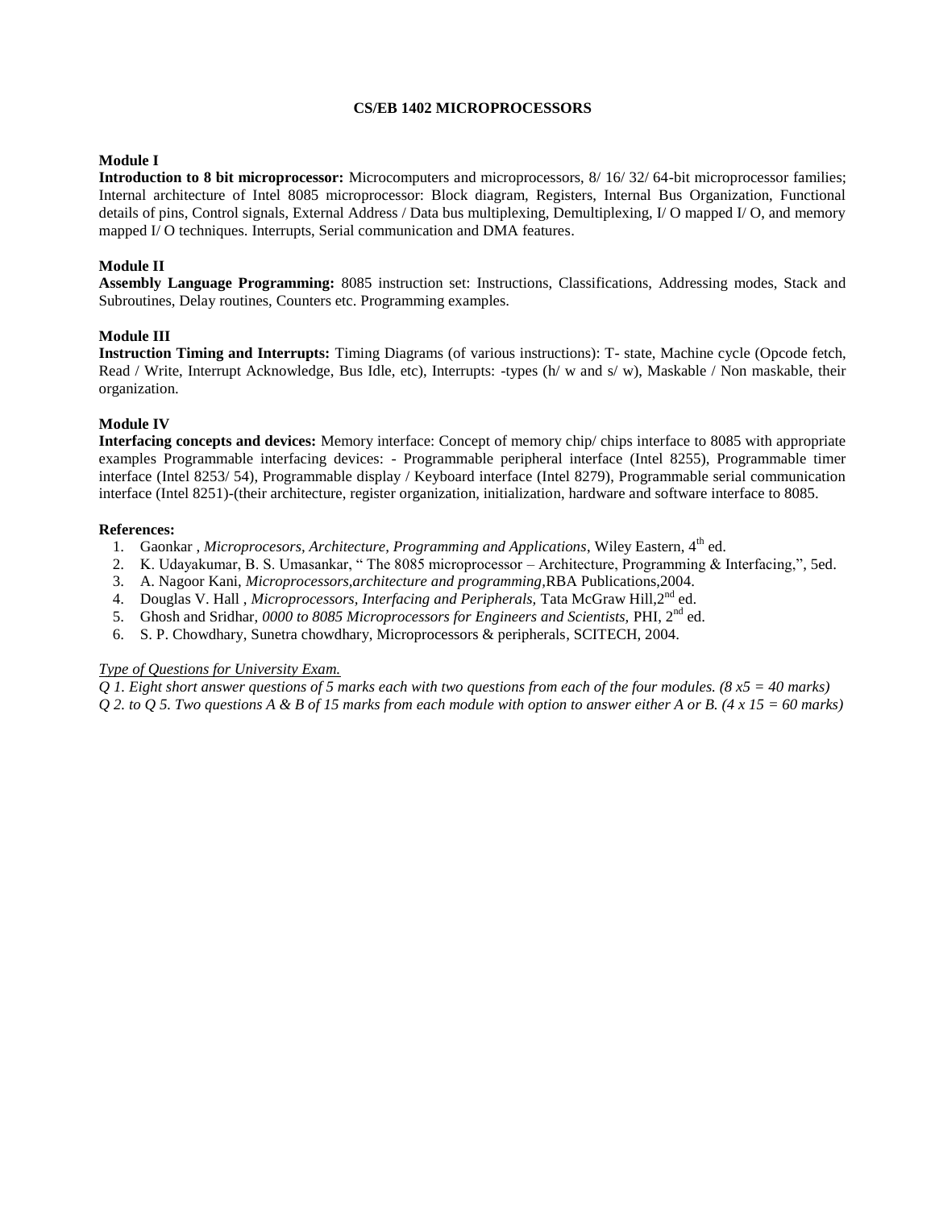# CS/EB 1402 MICROPROCESSORS

**Module I**

**Introduction to 8 bit microprocessor:** Microcomputers and microprocessors, 8/ 16/ 32/ 64-bit microprocessor families; Internal architecture of Intel 8085 microprocessor: Block diagram, Registers, Internal Bus Organization, Functional details of pins, Control signals, External Address / Data bus multiplexing, Demultiplexing, I/ O mapped I/ O, and memory mapped I/ O techniques. Interrupts, Serial communication and DMA features.

**Module II**

**Assembly Language Programming:** 8085 instruction set: Instructions, Classifications, Addressing modes, Stack and Subroutines, Delay routines, Counters etc. Programming examples.

**Module III**

**Instruction Timing and Interrupts:** Timing Diagrams (of various instructions): T- state, Machine cycle (Opcode fetch, Read / Write, Interrupt Acknowledge, Bus Idle, etc), Interrupts: -types (h/ w and s/ w), Maskable / Non maskable, their organization.

**Module IV**

**Interfacing concepts and devices:** Memory interface: Concept of memory chip/ chips interface to 8085 with appropriate examples Programmable interfacing devices: - Programmable peripheral interface (Intel 8255), Programmable timer interface (Intel 8253/ 54), Programmable display / Keyboard interface (Intel 8279), Programmable serial communication interface (Intel 8251)-(their architecture, register organization, initialization, hardware and software interface to 8085.

**References:**

1. Gaonkar , *Microprocesors, Architecture, Programming and Applications*, Wiley Eastern, 4th ed.
2. K. Udayakumar, B. S. Umasankar, " The 8085 microprocessor – Architecture, Programming & Interfacing,", 5ed.
3. A. Nagoor Kani, *Microprocessors,architecture and programming*,RBA Publications,2004.
4. Douglas V. Hall , *Microprocessors, Interfacing and Peripherals,* Tata McGraw Hill,2nd ed.
5. Ghosh and Sridhar, *0000 to 8085 Microprocessors for Engineers and Scientists,* PHI, 2nd ed.
6. S. P. Chowdhary, Sunetra chowdhary, Microprocessors & peripherals, SCITECH, 2004.

*Type of Questions for University Exam.*

*Q 1. Eight short answer questions of 5 marks each with two questions from each of the four modules. (8 x5 = 40 marks)*

*Q 2. to Q 5. Two questions A & B of 15 marks from each module with option to answer either A or B. (4 x 15 = 60 marks)*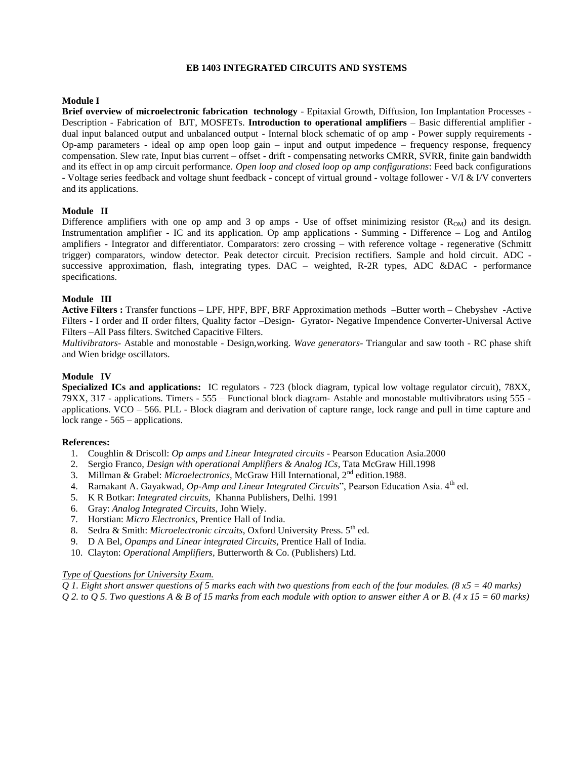# EB 1403 INTEGRATED CIRCUITS AND SYSTEMS

**Module I**

**Brief overview of microelectronic fabrication technology** - Epitaxial Growth, Diffusion, Ion Implantation Processes - Description - Fabrication of BJT, MOSFETs. **Introduction to operational amplifiers** – Basic differential amplifier - dual input balanced output and unbalanced output - Internal block schematic of op amp - Power supply requirements - Op-amp parameters - ideal op amp open loop gain – input and output impedence – frequency response, frequency compensation. Slew rate, Input bias current – offset - drift - compensating networks CMRR, SVRR, finite gain bandwidth and its effect in op amp circuit performance. *Open loop and closed loop op amp configurations*: Feed back configurations - Voltage series feedback and voltage shunt feedback - concept of virtual ground - voltage follower - V/I & I/V converters and its applications.

**Module II**

Difference amplifiers with one op amp and 3 op amps - Use of offset minimizing resistor ($R_{OM}$) and its design. Instrumentation amplifier - IC and its application. Op amp applications - Summing - Difference – Log and Antilog amplifiers - Integrator and differentiator. Comparators: zero crossing – with reference voltage - regenerative (Schmitt trigger) comparators, window detector. Peak detector circuit. Precision rectifiers. Sample and hold circuit. ADC - successive approximation, flash, integrating types. DAC – weighted, R-2R types, ADC &DAC - performance specifications.

**Module III**

**Active Filters :** Transfer functions – LPF, HPF, BPF, BRF Approximation methods –Butter worth – Chebyshev -Active Filters - I order and II order filters, Quality factor –Design- Gyrator- Negative Impendence Converter-Universal Active Filters –All Pass filters. Switched Capacitive Filters.

*Multivibrators*- Astable and monostable - Design,working. *Wave generators*- Triangular and saw tooth - RC phase shift and Wien bridge oscillators.

**Module IV**

**Specialized ICs and applications:** IC regulators - 723 (block diagram, typical low voltage regulator circuit), 78XX, 79XX, 317 - applications. Timers - 555 – Functional block diagram- Astable and monostable multivibrators using 555 - applications. VCO – 566. PLL - Block diagram and derivation of capture range, lock range and pull in time capture and lock range - 565 – applications.

**References:**

1. Coughlin & Driscoll: *Op amps and Linear Integrated circuits* - Pearson Education Asia.2000
2. Sergio Franco, *Design with operational Amplifiers & Analog ICs*, Tata McGraw Hill.1998
3. Millman & Grabel: *Microelectronics*, McGraw Hill International, 2nd edition.1988.
4. Ramakant A. Gayakwad, *Op-Amp and Linear Integrated Circuits*", Pearson Education Asia. 4th ed.
5. K R Botkar: *Integrated circuits,* Khanna Publishers, Delhi. 1991
6. Gray: *Analog Integrated Circuits*, John Wiely.
7. Horstian: *Micro Electronics*, Prentice Hall of India.
8. Sedra & Smith: *Microelectronic circuits*, Oxford University Press. 5th ed.
9. D A Bel, *Opamps and Linear integrated Circuits*, Prentice Hall of India.
10. Clayton: *Operational Amplifiers*, Butterworth & Co. (Publishers) Ltd.

*Type of Questions for University Exam.*

*Q 1. Eight short answer questions of 5 marks each with two questions from each of the four modules. (8 x5 = 40 marks)*

*Q 2. to Q 5. Two questions A & B of 15 marks from each module with option to answer either A or B. (4 x 15 = 60 marks)*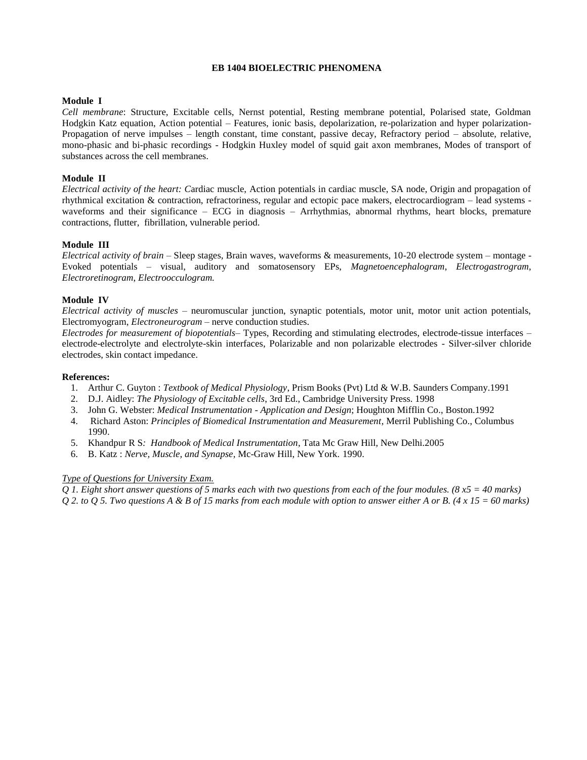# EB 1404 BIOELECTRIC PHENOMENA

**Module I**

*Cell membrane*: Structure, Excitable cells, Nernst potential, Resting membrane potential, Polarised state, Goldman Hodgkin Katz equation, Action potential – Features, ionic basis, depolarization, re-polarization and hyper polarization-Propagation of nerve impulses – length constant, time constant, passive decay, Refractory period – absolute, relative, mono-phasic and bi-phasic recordings - Hodgkin Huxley model of squid gait axon membranes, Modes of transport of substances across the cell membranes.

**Module II**

*Electrical activity of the heart: C*ardiac muscle, Action potentials in cardiac muscle, SA node, Origin and propagation of rhythmical excitation & contraction, refractoriness, regular and ectopic pace makers, electrocardiogram – lead systems - waveforms and their significance – ECG in diagnosis – Arrhythmias, abnormal rhythms, heart blocks, premature contractions, flutter, fibrillation, vulnerable period.

**Module III**

*Electrical activity of brain* – Sleep stages, Brain waves, waveforms & measurements, 10-20 electrode system – montage - Evoked potentials – visual, auditory and somatosensory EPs, *Magnetoencephalogram*, *Electrogastrogram*, *Electroretinogram*, *Electrooculogram.*

**Module IV**

*Electrical activity of muscles* – neuromuscular junction, synaptic potentials, motor unit, motor unit action potentials, Electromyogram, *Electroneurogram* – nerve conduction studies.

*Electrodes for measurement of biopotentials*– Types, Recording and stimulating electrodes, electrode-tissue interfaces – electrode-electrolyte and electrolyte-skin interfaces, Polarizable and non polarizable electrodes - Silver-silver chloride electrodes, skin contact impedance.

**References:**

1. Arthur C. Guyton : *Textbook of Medical Physiology*, Prism Books (Pvt) Ltd & W.B. Saunders Company.1991
2. D.J. Aidley: *The Physiology of Excitable cells*, 3rd Ed., Cambridge University Press. 1998
3. John G. Webster: *Medical Instrumentation - Application and Design*; Houghton Mifflin Co., Boston.1992
4. Richard Aston: *Principles of Biomedical Instrumentation and Measurement*, Merril Publishing Co., Columbus 1990.
5. Khandpur R S*: Handbook of Medical Instrumentation*, Tata Mc Graw Hill, New Delhi.2005
6. B. Katz : *Nerve, Muscle, and Synapse*, Mc-Graw Hill, New York. 1990.

<u>*Type of Questions for University Exam.*</u>

*Q 1. Eight short answer questions of 5 marks each with two questions from each of the four modules. (8 x5 = 40 marks)*

*Q 2. to Q 5. Two questions A & B of 15 marks from each module with option to answer either A or B. (4 x 15 = 60 marks)*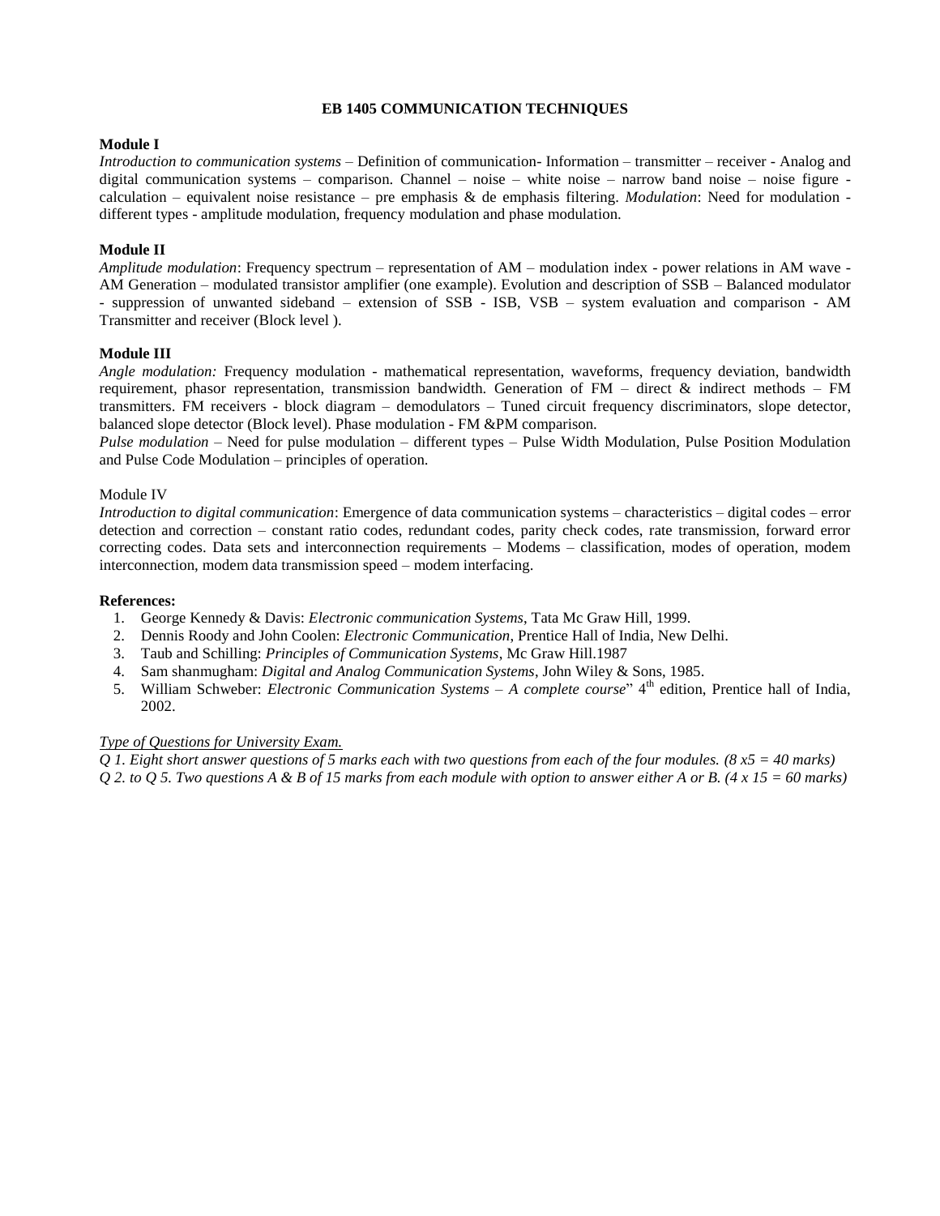# EB 1405 COMMUNICATION TECHNIQUES

**Module I**

*Introduction to communication systems* – Definition of communication- Information – transmitter – receiver - Analog and digital communication systems – comparison. Channel – noise – white noise – narrow band noise – noise figure - calculation – equivalent noise resistance – pre emphasis & de emphasis filtering. *Modulation*: Need for modulation - different types - amplitude modulation, frequency modulation and phase modulation.

**Module II**

*Amplitude modulation*: Frequency spectrum – representation of AM – modulation index - power relations in AM wave - AM Generation – modulated transistor amplifier (one example). Evolution and description of SSB – Balanced modulator - suppression of unwanted sideband – extension of SSB - ISB, VSB – system evaluation and comparison - AM Transmitter and receiver (Block level ).

**Module III**

*Angle modulation:* Frequency modulation - mathematical representation, waveforms, frequency deviation, bandwidth requirement, phasor representation, transmission bandwidth. Generation of FM – direct & indirect methods – FM transmitters. FM receivers - block diagram – demodulators – Tuned circuit frequency discriminators, slope detector, balanced slope detector (Block level). Phase modulation - FM &PM comparison.

*Pulse modulation* – Need for pulse modulation – different types – Pulse Width Modulation, Pulse Position Modulation and Pulse Code Modulation – principles of operation.

Module IV

*Introduction to digital communication*: Emergence of data communication systems – characteristics – digital codes – error detection and correction – constant ratio codes, redundant codes, parity check codes, rate transmission, forward error correcting codes. Data sets and interconnection requirements – Modems – classification, modes of operation, modem interconnection, modem data transmission speed – modem interfacing.

**References:**

1. George Kennedy & Davis: *Electronic communication Systems*, Tata Mc Graw Hill, 1999.
2. Dennis Roody and John Coolen: *Electronic Communication*, Prentice Hall of India, New Delhi.
3. Taub and Schilling: *Principles of Communication Systems*, Mc Graw Hill.1987
4. Sam shanmugham: *Digital and Analog Communication Systems*, John Wiley & Sons, 1985.
5. William Schweber: *Electronic Communication Systems – A complete course*" 4th edition, Prentice hall of India, 2002.

*Type of Questions for University Exam.*

*Q 1. Eight short answer questions of 5 marks each with two questions from each of the four modules. (8 x5 = 40 marks)*

*Q 2. to Q 5. Two questions A & B of 15 marks from each module with option to answer either A or B. (4 x 15 = 60 marks)*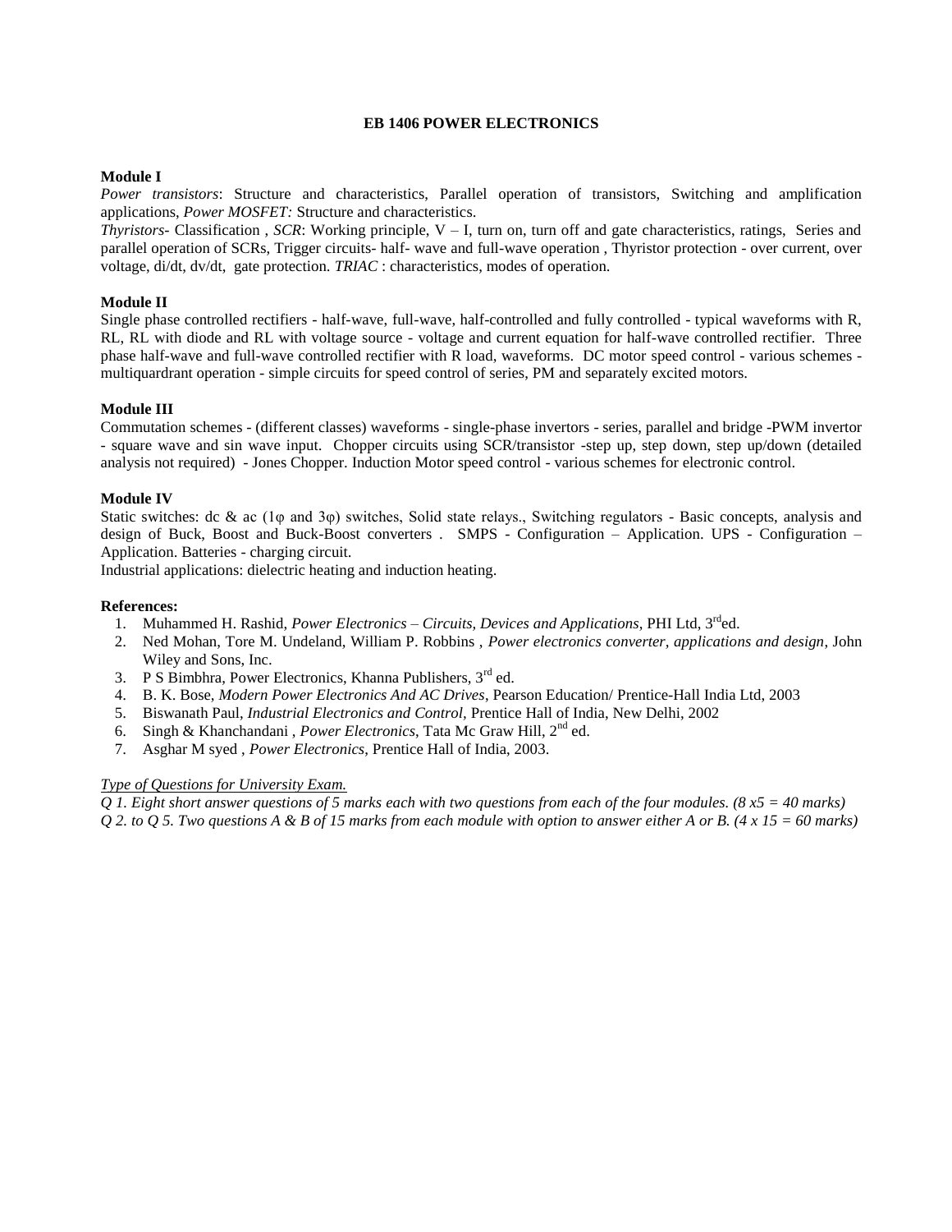# EB 1406 POWER ELECTRONICS

**Module I**

*Power transistors*: Structure and characteristics, Parallel operation of transistors, Switching and amplification applications, *Power MOSFET:* Structure and characteristics.

*Thyristors-* Classification , *SCR*: Working principle, V – I, turn on, turn off and gate characteristics, ratings, Series and parallel operation of SCRs, Trigger circuits- half- wave and full-wave operation , Thyristor protection - over current, over voltage, di/dt, dv/dt, gate protection. *TRIAC* : characteristics, modes of operation.

**Module II**

Single phase controlled rectifiers - half-wave, full-wave, half-controlled and fully controlled - typical waveforms with R, RL, RL with diode and RL with voltage source - voltage and current equation for half-wave controlled rectifier. Three phase half-wave and full-wave controlled rectifier with R load, waveforms. DC motor speed control - various schemes - multiquardrant operation - simple circuits for speed control of series, PM and separately excited motors.

**Module III**

Commutation schemes - (different classes) waveforms - single-phase invertors - series, parallel and bridge -PWM invertor - square wave and sin wave input. Chopper circuits using SCR/transistor -step up, step down, step up/down (detailed analysis not required) - Jones Chopper. Induction Motor speed control - various schemes for electronic control.

**Module IV**

Static switches: dc & ac (1φ and 3φ) switches, Solid state relays., Switching regulators - Basic concepts, analysis and design of Buck, Boost and Buck-Boost converters . SMPS - Configuration – Application. UPS - Configuration – Application. Batteries - charging circuit.

Industrial applications: dielectric heating and induction heating.

**References:**

1. Muhammed H. Rashid, *Power Electronics – Circuits, Devices and Applications*, PHI Ltd, 3rd ed.
2. Ned Mohan, Tore M. Undeland, William P. Robbins , *Power electronics converter, applications and design*, John Wiley and Sons, Inc.
3. P S Bimbhra, Power Electronics, Khanna Publishers, 3rd ed.
4. B. K. Bose, *Modern Power Electronics And AC Drives*, Pearson Education/ Prentice-Hall India Ltd, 2003
5. Biswanath Paul, *Industrial Electronics and Control,* Prentice Hall of India, New Delhi, 2002
6. Singh & Khanchandani , *Power Electronics*, Tata Mc Graw Hill, 2nd ed.
7. Asghar M syed , *Power Electronics*, Prentice Hall of India, 2003.

<u>*Type of Questions for University Exam.*</u>

*Q 1. Eight short answer questions of 5 marks each with two questions from each of the four modules. (8 x5 = 40 marks)*

*Q 2. to Q 5. Two questions A & B of 15 marks from each module with option to answer either A or B. (4 x 15 = 60 marks)*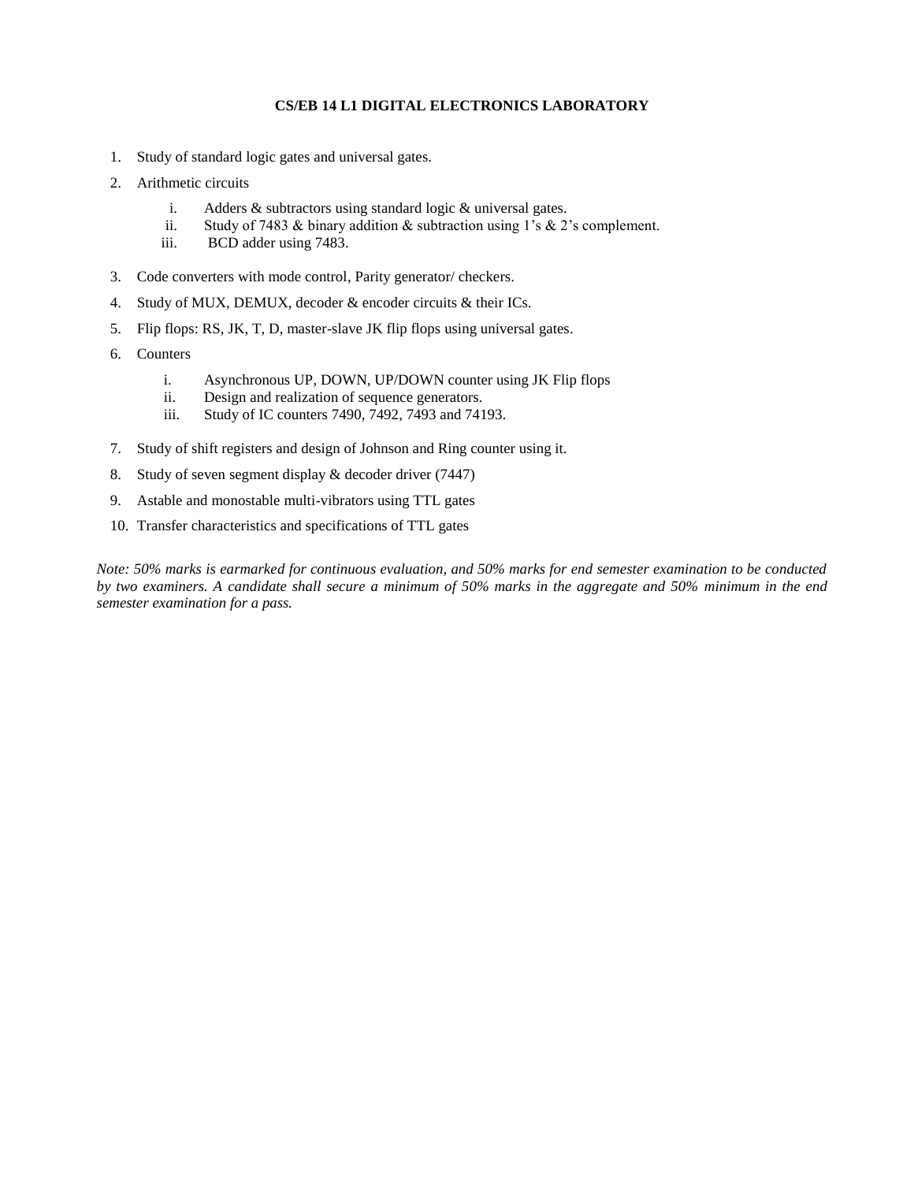## CS/EB 14 L1 DIGITAL ELECTRONICS LABORATORY

1. Study of standard logic gates and universal gates.
2. Arithmetic circuits
   i. Adders & subtractors using standard logic & universal gates.
   ii. Study of 7483 & binary addition & subtraction using 1's & 2's complement.
   iii. BCD adder using 7483.
3. Code converters with mode control, Parity generator/ checkers.
4. Study of MUX, DEMUX, decoder & encoder circuits & their ICs.
5. Flip flops: RS, JK, T, D, master-slave JK flip flops using universal gates.
6. Counters
   i. Asynchronous UP, DOWN, UP/DOWN counter using JK Flip flops
   ii. Design and realization of sequence generators.
   iii. Study of IC counters 7490, 7492, 7493 and 74193.
7. Study of shift registers and design of Johnson and Ring counter using it.
8. Study of seven segment display & decoder driver (7447)
9. Astable and monostable multi-vibrators using TTL gates
10. Transfer characteristics and specifications of TTL gates

*Note: 50% marks is earmarked for continuous evaluation, and 50% marks for end semester examination to be conducted by two examiners. A candidate shall secure a minimum of 50% marks in the aggregate and 50% minimum in the end semester examination for a pass.*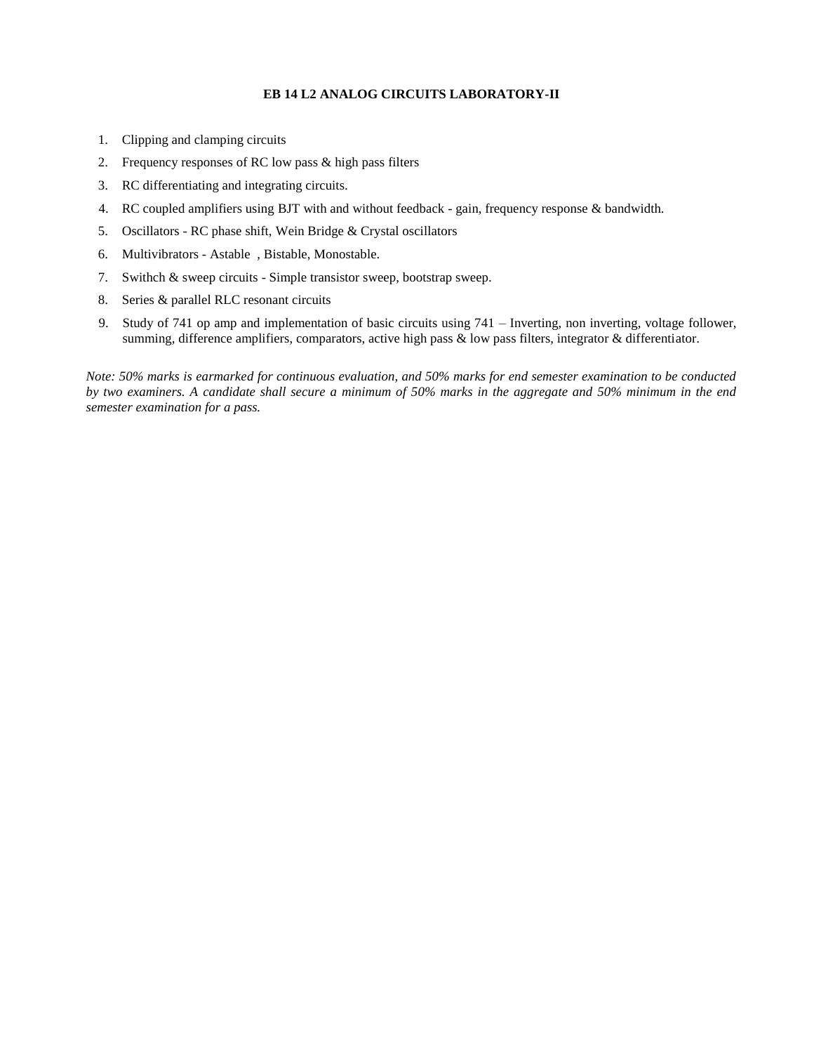## EB 14 L2 ANALOG CIRCUITS LABORATORY-II

1. Clipping and clamping circuits
2. Frequency responses of RC low pass & high pass filters
3. RC differentiating and integrating circuits.
4. RC coupled amplifiers using BJT with and without feedback - gain, frequency response & bandwidth.
5. Oscillators - RC phase shift, Wein Bridge & Crystal oscillators
6. Multivibrators - Astable , Bistable, Monostable.
7. Swithch & sweep circuits - Simple transistor sweep, bootstrap sweep.
8. Series & parallel RLC resonant circuits
9. Study of 741 op amp and implementation of basic circuits using 741 – Inverting, non inverting, voltage follower, summing, difference amplifiers, comparators, active high pass & low pass filters, integrator & differentiator.

*Note: 50% marks is earmarked for continuous evaluation, and 50% marks for end semester examination to be conducted by two examiners. A candidate shall secure a minimum of 50% marks in the aggregate and 50% minimum in the end semester examination for a pass.*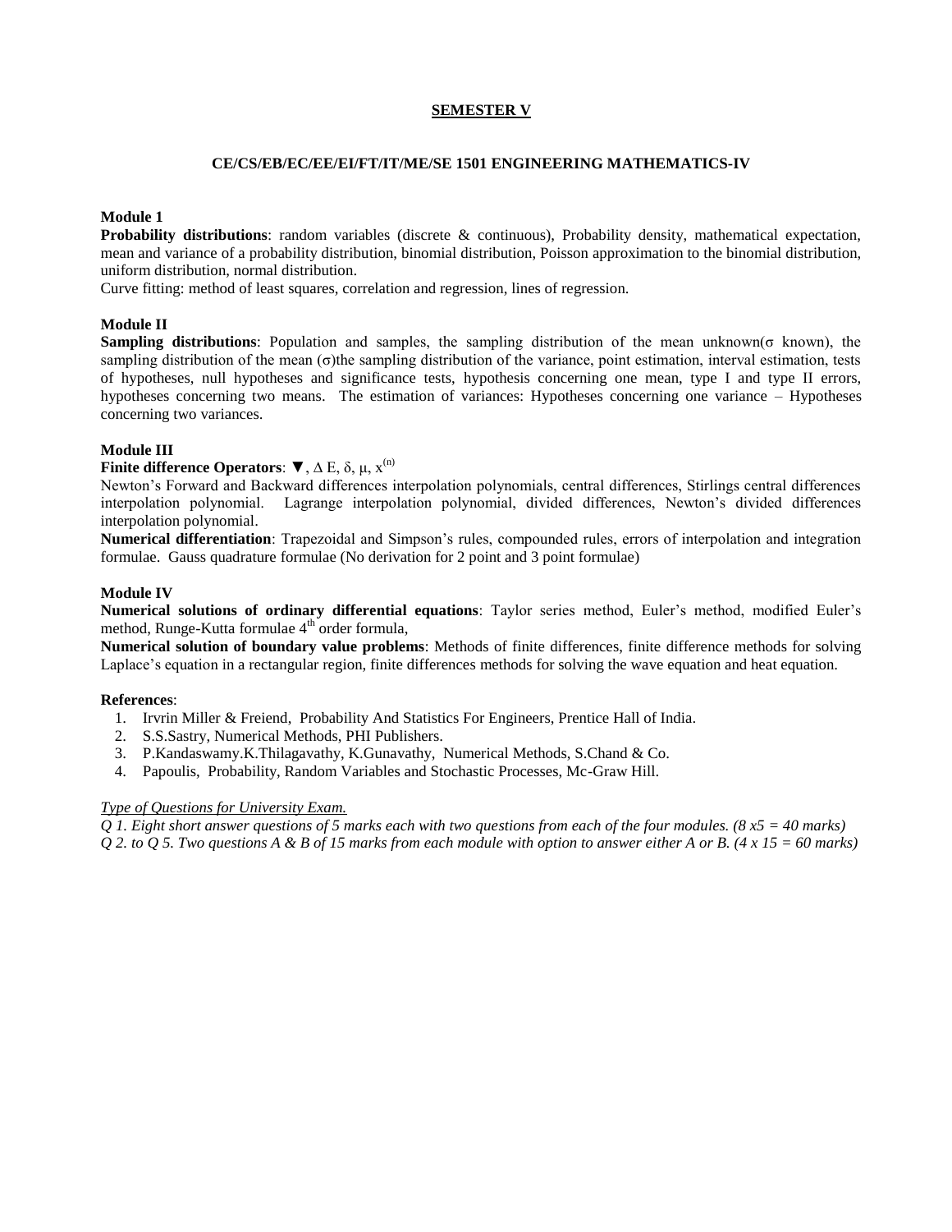## SEMESTER V

### CE/CS/EB/EC/EE/EI/FT/IT/ME/SE 1501 ENGINEERING MATHEMATICS-IV

**Module 1**

**Probability distributions**: random variables (discrete & continuous), Probability density, mathematical expectation, mean and variance of a probability distribution, binomial distribution, Poisson approximation to the binomial distribution, uniform distribution, normal distribution.

Curve fitting: method of least squares, correlation and regression, lines of regression.

**Module II**

**Sampling distributions**: Population and samples, the sampling distribution of the mean unknown($\sigma$ known), the sampling distribution of the mean ($\sigma$)the sampling distribution of the variance, point estimation, interval estimation, tests of hypotheses, null hypotheses and significance tests, hypothesis concerning one mean, type I and type II errors, hypotheses concerning two means. The estimation of variances: Hypotheses concerning one variance – Hypotheses concerning two variances.

**Module III**

**Finite difference Operators**: $\nabla$, $\Delta$ E, $\delta$, $\mu$, $x^{(n)}$

Newton's Forward and Backward differences interpolation polynomials, central differences, Stirlings central differences interpolation polynomial. Lagrange interpolation polynomial, divided differences, Newton's divided differences interpolation polynomial.

**Numerical differentiation**: Trapezoidal and Simpson's rules, compounded rules, errors of interpolation and integration formulae. Gauss quadrature formulae (No derivation for 2 point and 3 point formulae)

**Module IV**

**Numerical solutions of ordinary differential equations**: Taylor series method, Euler's method, modified Euler's method, Runge-Kutta formulae $4^{th}$ order formula,

**Numerical solution of boundary value problems**: Methods of finite differences, finite difference methods for solving Laplace's equation in a rectangular region, finite differences methods for solving the wave equation and heat equation.

**References**:

1. Irvrin Miller & Freiend, Probability And Statistics For Engineers, Prentice Hall of India.
2. S.S.Sastry, Numerical Methods, PHI Publishers.
3. P.Kandaswamy.K.Thilagavathy, K.Gunavathy, Numerical Methods, S.Chand & Co.
4. Papoulis, Probability, Random Variables and Stochastic Processes, Mc-Graw Hill.

*Type of Questions for University Exam.*

*Q 1. Eight short answer questions of 5 marks each with two questions from each of the four modules. (8 x5 = 40 marks)*

*Q 2. to Q 5. Two questions A & B of 15 marks from each module with option to answer either A or B. (4 x 15 = 60 marks)*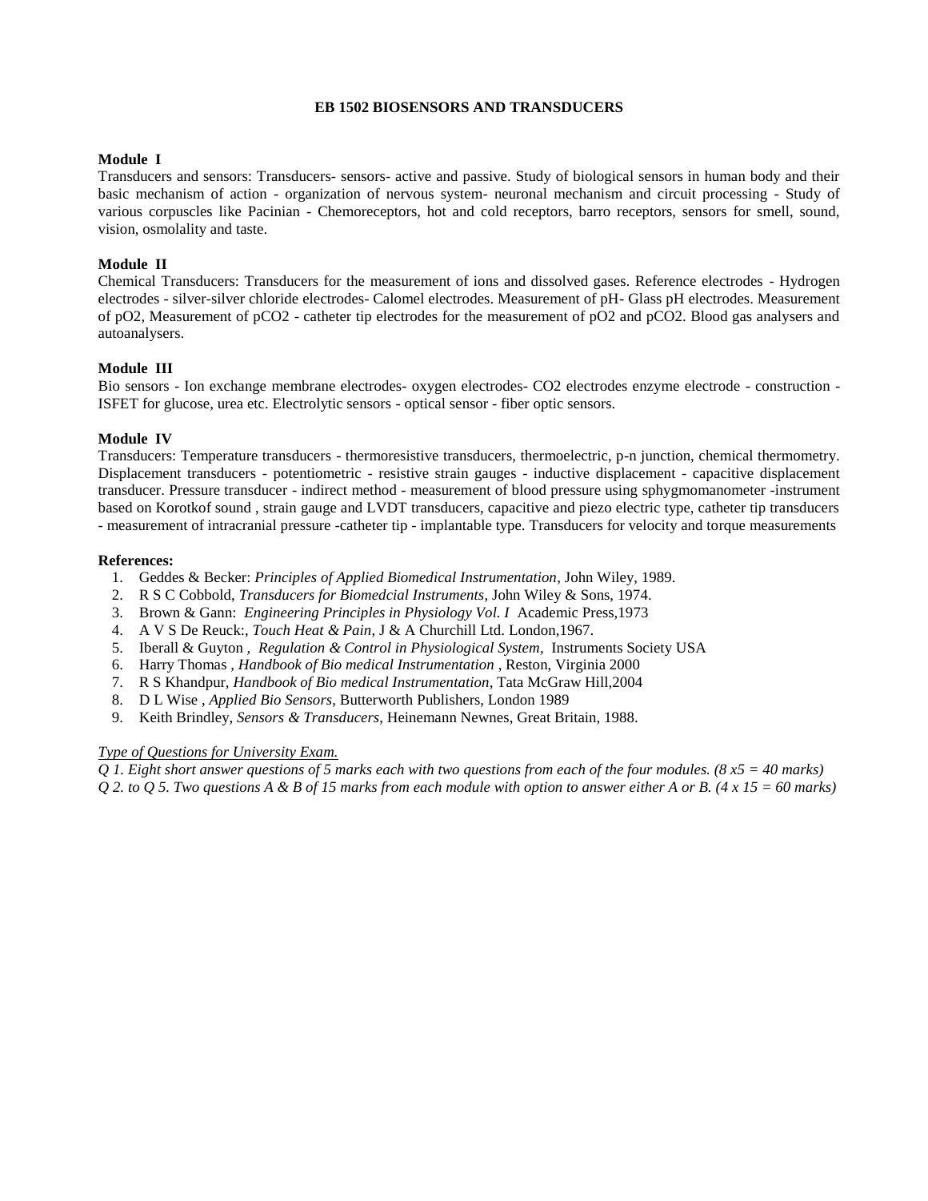## EB 1502 BIOSENSORS AND TRANSDUCERS

### Module I

Transducers and sensors: Transducers- sensors- active and passive. Study of biological sensors in human body and their basic mechanism of action - organization of nervous system- neuronal mechanism and circuit processing - Study of various corpuscles like Pacinian - Chemoreceptors, hot and cold receptors, barro receptors, sensors for smell, sound, vision, osmolality and taste.

### Module II

Chemical Transducers: Transducers for the measurement of ions and dissolved gases. Reference electrodes - Hydrogen electrodes - silver-silver chloride electrodes- Calomel electrodes. Measurement of pH- Glass pH electrodes. Measurement of $pO_2$, Measurement of $pCO_2$ - catheter tip electrodes for the measurement of $pO_2$ and $pCO_2$. Blood gas analysers and autoanalysers.

### Module III

Bio sensors - Ion exchange membrane electrodes- oxygen electrodes- $CO_2$ electrodes enzyme electrode - construction - ISFET for glucose, urea etc. Electrolytic sensors - optical sensor - fiber optic sensors.

### Module IV

Transducers: Temperature transducers - thermoresistive transducers, thermoelectric, p-n junction, chemical thermometry. Displacement transducers - potentiometric - resistive strain gauges - inductive displacement - capacitive displacement transducer. Pressure transducer - indirect method - measurement of blood pressure using sphygmomanometer -instrument based on Korotkof sound , strain gauge and LVDT transducers, capacitive and piezo electric type, catheter tip transducers - measurement of intracranial pressure -catheter tip - implantable type. Transducers for velocity and torque measurements

**References:**

1. Geddes & Becker: *Principles of Applied Biomedical Instrumentation*, John Wiley, 1989.
2. R S C Cobbold, *Transducers for Biomedcial Instruments*, John Wiley & Sons, 1974.
3. Brown & Gann: *Engineering Principles in Physiology Vol. I* Academic Press,1973
4. A V S De Reuck:, *Touch Heat & Pain,* J & A Churchill Ltd. London,1967.
5. Iberall & Guyton , *Regulation & Control in Physiological System*, Instruments Society USA
6. Harry Thomas , *Handbook of Bio medical Instrumentation* , Reston, Virginia 2000
7. R S Khandpur, *Handbook of Bio medical Instrumentation*, Tata McGraw Hill,2004
8. D L Wise , *Applied Bio Sensors*, Butterworth Publishers, London 1989
9. Keith Brindley, *Sensors & Transducers,* Heinemann Newnes, Great Britain, 1988.

*Type of Questions for University Exam.*

*Q 1. Eight short answer questions of 5 marks each with two questions from each of the four modules. (8 x5 = 40 marks)*

*Q 2. to Q 5. Two questions A & B of 15 marks from each module with option to answer either A or B. (4 x 15 = 60 marks)*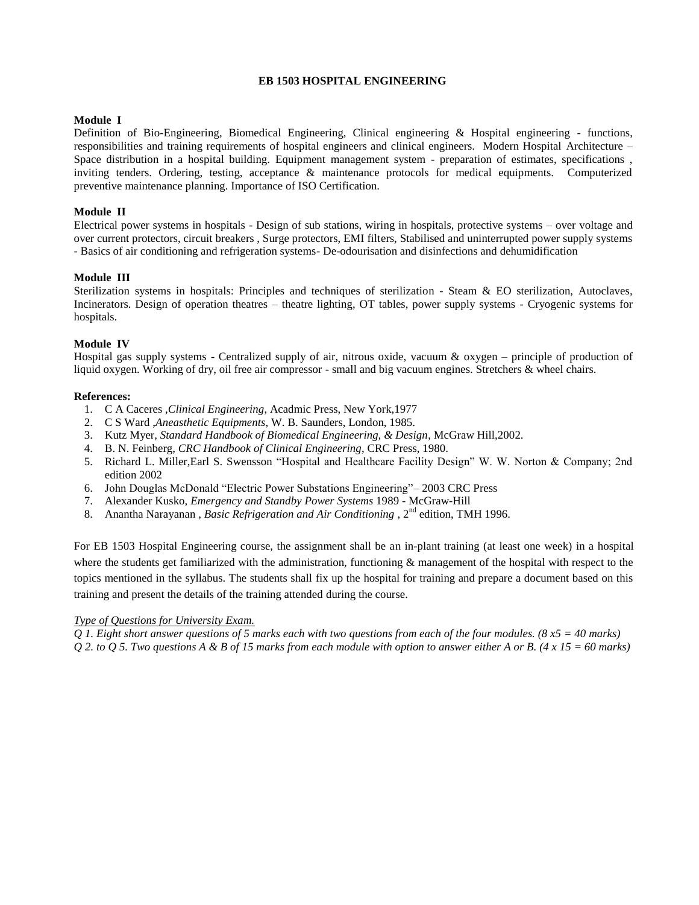# EB 1503 HOSPITAL ENGINEERING

**Module I**

Definition of Bio-Engineering, Biomedical Engineering, Clinical engineering & Hospital engineering - functions, responsibilities and training requirements of hospital engineers and clinical engineers. Modern Hospital Architecture – Space distribution in a hospital building. Equipment management system - preparation of estimates, specifications , inviting tenders. Ordering, testing, acceptance & maintenance protocols for medical equipments. Computerized preventive maintenance planning. Importance of ISO Certification.

**Module II**

Electrical power systems in hospitals - Design of sub stations, wiring in hospitals, protective systems – over voltage and over current protectors, circuit breakers , Surge protectors, EMI filters, Stabilised and uninterrupted power supply systems - Basics of air conditioning and refrigeration systems- De-odourisation and disinfections and dehumidification

**Module III**

Sterilization systems in hospitals: Principles and techniques of sterilization - Steam & EO sterilization, Autoclaves, Incinerators. Design of operation theatres – theatre lighting, OT tables, power supply systems - Cryogenic systems for hospitals.

**Module IV**

Hospital gas supply systems - Centralized supply of air, nitrous oxide, vacuum & oxygen – principle of production of liquid oxygen. Working of dry, oil free air compressor - small and big vacuum engines. Stretchers & wheel chairs.

**References:**

1. C A Caceres ,*Clinical Engineering*, Acadmic Press, New York,1977
2. C S Ward ,*Aneasthetic Equipments*, W. B. Saunders, London, 1985.
3. Kutz Myer, *Standard Handbook of Biomedical Engineering, & Design*, McGraw Hill,2002.
4. B. N. Feinberg, *CRC Handbook of Clinical Engineering*, CRC Press, 1980.
5. Richard L. Miller,Earl S. Swensson "Hospital and Healthcare Facility Design" W. W. Norton & Company; 2nd edition 2002
6. John Douglas McDonald "Electric Power Substations Engineering"– 2003 CRC Press
7. Alexander Kusko, *Emergency and Standby Power Systems* 1989 - McGraw-Hill
8. Anantha Narayanan , *Basic Refrigeration and Air Conditioning* , 2nd edition, TMH 1996.

For EB 1503 Hospital Engineering course, the assignment shall be an in-plant training (at least one week) in a hospital where the students get familiarized with the administration, functioning & management of the hospital with respect to the topics mentioned in the syllabus. The students shall fix up the hospital for training and prepare a document based on this training and present the details of the training attended during the course.

*Type of Questions for University Exam.*

*Q 1. Eight short answer questions of 5 marks each with two questions from each of the four modules. (8 x5 = 40 marks)*

*Q 2. to Q 5. Two questions A & B of 15 marks from each module with option to answer either A or B. (4 x 15 = 60 marks)*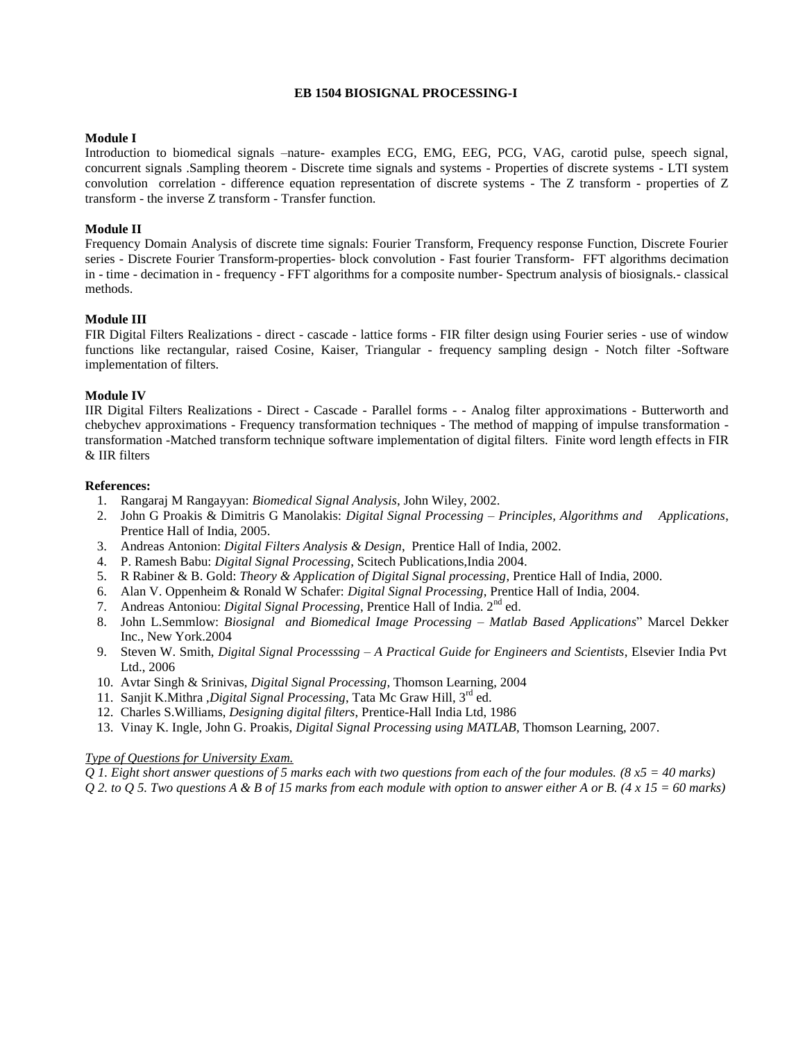## EB 1504 BIOSIGNAL PROCESSING-I

**Module I**

Introduction to biomedical signals –nature- examples ECG, EMG, EEG, PCG, VAG, carotid pulse, speech signal, concurrent signals .Sampling theorem - Discrete time signals and systems - Properties of discrete systems - LTI system convolution correlation - difference equation representation of discrete systems - The Z transform - properties of Z transform - the inverse Z transform - Transfer function.

**Module II**

Frequency Domain Analysis of discrete time signals: Fourier Transform, Frequency response Function, Discrete Fourier series - Discrete Fourier Transform-properties- block convolution - Fast fourier Transform- FFT algorithms decimation in - time - decimation in - frequency - FFT algorithms for a composite number- Spectrum analysis of biosignals.- classical methods.

**Module III**

FIR Digital Filters Realizations - direct - cascade - lattice forms - FIR filter design using Fourier series - use of window functions like rectangular, raised Cosine, Kaiser, Triangular - frequency sampling design - Notch filter -Software implementation of filters.

**Module IV**

IIR Digital Filters Realizations - Direct - Cascade - Parallel forms - - Analog filter approximations - Butterworth and chebychev approximations - Frequency transformation techniques - The method of mapping of impulse transformation - transformation -Matched transform technique software implementation of digital filters. Finite word length effects in FIR & IIR filters

**References:**

1. Rangaraj M Rangayyan: *Biomedical Signal Analysis*, John Wiley, 2002.
2. John G Proakis & Dimitris G Manolakis: *Digital Signal Processing – Principles, Algorithms and Applications*, Prentice Hall of India, 2005.
3. Andreas Antonion: *Digital Filters Analysis & Design*, Prentice Hall of India, 2002.
4. P. Ramesh Babu: *Digital Signal Processing*, Scitech Publications,India 2004.
5. R Rabiner & B. Gold: *Theory & Application of Digital Signal processing*, Prentice Hall of India, 2000.
6. Alan V. Oppenheim & Ronald W Schafer: *Digital Signal Processing*, Prentice Hall of India, 2004.
7. Andreas Antoniou: *Digital Signal Processing*, Prentice Hall of India. 2nd ed.
8. John L.Semmlow: *Biosignal and Biomedical Image Processing – Matlab Based Applications*" Marcel Dekker Inc., New York.2004
9. Steven W. Smith, *Digital Signal Processsing – A Practical Guide for Engineers and Scientists*, Elsevier India Pvt Ltd., 2006
10. Avtar Singh & Srinivas, *Digital Signal Processing*, Thomson Learning, 2004
11. Sanjit K.Mithra ,*Digital Signal Processing*, Tata Mc Graw Hill, 3rd ed.
12. Charles S.Williams, *Designing digital filters*, Prentice-Hall India Ltd, 1986
13. Vinay K. Ingle, John G. Proakis, *Digital Signal Processing using MATLAB*, Thomson Learning, 2007.

*Type of Questions for University Exam.*

*Q 1. Eight short answer questions of 5 marks each with two questions from each of the four modules. (8 x5 = 40 marks)*

*Q 2. to Q 5. Two questions A & B of 15 marks from each module with option to answer either A or B. (4 x 15 = 60 marks)*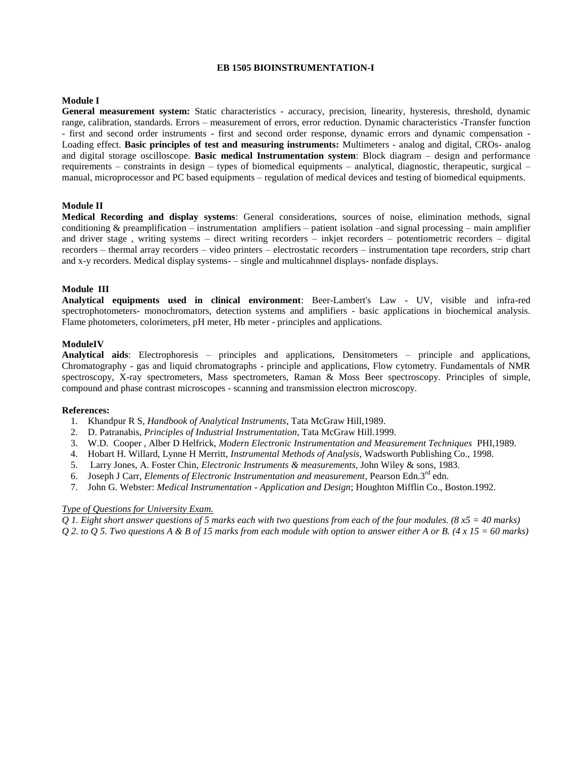# EB 1505 BIOINSTRUMENTATION-I

### Module I

**General measurement system:** Static characteristics - accuracy, precision, linearity, hysteresis, threshold, dynamic range, calibration, standards. Errors – measurement of errors, error reduction. Dynamic characteristics -Transfer function - first and second order instruments - first and second order response, dynamic errors and dynamic compensation - Loading effect. **Basic principles of test and measuring instruments:** Multimeters - analog and digital, CROs- analog and digital storage oscilloscope. **Basic medical Instrumentation system**: Block diagram – design and performance requirements – constraints in design – types of biomedical equipments – analytical, diagnostic, therapeutic, surgical – manual, microprocessor and PC based equipments – regulation of medical devices and testing of biomedical equipments.

### Module II

**Medical Recording and display systems**: General considerations, sources of noise, elimination methods, signal conditioning & preamplification – instrumentation amplifiers – patient isolation –and signal processing – main amplifier and driver stage , writing systems – direct writing recorders – inkjet recorders – potentiometric recorders – digital recorders – thermal array recorders – video printers – electrostatic recorders – instrumentation tape recorders, strip chart and x-y recorders. Medical display systems- – single and multicahnnel displays- nonfade displays.

### Module III

**Analytical equipments used in clinical environment**: Beer-Lambert's Law - UV, visible and infra-red spectrophotometers- monochromators, detection systems and amplifiers - basic applications in biochemical analysis. Flame photometers, colorimeters, pH meter, Hb meter - principles and applications.

### ModuleIV

**Analytical aids**: Electrophoresis – principles and applications, Densitometers – principle and applications, Chromatography - gas and liquid chromatographs - principle and applications, Flow cytometry. Fundamentals of NMR spectroscopy, X-ray spectrometers, Mass spectrometers, Raman & Moss Beer spectroscopy. Principles of simple, compound and phase contrast microscopes - scanning and transmission electron microscopy.

### References:

1. Khandpur R S, *Handbook of Analytical Instruments*, Tata McGraw Hill,1989.
2. D. Patranabis, *Principles of Industrial Instrumentation*, Tata McGraw Hill.1999.
3. W.D. Cooper , Alber D Helfrick, *Modern Electronic Instrumentation and Measurement Techniques* PHI,1989.
4. Hobart H. Willard, Lynne H Merritt, *Instrumental Methods of Analysis*, Wadsworth Publishing Co., 1998.
5. Larry Jones, A. Foster Chin, *Electronic Instruments & measurements*, John Wiley & sons, 1983.
6. Joseph J Carr, *Elements of Electronic Instrumentation and measurement*, Pearson Edn.3rd edn.
7. John G. Webster: *Medical Instrumentation - Application and Design*; Houghton Mifflin Co., Boston.1992.

*Type of Questions for University Exam.*

*Q 1. Eight short answer questions of 5 marks each with two questions from each of the four modules. (8 x5 = 40 marks)*

*Q 2. to Q 5. Two questions A & B of 15 marks from each module with option to answer either A or B. (4 x 15 = 60 marks)*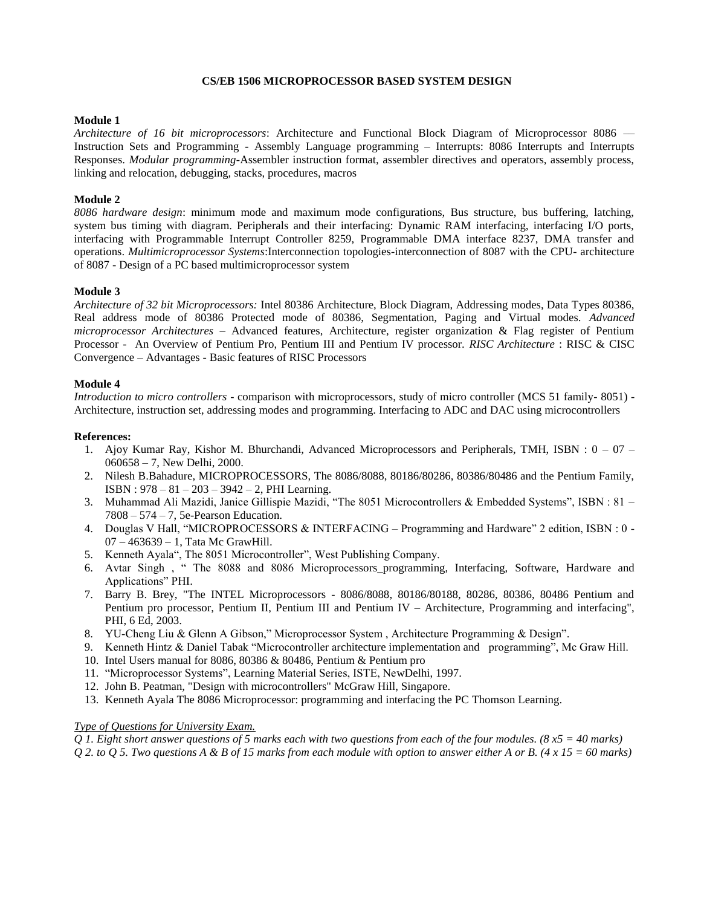# CS/EB 1506 MICROPROCESSOR BASED SYSTEM DESIGN

**Module 1**

*Architecture of 16 bit microprocessors*: Architecture and Functional Block Diagram of Microprocessor 8086 — Instruction Sets and Programming - Assembly Language programming – Interrupts: 8086 Interrupts and Interrupts Responses. *Modular programming*-Assembler instruction format, assembler directives and operators, assembly process, linking and relocation, debugging, stacks, procedures, macros

**Module 2**

*8086 hardware design*: minimum mode and maximum mode configurations, Bus structure, bus buffering, latching, system bus timing with diagram. Peripherals and their interfacing: Dynamic RAM interfacing, interfacing I/O ports, interfacing with Programmable Interrupt Controller 8259, Programmable DMA interface 8237, DMA transfer and operations. *Multimicroprocessor Systems*:Interconnection topologies-interconnection of 8087 with the CPU- architecture of 8087 - Design of a PC based multimicroprocessor system

**Module 3**

*Architecture of 32 bit Microprocessors:* Intel 80386 Architecture, Block Diagram, Addressing modes, Data Types 80386, Real address mode of 80386 Protected mode of 80386, Segmentation, Paging and Virtual modes. *Advanced microprocessor Architectures* – Advanced features, Architecture, register organization & Flag register of Pentium Processor - An Overview of Pentium Pro, Pentium III and Pentium IV processor. *RISC Architecture* : RISC & CISC Convergence – Advantages - Basic features of RISC Processors

**Module 4**

*Introduction to micro controllers* - comparison with microprocessors, study of micro controller (MCS 51 family- 8051) - Architecture, instruction set, addressing modes and programming. Interfacing to ADC and DAC using microcontrollers

**References:**

1. Ajoy Kumar Ray, Kishor M. Bhurchandi, Advanced Microprocessors and Peripherals, TMH, ISBN : 0 – 07 – 060658 – 7, New Delhi, 2000.
2. Nilesh B.Bahadure, MICROPROCESSORS, The 8086/8088, 80186/80286, 80386/80486 and the Pentium Family, ISBN : 978 – 81 – 203 – 3942 – 2, PHI Learning.
3. Muhammad Ali Mazidi, Janice Gillispie Mazidi, "The 8051 Microcontrollers & Embedded Systems", ISBN : 81 – 7808 – 574 – 7, 5e-Pearson Education.
4. Douglas V Hall, "MICROPROCESSORS & INTERFACING – Programming and Hardware" 2 edition, ISBN : 0 - 07 – 463639 – 1, Tata Mc GrawHill.
5. Kenneth Ayala", The 8051 Microcontroller", West Publishing Company.
6. Avtar Singh , " The 8088 and 8086 Microprocessors_programming, Interfacing, Software, Hardware and Applications" PHI.
7. Barry B. Brey, "The INTEL Microprocessors - 8086/8088, 80186/80188, 80286, 80386, 80486 Pentium and Pentium pro processor, Pentium II, Pentium III and Pentium IV – Architecture, Programming and interfacing", PHI, 6 Ed, 2003.
8. YU-Cheng Liu & Glenn A Gibson," Microprocessor System , Architecture Programming & Design".
9. Kenneth Hintz & Daniel Tabak "Microcontroller architecture implementation and programming", Mc Graw Hill.
10. Intel Users manual for 8086, 80386 & 80486, Pentium & Pentium pro
11. "Microprocessor Systems", Learning Material Series, ISTE, NewDelhi, 1997.
12. John B. Peatman, "Design with microcontrollers" McGraw Hill, Singapore.
13. Kenneth Ayala The 8086 Microprocessor: programming and interfacing the PC Thomson Learning.

*Type of Questions for University Exam.*

*Q 1. Eight short answer questions of 5 marks each with two questions from each of the four modules. (8 x5 = 40 marks)*

*Q 2. to Q 5. Two questions A & B of 15 marks from each module with option to answer either A or B. (4 x 15 = 60 marks)*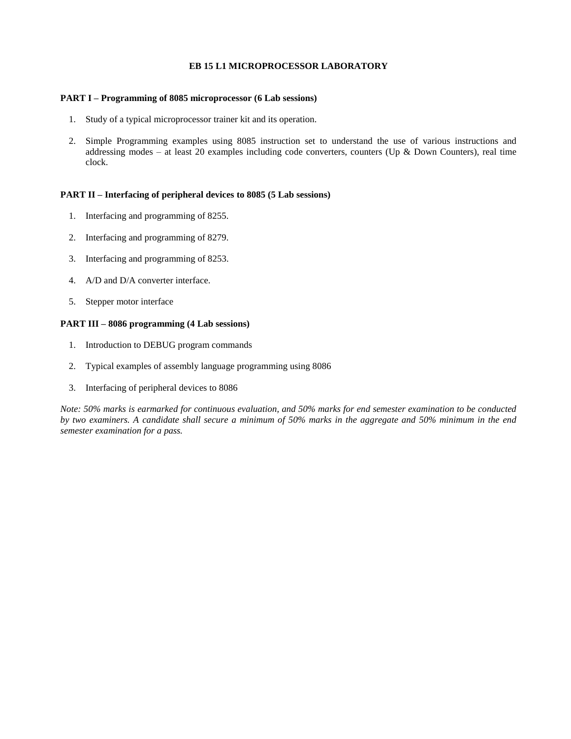# EB 15 L1 MICROPROCESSOR LABORATORY

**PART I – Programming of 8085 microprocessor (6 Lab sessions)**

1. Study of a typical microprocessor trainer kit and its operation.
2. Simple Programming examples using 8085 instruction set to understand the use of various instructions and addressing modes – at least 20 examples including code converters, counters (Up & Down Counters), real time clock.

**PART II – Interfacing of peripheral devices to 8085 (5 Lab sessions)**

1. Interfacing and programming of 8255.
2. Interfacing and programming of 8279.
3. Interfacing and programming of 8253.
4. A/D and D/A converter interface.
5. Stepper motor interface

**PART III – 8086 programming (4 Lab sessions)**

1. Introduction to DEBUG program commands
2. Typical examples of assembly language programming using 8086
3. Interfacing of peripheral devices to 8086

*Note: 50% marks is earmarked for continuous evaluation, and 50% marks for end semester examination to be conducted by two examiners. A candidate shall secure a minimum of 50% marks in the aggregate and 50% minimum in the end semester examination for a pass.*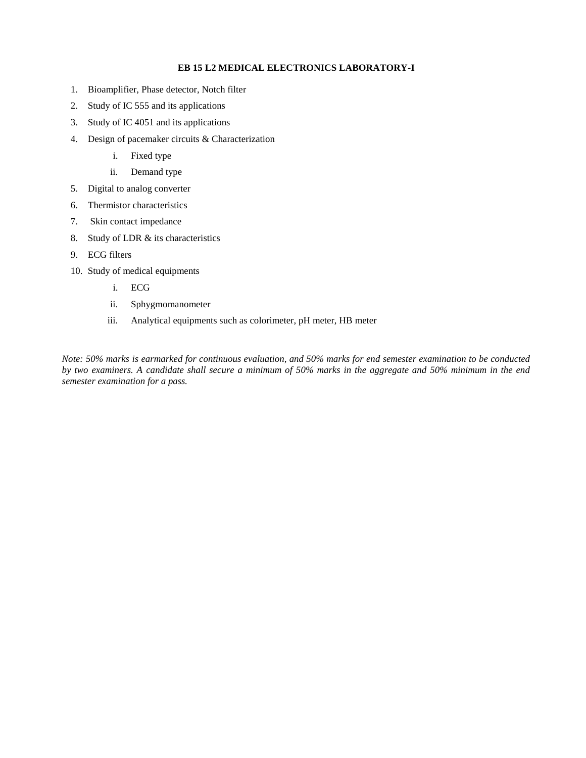## EB 15 L2 MEDICAL ELECTRONICS LABORATORY-I

1. Bioamplifier, Phase detector, Notch filter
2. Study of IC 555 and its applications
3. Study of IC 4051 and its applications
4. Design of pacemaker circuits & Characterization
    i. Fixed type
    ii. Demand type
5. Digital to analog converter
6. Thermistor characteristics
7. Skin contact impedance
8. Study of LDR & its characteristics
9. ECG filters
10. Study of medical equipments
    i. ECG
    ii. Sphygmomanometer
    iii. Analytical equipments such as colorimeter, pH meter, HB meter

*Note: 50% marks is earmarked for continuous evaluation, and 50% marks for end semester examination to be conducted by two examiners. A candidate shall secure a minimum of 50% marks in the aggregate and 50% minimum in the end semester examination for a pass.*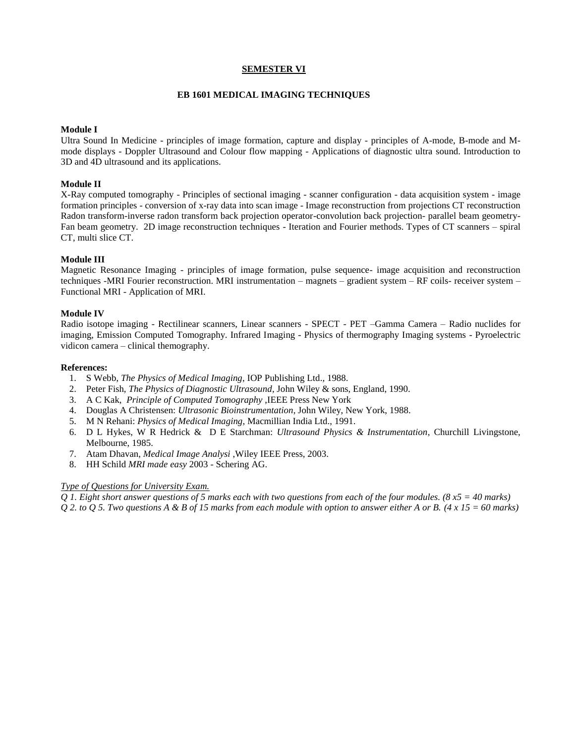## SEMESTER VI

### EB 1601 MEDICAL IMAGING TECHNIQUES

**Module I**

Ultra Sound In Medicine - principles of image formation, capture and display - principles of A-mode, B-mode and M-mode displays - Doppler Ultrasound and Colour flow mapping - Applications of diagnostic ultra sound. Introduction to 3D and 4D ultrasound and its applications.

**Module II**

X-Ray computed tomography - Principles of sectional imaging - scanner configuration - data acquisition system - image formation principles - conversion of x-ray data into scan image - Image reconstruction from projections CT reconstruction Radon transform-inverse radon transform back projection operator-convolution back projection- parallel beam geometry-Fan beam geometry. 2D image reconstruction techniques - Iteration and Fourier methods. Types of CT scanners – spiral CT, multi slice CT.

**Module III**

Magnetic Resonance Imaging - principles of image formation, pulse sequence- image acquisition and reconstruction techniques -MRI Fourier reconstruction. MRI instrumentation – magnets – gradient system – RF coils- receiver system – Functional MRI - Application of MRI.

**Module IV**

Radio isotope imaging - Rectilinear scanners, Linear scanners - SPECT - PET –Gamma Camera – Radio nuclides for imaging, Emission Computed Tomography. Infrared Imaging - Physics of thermography Imaging systems - Pyroelectric vidicon camera – clinical themography.

**References:**

1. S Webb, *The Physics of Medical Imaging*, IOP Publishing Ltd., 1988.
2. Peter Fish, *The Physics of Diagnostic Ultrasound*, John Wiley & sons, England, 1990.
3. A C Kak, *Principle of Computed Tomography* ,IEEE Press New York
4. Douglas A Christensen: *Ultrasonic Bioinstrumentation*, John Wiley, New York, 1988.
5. M N Rehani: *Physics of Medical Imaging*, Macmillian India Ltd., 1991.
6. D L Hykes, W R Hedrick & D E Starchman: *Ultrasound Physics & Instrumentation*, Churchill Livingstone, Melbourne, 1985.
7. Atam Dhavan, *Medical Image Analysi* ,Wiley IEEE Press, 2003.
8. HH Schild *MRI made easy* 2003 - Schering AG.

*Type of Questions for University Exam.*

*Q 1. Eight short answer questions of 5 marks each with two questions from each of the four modules. (8 x5 = 40 marks)*

*Q 2. to Q 5. Two questions A & B of 15 marks from each module with option to answer either A or B. (4 x 15 = 60 marks)*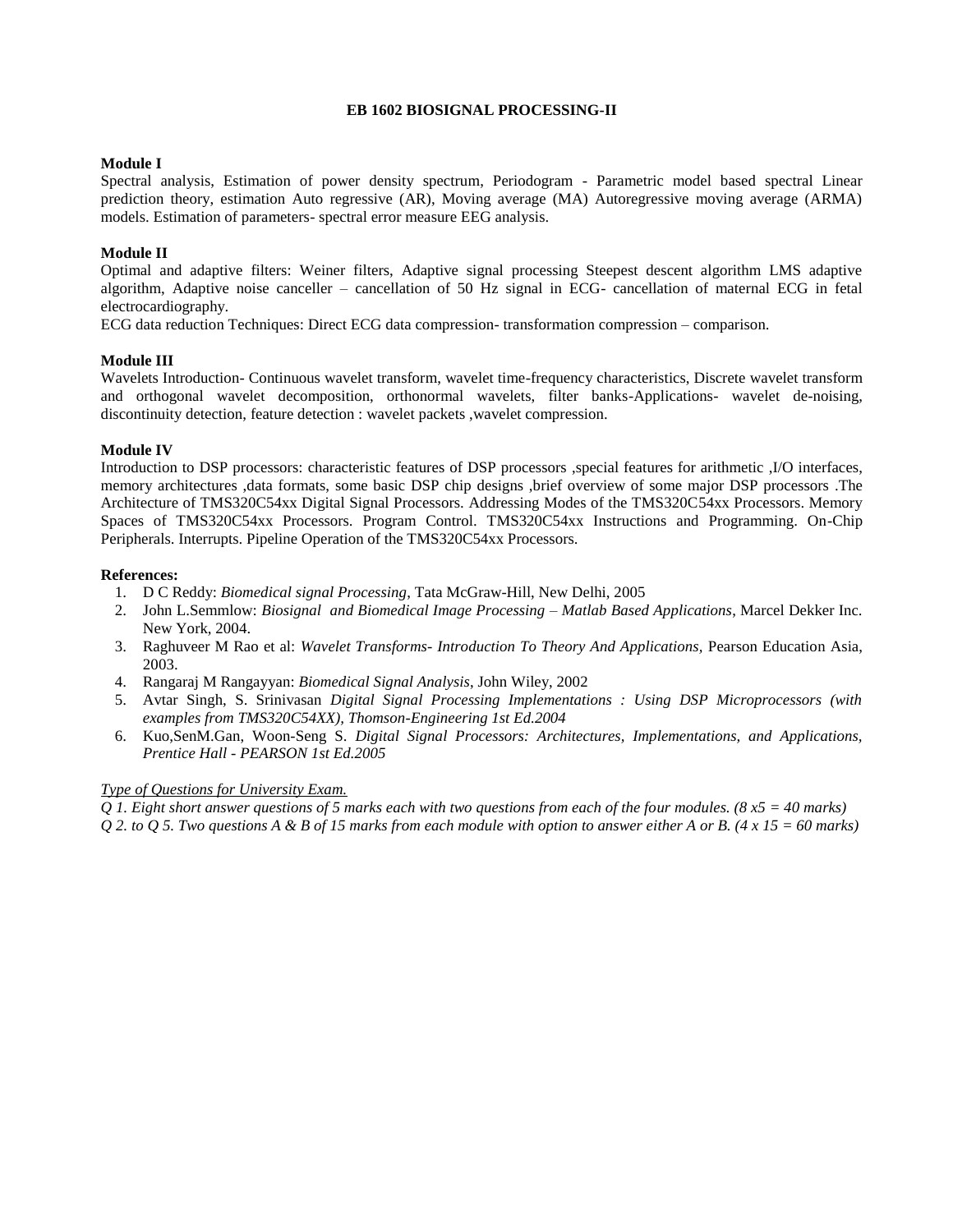## EB 1602 BIOSIGNAL PROCESSING-II

**Module I**

Spectral analysis, Estimation of power density spectrum, Periodogram - Parametric model based spectral Linear prediction theory, estimation Auto regressive (AR), Moving average (MA) Autoregressive moving average (ARMA) models. Estimation of parameters- spectral error measure EEG analysis.

**Module II**

Optimal and adaptive filters: Weiner filters, Adaptive signal processing Steepest descent algorithm LMS adaptive algorithm, Adaptive noise canceller – cancellation of 50 Hz signal in ECG- cancellation of maternal ECG in fetal electrocardiography.

ECG data reduction Techniques: Direct ECG data compression- transformation compression – comparison.

**Module III**

Wavelets Introduction- Continuous wavelet transform, wavelet time-frequency characteristics, Discrete wavelet transform and orthogonal wavelet decomposition, orthonormal wavelets, filter banks-Applications- wavelet de-noising, discontinuity detection, feature detection : wavelet packets ,wavelet compression.

**Module IV**

Introduction to DSP processors: characteristic features of DSP processors ,special features for arithmetic ,I/O interfaces, memory architectures ,data formats, some basic DSP chip designs ,brief overview of some major DSP processors .The Architecture of TMS320C54xx Digital Signal Processors. Addressing Modes of the TMS320C54xx Processors. Memory Spaces of TMS320C54xx Processors. Program Control. TMS320C54xx Instructions and Programming. On-Chip Peripherals. Interrupts. Pipeline Operation of the TMS320C54xx Processors.

**References:**

1. D C Reddy: *Biomedical signal Processing*, Tata McGraw-Hill, New Delhi, 2005
2. John L.Semmlow: *Biosignal and Biomedical Image Processing – Matlab Based Applications*, Marcel Dekker Inc. New York, 2004.
3. Raghuveer M Rao et al: *Wavelet Transforms- Introduction To Theory And Applications,* Pearson Education Asia, 2003.
4. Rangaraj M Rangayyan: *Biomedical Signal Analysis*, John Wiley, 2002
5. Avtar Singh, S. Srinivasan *Digital Signal Processing Implementations : Using DSP Microprocessors (with examples from TMS320C54XX), Thomson-Engineering 1st Ed.2004*
6. Kuo,SenM.Gan, Woon-Seng S. *Digital Signal Processors: Architectures, Implementations, and Applications, Prentice Hall - PEARSON 1st Ed.2005*

*Type of Questions for University Exam.*

*Q 1. Eight short answer questions of 5 marks each with two questions from each of the four modules. (8 x5 = 40 marks)*

*Q 2. to Q 5. Two questions A & B of 15 marks from each module with option to answer either A or B. (4 x 15 = 60 marks)*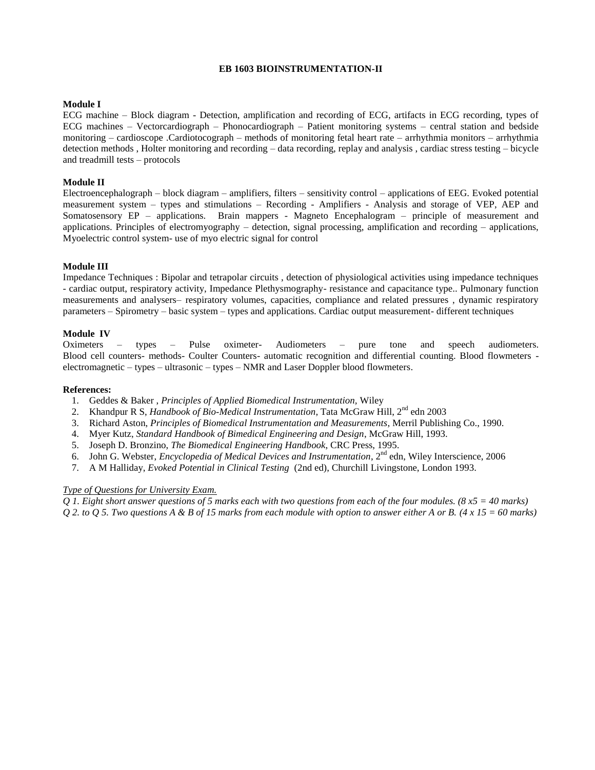# EB 1603 BIOINSTRUMENTATION-II

**Module I**

ECG machine – Block diagram - Detection, amplification and recording of ECG, artifacts in ECG recording, types of ECG machines – Vectorcardiograph – Phonocardiograph – Patient monitoring systems – central station and bedside monitoring – cardioscope .Cardiotocograph – methods of monitoring fetal heart rate – arrhythmia monitors – arrhythmia detection methods , Holter monitoring and recording – data recording, replay and analysis , cardiac stress testing – bicycle and treadmill tests – protocols

**Module II**

Electroencephalograph – block diagram – amplifiers, filters – sensitivity control – applications of EEG. Evoked potential measurement system – types and stimulations – Recording - Amplifiers - Analysis and storage of VEP, AEP and Somatosensory EP – applications. Brain mappers - Magneto Encephalogram – principle of measurement and applications. Principles of electromyography – detection, signal processing, amplification and recording – applications, Myoelectric control system- use of myo electric signal for control

**Module III**

Impedance Techniques : Bipolar and tetrapolar circuits , detection of physiological activities using impedance techniques - cardiac output, respiratory activity, Impedance Plethysmography- resistance and capacitance type.. Pulmonary function measurements and analysers– respiratory volumes, capacities, compliance and related pressures , dynamic respiratory parameters – Spirometry – basic system – types and applications. Cardiac output measurement- different techniques

**Module IV**

Oximeters – types – Pulse oximeter- Audiometers – pure tone and speech audiometers. Blood cell counters- methods- Coulter Counters- automatic recognition and differential counting. Blood flowmeters - electromagnetic – types – ultrasonic – types – NMR and Laser Doppler blood flowmeters.

**References:**

1. Geddes & Baker , *Principles of Applied Biomedical Instrumentation,* Wiley
2. Khandpur R S, *Handbook of Bio-Medical Instrumentation*, Tata McGraw Hill, 2nd edn 2003
3. Richard Aston, *Principles of Biomedical Instrumentation and Measurements*, Merril Publishing Co., 1990.
4. Myer Kutz, *Standard Handbook of Bimedical Engineering and Design*, McGraw Hill, 1993.
5. Joseph D. Bronzino, *The Biomedical Engineering Handbook*, CRC Press, 1995.
6. John G. Webster, *Encyclopedia of Medical Devices and Instrumentation*, 2nd edn, Wiley Interscience, 2006
7. A M Halliday, *Evoked Potential in Clinical Testing* (2nd ed), Churchill Livingstone, London 1993.

*Type of Questions for University Exam.*

*Q 1. Eight short answer questions of 5 marks each with two questions from each of the four modules. (8 x5 = 40 marks)*

*Q 2. to Q 5. Two questions A & B of 15 marks from each module with option to answer either A or B. (4 x 15 = 60 marks)*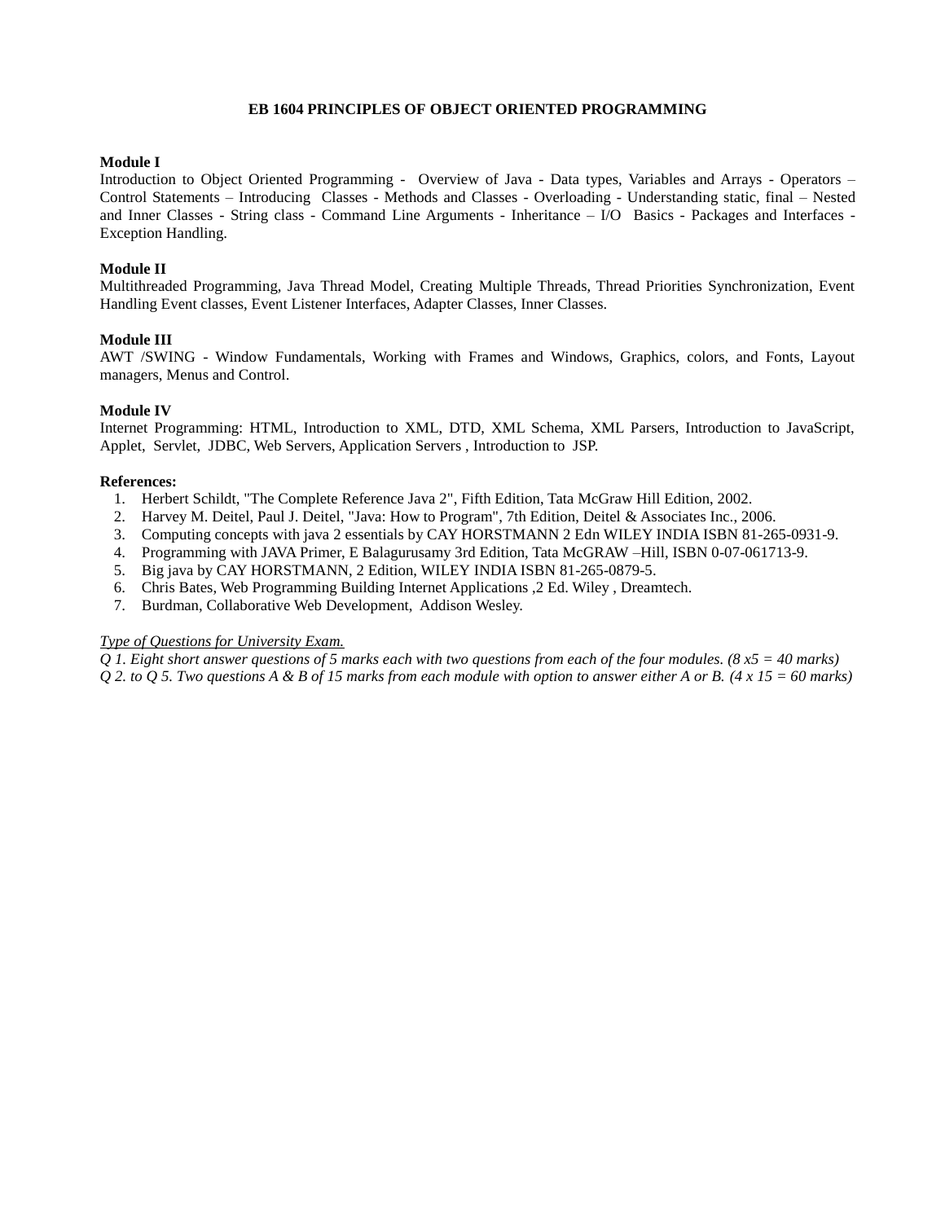## EB 1604 PRINCIPLES OF OBJECT ORIENTED PROGRAMMING

**Module I**

Introduction to Object Oriented Programming - Overview of Java - Data types, Variables and Arrays - Operators – Control Statements – Introducing Classes - Methods and Classes - Overloading - Understanding static, final – Nested and Inner Classes - String class - Command Line Arguments - Inheritance – I/O Basics - Packages and Interfaces - Exception Handling.

**Module II**

Multithreaded Programming, Java Thread Model, Creating Multiple Threads, Thread Priorities Synchronization, Event Handling Event classes, Event Listener Interfaces, Adapter Classes, Inner Classes.

**Module III**

AWT /SWING - Window Fundamentals, Working with Frames and Windows, Graphics, colors, and Fonts, Layout managers, Menus and Control.

**Module IV**

Internet Programming: HTML, Introduction to XML, DTD, XML Schema, XML Parsers, Introduction to JavaScript, Applet, Servlet, JDBC, Web Servers, Application Servers , Introduction to JSP.

**References:**

1. Herbert Schildt, "The Complete Reference Java 2", Fifth Edition, Tata McGraw Hill Edition, 2002.
2. Harvey M. Deitel, Paul J. Deitel, "Java: How to Program", 7th Edition, Deitel & Associates Inc., 2006.
3. Computing concepts with java 2 essentials by CAY HORSTMANN 2 Edn WILEY INDIA ISBN 81-265-0931-9.
4. Programming with JAVA Primer, E Balagurusamy 3rd Edition, Tata McGRAW –Hill, ISBN 0-07-061713-9.
5. Big java by CAY HORSTMANN, 2 Edition, WILEY INDIA ISBN 81-265-0879-5.
6. Chris Bates, Web Programming Building Internet Applications ,2 Ed. Wiley , Dreamtech.
7. Burdman, Collaborative Web Development, Addison Wesley.

*<u>Type of Questions for University Exam.</u>*

*Q 1. Eight short answer questions of 5 marks each with two questions from each of the four modules. (8 x5 = 40 marks)*

*Q 2. to Q 5. Two questions A & B of 15 marks from each module with option to answer either A or B. (4 x 15 = 60 marks)*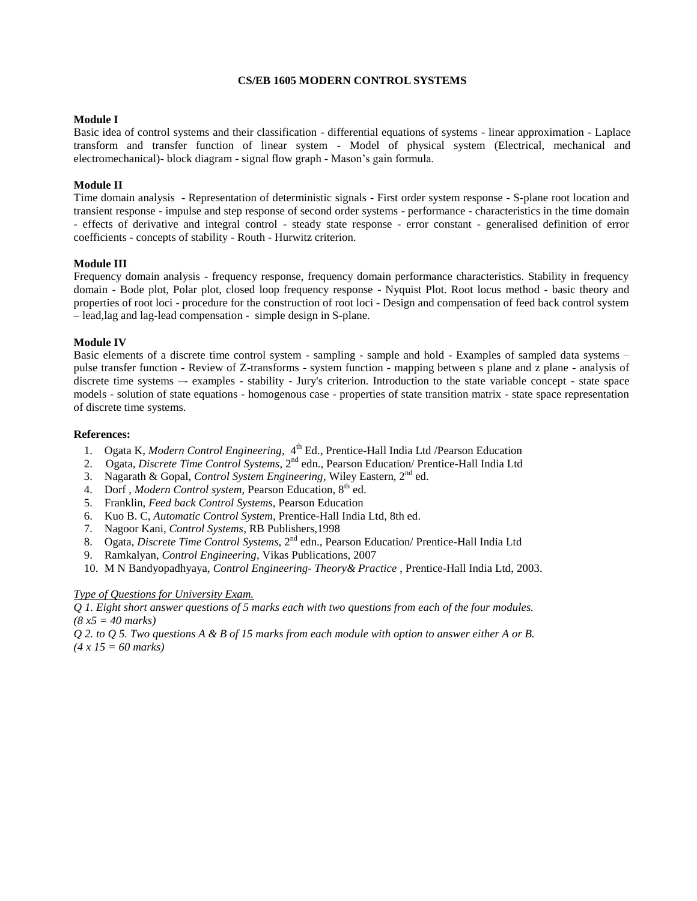# CS/EB 1605 MODERN CONTROL SYSTEMS

**Module I**

Basic idea of control systems and their classification - differential equations of systems - linear approximation - Laplace transform and transfer function of linear system - Model of physical system (Electrical, mechanical and electromechanical)- block diagram - signal flow graph - Mason's gain formula.

**Module II**

Time domain analysis - Representation of deterministic signals - First order system response - S-plane root location and transient response - impulse and step response of second order systems - performance - characteristics in the time domain - effects of derivative and integral control - steady state response - error constant - generalised definition of error coefficients - concepts of stability - Routh - Hurwitz criterion.

**Module III**

Frequency domain analysis - frequency response, frequency domain performance characteristics. Stability in frequency domain - Bode plot, Polar plot, closed loop frequency response - Nyquist Plot. Root locus method - basic theory and properties of root loci - procedure for the construction of root loci - Design and compensation of feed back control system – lead,lag and lag-lead compensation - simple design in S-plane.

**Module IV**

Basic elements of a discrete time control system - sampling - sample and hold - Examples of sampled data systems – pulse transfer function - Review of Z-transforms - system function - mapping between s plane and z plane - analysis of discrete time systems –- examples - stability - Jury's criterion. Introduction to the state variable concept - state space models - solution of state equations - homogenous case - properties of state transition matrix - state space representation of discrete time systems.

**References:**

1. Ogata K, *Modern Control Engineering*, 4th Ed., Prentice-Hall India Ltd /Pearson Education
2. Ogata, *Discrete Time Control Systems,* 2nd edn., Pearson Education/ Prentice-Hall India Ltd
3. Nagarath & Gopal, *Control System Engineering*, Wiley Eastern, 2nd ed.
4. Dorf , *Modern Control system,* Pearson Education, 8th ed.
5. Franklin, *Feed back Control Systems*, Pearson Education
6. Kuo B. C, *Automatic Control System*, Prentice-Hall India Ltd, 8th ed.
7. Nagoor Kani, *Control Systems*, RB Publishers,1998
8. Ogata, *Discrete Time Control Systems,* 2nd edn., Pearson Education/ Prentice-Hall India Ltd
9. Ramkalyan, *Control Engineering*, Vikas Publications, 2007
10. M N Bandyopadhyaya, *Control Engineering- Theory& Practice* , Prentice-Hall India Ltd, 2003.

*Type of Questions for University Exam.*

*Q 1. Eight short answer questions of 5 marks each with two questions from each of the four modules. (8 x5 = 40 marks)*

*Q 2. to Q 5. Two questions A & B of 15 marks from each module with option to answer either A or B. (4 x 15 = 60 marks)*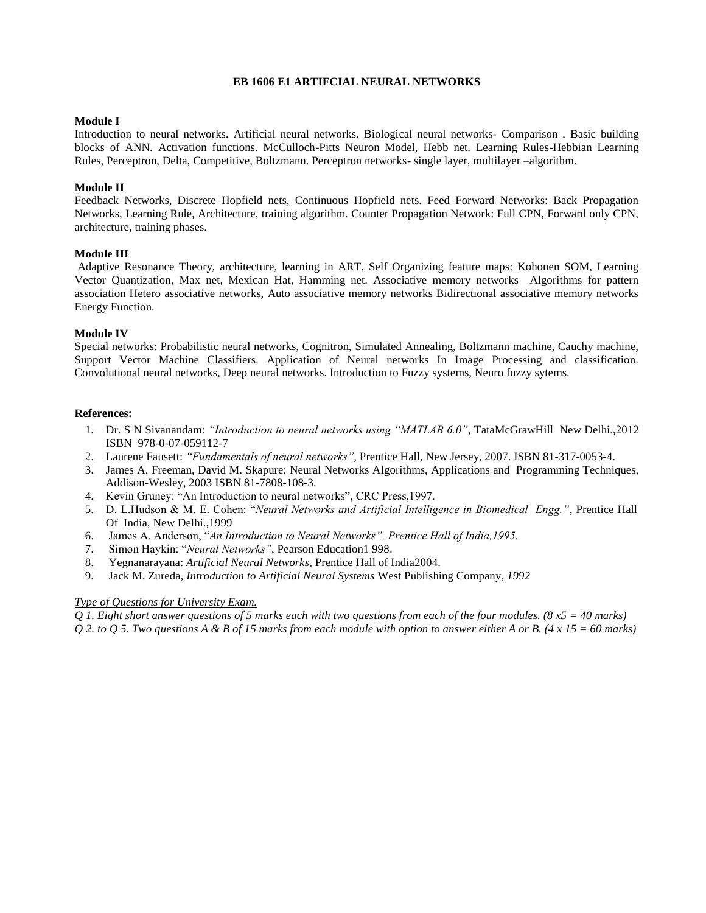## EB 1606 E1 ARTIFCIAL NEURAL NETWORKS

**Module I**

Introduction to neural networks. Artificial neural networks. Biological neural networks- Comparison , Basic building blocks of ANN. Activation functions. McCulloch-Pitts Neuron Model, Hebb net. Learning Rules-Hebbian Learning Rules, Perceptron, Delta, Competitive, Boltzmann. Perceptron networks- single layer, multilayer –algorithm.

**Module II**

Feedback Networks, Discrete Hopfield nets, Continuous Hopfield nets. Feed Forward Networks: Back Propagation Networks, Learning Rule, Architecture, training algorithm. Counter Propagation Network: Full CPN, Forward only CPN, architecture, training phases.

**Module III**

Adaptive Resonance Theory, architecture, learning in ART, Self Organizing feature maps: Kohonen SOM, Learning Vector Quantization, Max net, Mexican Hat, Hamming net. Associative memory networks Algorithms for pattern association Hetero associative networks, Auto associative memory networks Bidirectional associative memory networks Energy Function.

**Module IV**

Special networks: Probabilistic neural networks, Cognitron, Simulated Annealing, Boltzmann machine, Cauchy machine, Support Vector Machine Classifiers. Application of Neural networks In Image Processing and classification. Convolutional neural networks, Deep neural networks. Introduction to Fuzzy systems, Neuro fuzzy sytems.

**References:**

1. Dr. S N Sivanandam: *"Introduction to neural networks using "MATLAB 6.0"*, TataMcGrawHill New Delhi.,2012 ISBN 978-0-07-059112-7
2. Laurene Fausett: *"Fundamentals of neural networks"*, Prentice Hall, New Jersey, 2007. ISBN 81-317-0053-4.
3. James A. Freeman, David M. Skapure: Neural Networks Algorithms, Applications and Programming Techniques, Addison-Wesley, 2003 ISBN 81-7808-108-3.
4. Kevin Gruney: "An Introduction to neural networks", CRC Press,1997.
5. D. L.Hudson & M. E. Cohen: "*Neural Networks and Artificial Intelligence in Biomedical Engg."*, Prentice Hall Of India, New Delhi.,1999
6. James A. Anderson, "*An Introduction to Neural Networks", Prentice Hall of India,1995.*
7. Simon Haykin: "*Neural Networks"*, Pearson Education1 998.
8. Yegnanarayana: *Artificial Neural Networks*, Prentice Hall of India2004.
9. Jack M. Zureda, *Introduction to Artificial Neural Systems* West Publishing Company, *1992*

*Type of Questions for University Exam.*

*Q 1. Eight short answer questions of 5 marks each with two questions from each of the four modules. (8 x5 = 40 marks)*

*Q 2. to Q 5. Two questions A & B of 15 marks from each module with option to answer either A or B. (4 x 15 = 60 marks)*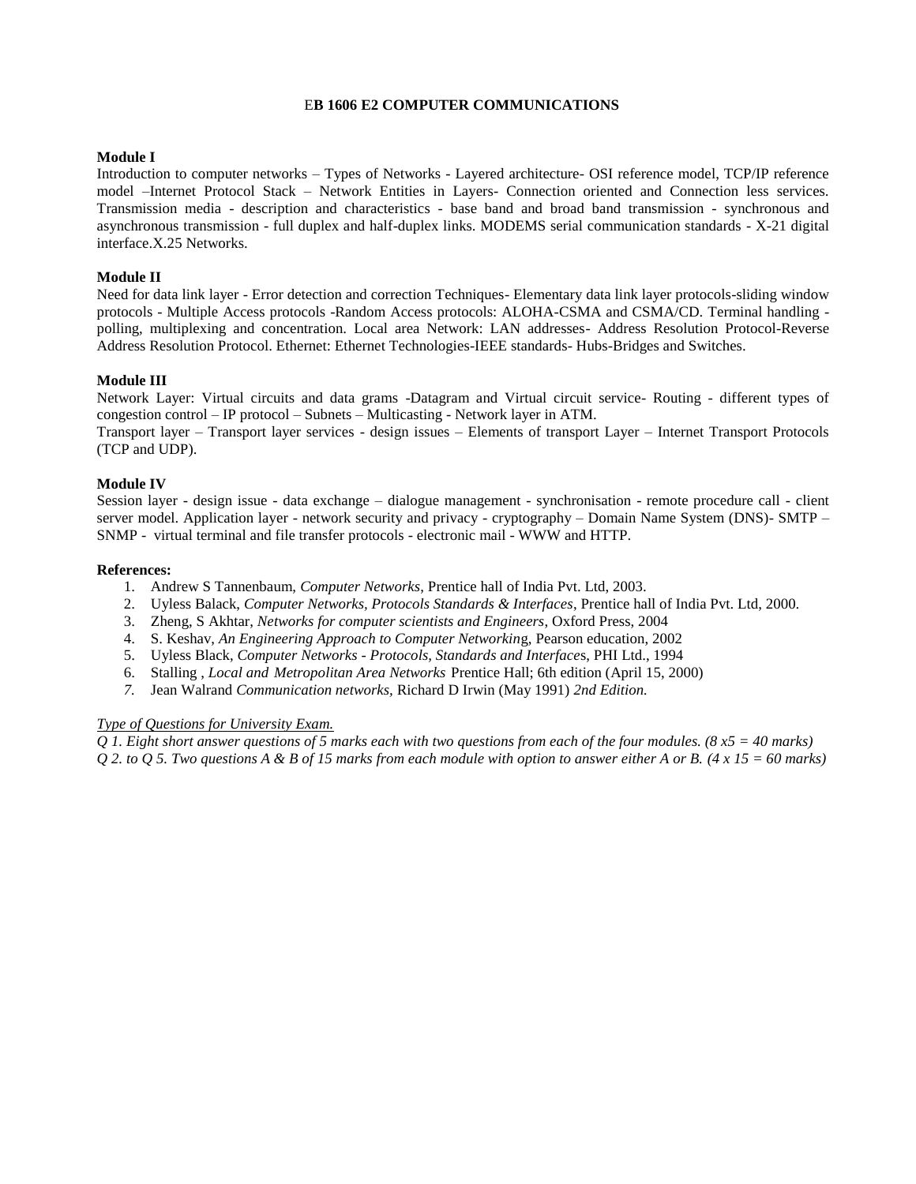# EB 1606 E2 COMPUTER COMMUNICATIONS

**Module I**

Introduction to computer networks – Types of Networks - Layered architecture- OSI reference model, TCP/IP reference model –Internet Protocol Stack – Network Entities in Layers- Connection oriented and Connection less services. Transmission media - description and characteristics - base band and broad band transmission - synchronous and asynchronous transmission - full duplex and half-duplex links. MODEMS serial communication standards - X-21 digital interface.X.25 Networks.

**Module II**

Need for data link layer - Error detection and correction Techniques- Elementary data link layer protocols-sliding window protocols - Multiple Access protocols -Random Access protocols: ALOHA-CSMA and CSMA/CD. Terminal handling - polling, multiplexing and concentration. Local area Network: LAN addresses- Address Resolution Protocol-Reverse Address Resolution Protocol. Ethernet: Ethernet Technologies-IEEE standards- Hubs-Bridges and Switches.

**Module III**

Network Layer: Virtual circuits and data grams -Datagram and Virtual circuit service- Routing - different types of congestion control – IP protocol – Subnets – Multicasting - Network layer in ATM.

Transport layer – Transport layer services - design issues – Elements of transport Layer – Internet Transport Protocols (TCP and UDP).

**Module IV**

Session layer - design issue - data exchange – dialogue management - synchronisation - remote procedure call - client server model. Application layer - network security and privacy - cryptography – Domain Name System (DNS)- SMTP – SNMP - virtual terminal and file transfer protocols - electronic mail - WWW and HTTP.

**References:**

1. Andrew S Tannenbaum, *Computer Networks*, Prentice hall of India Pvt. Ltd, 2003.
2. Uyless Balack, *Computer Networks, Protocols Standards & Interfaces*, Prentice hall of India Pvt. Ltd, 2000.
3. Zheng, S Akhtar, *Networks for computer scientists and Engineers*, Oxford Press, 2004
4. S. Keshav, *An Engineering Approach to Computer Networkin*g, Pearson education, 2002
5. Uyless Black, *Computer Networks - Protocols, Standards and Interface*s, PHI Ltd., 1994
6. Stalling , *Local and Metropolitan Area Networks* Prentice Hall; 6th edition (April 15, 2000)
7. Jean Walrand *Communication networks,* Richard D Irwin (May 1991) *2nd Edition.*

*Type of Questions for University Exam.*

*Q 1. Eight short answer questions of 5 marks each with two questions from each of the four modules. (8 x5 = 40 marks)*

*Q 2. to Q 5. Two questions A & B of 15 marks from each module with option to answer either A or B. (4 x 15 = 60 marks)*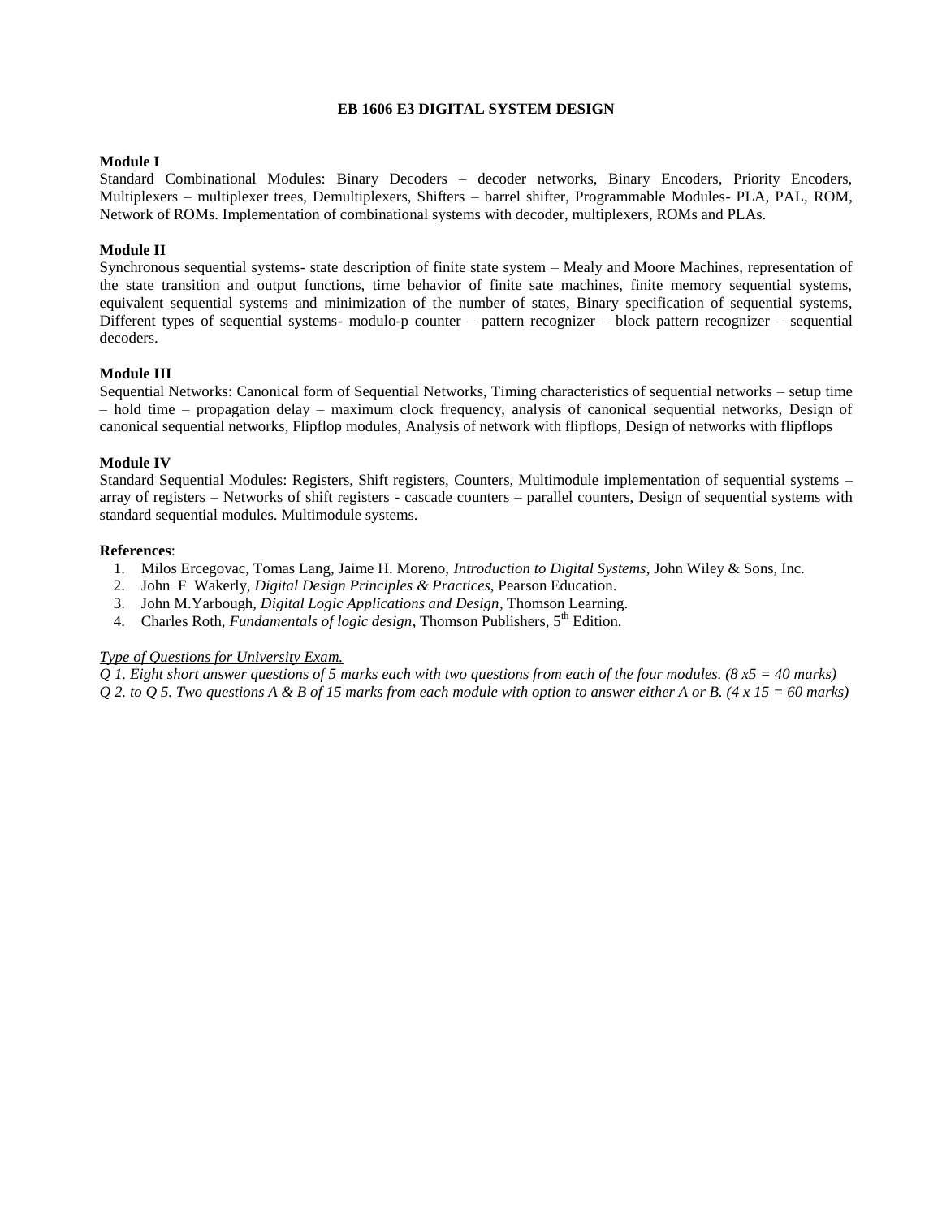## EB 1606 E3 DIGITAL SYSTEM DESIGN

**Module I**

Standard Combinational Modules: Binary Decoders – decoder networks, Binary Encoders, Priority Encoders, Multiplexers – multiplexer trees, Demultiplexers, Shifters – barrel shifter, Programmable Modules- PLA, PAL, ROM, Network of ROMs. Implementation of combinational systems with decoder, multiplexers, ROMs and PLAs.

**Module II**

Synchronous sequential systems- state description of finite state system – Mealy and Moore Machines, representation of the state transition and output functions, time behavior of finite sate machines, finite memory sequential systems, equivalent sequential systems and minimization of the number of states, Binary specification of sequential systems, Different types of sequential systems- modulo-p counter – pattern recognizer – block pattern recognizer – sequential decoders.

**Module III**

Sequential Networks: Canonical form of Sequential Networks, Timing characteristics of sequential networks – setup time – hold time – propagation delay – maximum clock frequency, analysis of canonical sequential networks, Design of canonical sequential networks, Flipflop modules, Analysis of network with flipflops, Design of networks with flipflops

**Module IV**

Standard Sequential Modules: Registers, Shift registers, Counters, Multimodule implementation of sequential systems – array of registers – Networks of shift registers - cascade counters – parallel counters, Design of sequential systems with standard sequential modules. Multimodule systems.

**References**:

1. Milos Ercegovac, Tomas Lang, Jaime H. Moreno, *Introduction to Digital Systems*, John Wiley & Sons, Inc.
2. John F Wakerly, *Digital Design Principles & Practices*, Pearson Education.
3. John M.Yarbough, *Digital Logic Applications and Design*, Thomson Learning.
4. Charles Roth, *Fundamentals of logic design*, Thomson Publishers, 5th Edition.

*Type of Questions for University Exam.*

*Q 1. Eight short answer questions of 5 marks each with two questions from each of the four modules. (8 x5 = 40 marks)*

*Q 2. to Q 5. Two questions A & B of 15 marks from each module with option to answer either A or B. (4 x 15 = 60 marks)*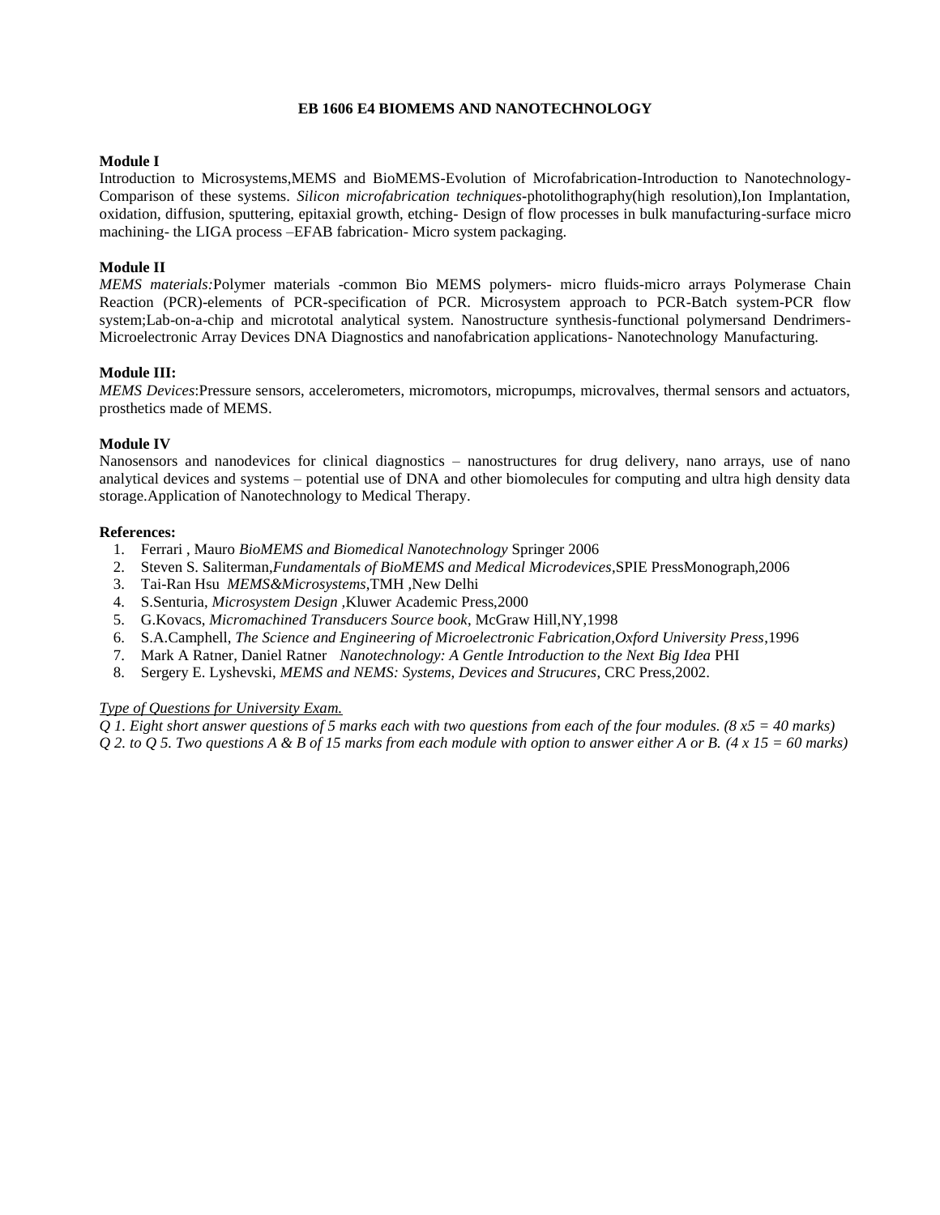## EB 1606 E4 BIOMEMS AND NANOTECHNOLOGY

**Module I**

Introduction to Microsystems,MEMS and BioMEMS-Evolution of Microfabrication-Introduction to Nanotechnology-Comparison of these systems. *Silicon microfabrication techniques*-photolithography(high resolution),Ion Implantation, oxidation, diffusion, sputtering, epitaxial growth, etching- Design of flow processes in bulk manufacturing-surface micro machining- the LIGA process –EFAB fabrication- Micro system packaging.

**Module II**

*MEMS materials:*Polymer materials -common Bio MEMS polymers- micro fluids-micro arrays Polymerase Chain Reaction (PCR)-elements of PCR-specification of PCR. Microsystem approach to PCR-Batch system-PCR flow system;Lab-on-a-chip and micrototal analytical system. Nanostructure synthesis-functional polymersand Dendrimers-Microelectronic Array Devices DNA Diagnostics and nanofabrication applications- Nanotechnology Manufacturing.

**Module III:**

*MEMS Devices*:Pressure sensors, accelerometers, micromotors, micropumps, microvalves, thermal sensors and actuators, prosthetics made of MEMS.

**Module IV**

Nanosensors and nanodevices for clinical diagnostics – nanostructures for drug delivery, nano arrays, use of nano analytical devices and systems – potential use of DNA and other biomolecules for computing and ultra high density data storage.Application of Nanotechnology to Medical Therapy.

**References:**

1. Ferrari , Mauro *BioMEMS and Biomedical Nanotechnology* Springer 2006
2. Steven S. Saliterman,*Fundamentals of BioMEMS and Medical Microdevices*,SPIE PressMonograph,2006
3. Tai-Ran Hsu *MEMS&Microsystems*,TMH ,New Delhi
4. S.Senturia, *Microsystem Design* ,Kluwer Academic Press,2000
5. G.Kovacs, *Micromachined Transducers Source book*, McGraw Hill,NY,1998
6. S.A.Camphell, *The Science and Engineering of Microelectronic Fabrication,Oxford University Press*,1996
7. Mark A Ratner, Daniel Ratner *Nanotechnology: A Gentle Introduction to the Next Big Idea* PHI
8. Sergery E. Lyshevski, *MEMS and NEMS: Systems, Devices and Strucures*, CRC Press,2002.

*Type of Questions for University Exam.*

*Q 1. Eight short answer questions of 5 marks each with two questions from each of the four modules. (8 x5 = 40 marks)*

*Q 2. to Q 5. Two questions A & B of 15 marks from each module with option to answer either A or B. (4 x 15 = 60 marks)*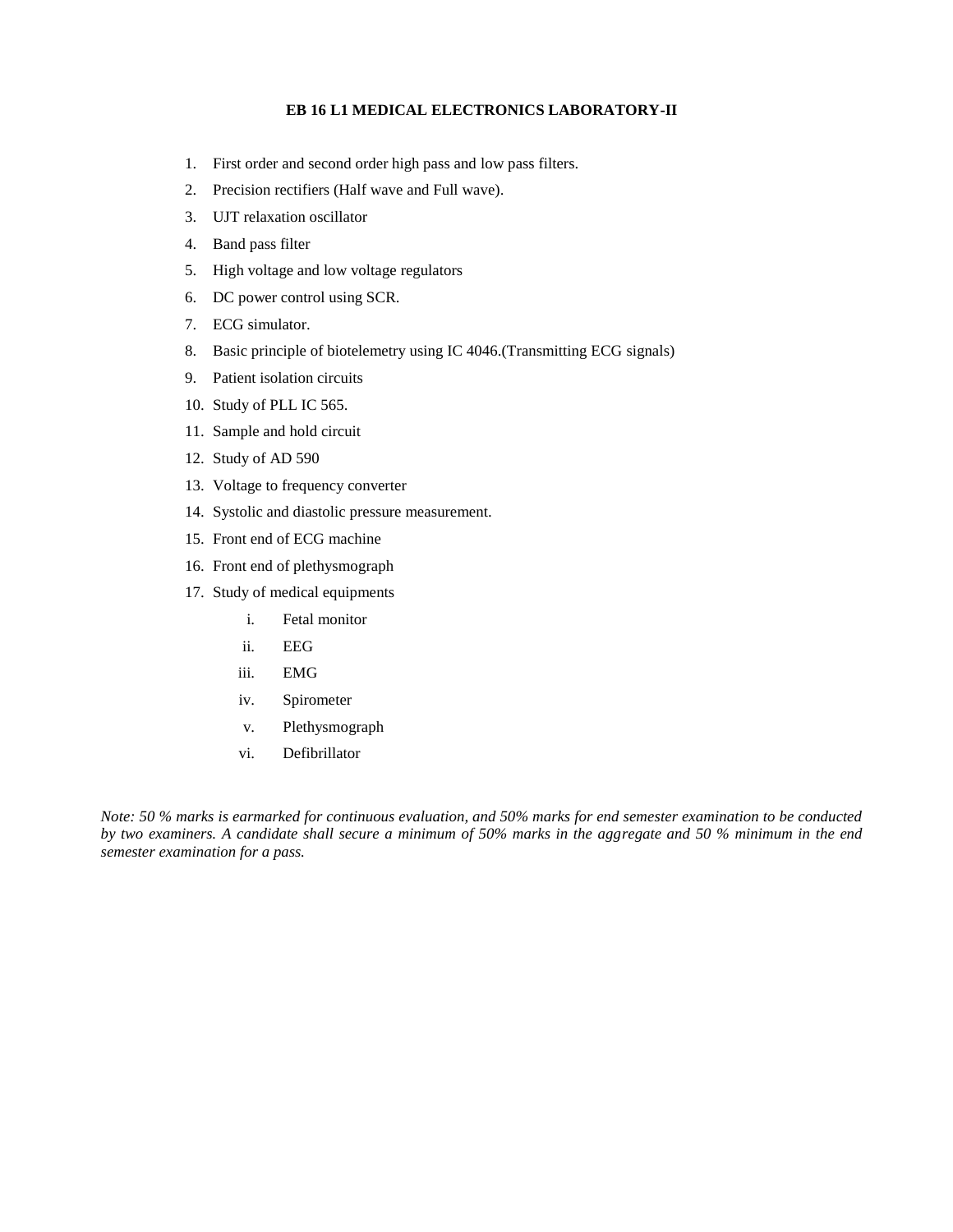## EB 16 L1 MEDICAL ELECTRONICS LABORATORY-II

1. First order and second order high pass and low pass filters.
2. Precision rectifiers (Half wave and Full wave).
3. UJT relaxation oscillator
4. Band pass filter
5. High voltage and low voltage regulators
6. DC power control using SCR.
7. ECG simulator.
8. Basic principle of biotelemetry using IC 4046.(Transmitting ECG signals)
9. Patient isolation circuits
10. Study of PLL IC 565.
11. Sample and hold circuit
12. Study of AD 590
13. Voltage to frequency converter
14. Systolic and diastolic pressure measurement.
15. Front end of ECG machine
16. Front end of plethysmograph
17. Study of medical equipments
    - i. Fetal monitor
    - ii. EEG
    - iii. EMG
    - iv. Spirometer
    - v. Plethysmograph
    - vi. Defibrillator

*Note: 50 % marks is earmarked for continuous evaluation, and 50% marks for end semester examination to be conducted by two examiners. A candidate shall secure a minimum of 50% marks in the aggregate and 50 % minimum in the end semester examination for a pass.*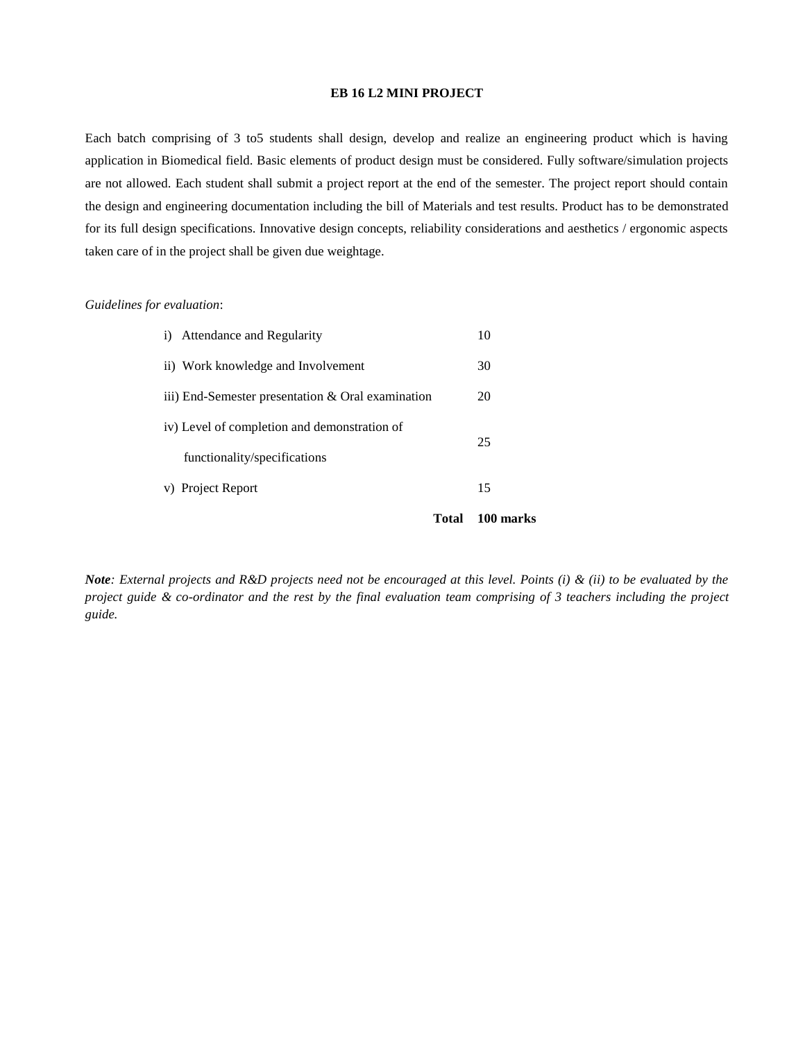## EB 16 L2 MINI PROJECT

Each batch comprising of 3 to5 students shall design, develop and realize an engineering product which is having application in Biomedical field. Basic elements of product design must be considered. Fully software/simulation projects are not allowed. Each student shall submit a project report at the end of the semester. The project report should contain the design and engineering documentation including the bill of Materials and test results. Product has to be demonstrated for its full design specifications. Innovative design concepts, reliability considerations and aesthetics / ergonomic aspects taken care of in the project shall be given due weightage.

*Guidelines for evaluation*:

| | |
|---|---|
| i) Attendance and Regularity | 10 |
| ii) Work knowledge and Involvement | 30 |
| iii) End-Semester presentation & Oral examination | 20 |
| iv) Level of completion and demonstration of functionality/specifications | 25 |
| v) Project Report | 15 |
| **Total** | **100 marks** |

***Note**: External projects and R&D projects need not be encouraged at this level. Points (i) & (ii) to be evaluated by the project guide & co-ordinator and the rest by the final evaluation team comprising of 3 teachers including the project guide.*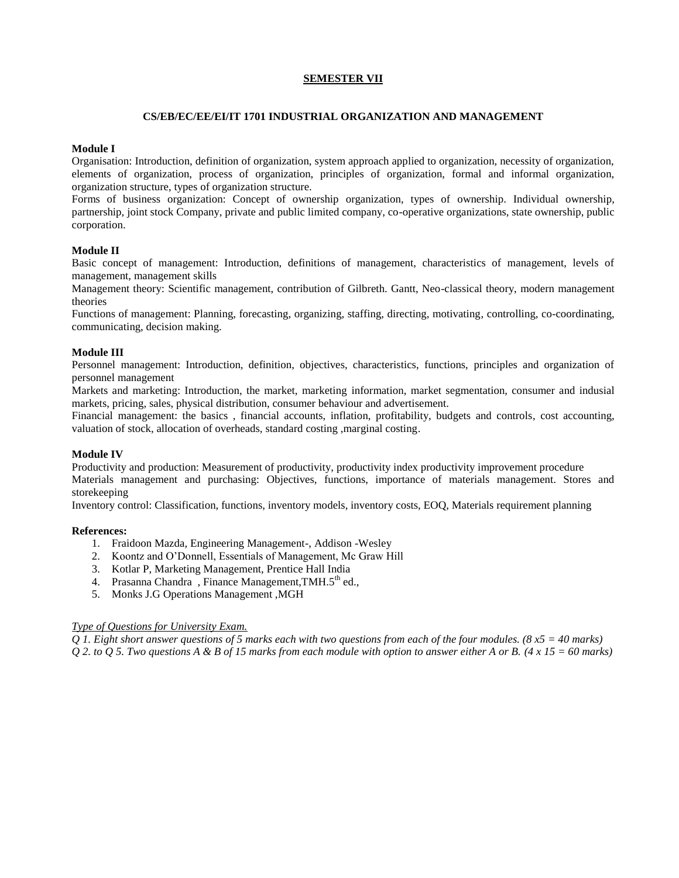## SEMESTER VII

### CS/EB/EC/EE/EI/IT 1701 INDUSTRIAL ORGANIZATION AND MANAGEMENT

**Module I**

Organisation: Introduction, definition of organization, system approach applied to organization, necessity of organization, elements of organization, process of organization, principles of organization, formal and informal organization, organization structure, types of organization structure.

Forms of business organization: Concept of ownership organization, types of ownership. Individual ownership, partnership, joint stock Company, private and public limited company, co-operative organizations, state ownership, public corporation.

**Module II**

Basic concept of management: Introduction, definitions of management, characteristics of management, levels of management, management skills

Management theory: Scientific management, contribution of Gilbreth. Gantt, Neo-classical theory, modern management theories

Functions of management: Planning, forecasting, organizing, staffing, directing, motivating, controlling, co-coordinating, communicating, decision making.

**Module III**

Personnel management: Introduction, definition, objectives, characteristics, functions, principles and organization of personnel management

Markets and marketing: Introduction, the market, marketing information, market segmentation, consumer and indusial markets, pricing, sales, physical distribution, consumer behaviour and advertisement.

Financial management: the basics , financial accounts, inflation, profitability, budgets and controls, cost accounting, valuation of stock, allocation of overheads, standard costing ,marginal costing.

**Module IV**

Productivity and production: Measurement of productivity, productivity index productivity improvement procedure

Materials management and purchasing: Objectives, functions, importance of materials management. Stores and storekeeping

Inventory control: Classification, functions, inventory models, inventory costs, EOQ, Materials requirement planning

**References:**

1. Fraidoon Mazda, Engineering Management-, Addison -Wesley
2. Koontz and O'Donnell, Essentials of Management, Mc Graw Hill
3. Kotlar P, Marketing Management, Prentice Hall India
4. Prasanna Chandra , Finance Management,TMH.5th ed.,
5. Monks J.G Operations Management ,MGH

*Type of Questions for University Exam.*

*Q 1. Eight short answer questions of 5 marks each with two questions from each of the four modules. (8 x5 = 40 marks)*

*Q 2. to Q 5. Two questions A & B of 15 marks from each module with option to answer either A or B. (4 x 15 = 60 marks)*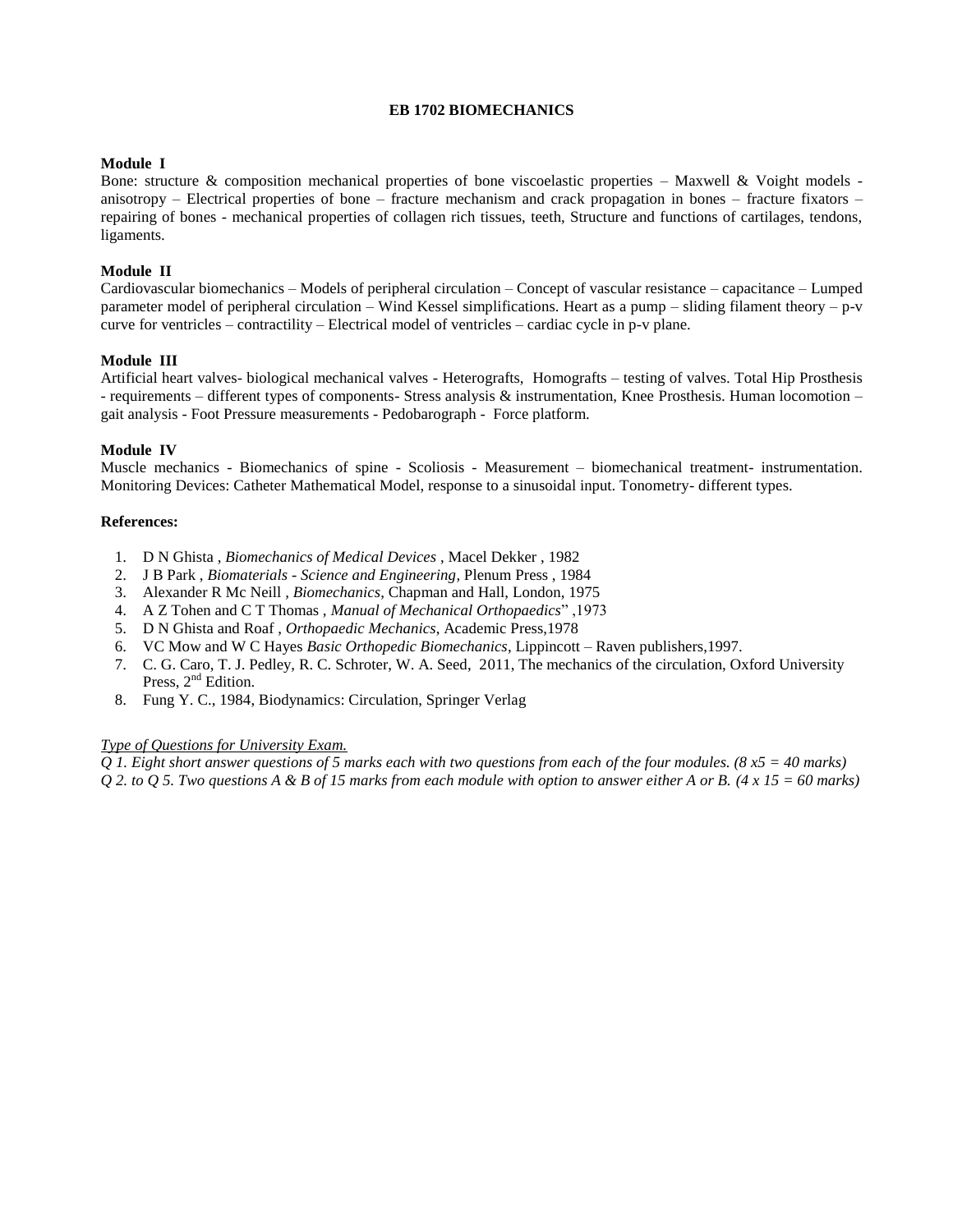# EB 1702 BIOMECHANICS

## Module I

Bone: structure & composition mechanical properties of bone viscoelastic properties – Maxwell & Voight models - anisotropy – Electrical properties of bone – fracture mechanism and crack propagation in bones – fracture fixators – repairing of bones - mechanical properties of collagen rich tissues, teeth, Structure and functions of cartilages, tendons, ligaments.

## Module II

Cardiovascular biomechanics – Models of peripheral circulation – Concept of vascular resistance – capacitance – Lumped parameter model of peripheral circulation – Wind Kessel simplifications. Heart as a pump – sliding filament theory – p-v curve for ventricles – contractility – Electrical model of ventricles – cardiac cycle in p-v plane.

## Module III

Artificial heart valves- biological mechanical valves - Heterografts, Homografts – testing of valves. Total Hip Prosthesis - requirements – different types of components- Stress analysis & instrumentation, Knee Prosthesis. Human locomotion – gait analysis - Foot Pressure measurements - Pedobarograph - Force platform.

## Module IV

Muscle mechanics - Biomechanics of spine - Scoliosis - Measurement – biomechanical treatment- instrumentation. Monitoring Devices: Catheter Mathematical Model, response to a sinusoidal input. Tonometry- different types.

## References:

1. D N Ghista , *Biomechanics of Medical Devices* , Macel Dekker , 1982
2. J B Park , *Biomaterials - Science and Engineering*, Plenum Press , 1984
3. Alexander R Mc Neill , *Biomechanics*, Chapman and Hall, London, 1975
4. A Z Tohen and C T Thomas , *Manual of Mechanical Orthopaedics*" ,1973
5. D N Ghista and Roaf , *Orthopaedic Mechanics*, Academic Press,1978
6. VC Mow and W C Hayes *Basic Orthopedic Biomechanics*, Lippincott – Raven publishers,1997.
7. C. G. Caro, T. J. Pedley, R. C. Schroter, W. A. Seed, 2011, The mechanics of the circulation, Oxford University Press, 2nd Edition.
8. Fung Y. C., 1984, Biodynamics: Circulation, Springer Verlag

*Type of Questions for University Exam.*

*Q 1. Eight short answer questions of 5 marks each with two questions from each of the four modules. (8 x5 = 40 marks)*

*Q 2. to Q 5. Two questions A & B of 15 marks from each module with option to answer either A or B. (4 x 15 = 60 marks)*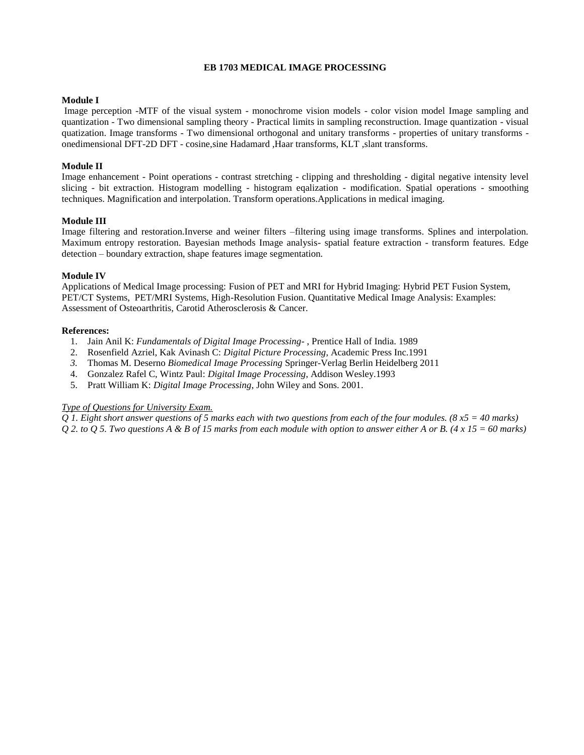## EB 1703 MEDICAL IMAGE PROCESSING

**Module I**

Image perception -MTF of the visual system - monochrome vision models - color vision model Image sampling and quantization - Two dimensional sampling theory - Practical limits in sampling reconstruction. Image quantization - visual quatization. Image transforms - Two dimensional orthogonal and unitary transforms - properties of unitary transforms - onedimensional DFT-2D DFT - cosine,sine Hadamard ,Haar transforms, KLT ,slant transforms.

**Module II**

Image enhancement - Point operations - contrast stretching - clipping and thresholding - digital negative intensity level slicing - bit extraction. Histogram modelling - histogram eqalization - modification. Spatial operations - smoothing techniques. Magnification and interpolation. Transform operations.Applications in medical imaging.

**Module III**

Image filtering and restoration.Inverse and weiner filters –filtering using image transforms. Splines and interpolation. Maximum entropy restoration. Bayesian methods Image analysis- spatial feature extraction - transform features. Edge detection – boundary extraction, shape features image segmentation.

**Module IV**

Applications of Medical Image processing: Fusion of PET and MRI for Hybrid Imaging: Hybrid PET Fusion System, PET/CT Systems, PET/MRI Systems, High-Resolution Fusion. Quantitative Medical Image Analysis: Examples: Assessment of Osteoarthritis, Carotid Atherosclerosis & Cancer.

**References:**

1. Jain Anil K: *Fundamentals of Digital Image Processing-* , Prentice Hall of India. 1989
2. Rosenfield Azriel, Kak Avinash C: *Digital Picture Processing*, Academic Press Inc.1991
3. Thomas M. Deserno *Biomedical Image Processing* Springer-Verlag Berlin Heidelberg 2011
4. Gonzalez Rafel C, Wintz Paul: *Digital Image Processing*, Addison Wesley.1993
5. Pratt William K: *Digital Image Processing*, John Wiley and Sons. 2001.

*<u>Type of Questions for University Exam.</u>*

*Q 1. Eight short answer questions of 5 marks each with two questions from each of the four modules. (8 x5 = 40 marks)*

*Q 2. to Q 5. Two questions A & B of 15 marks from each module with option to answer either A or B. (4 x 15 = 60 marks)*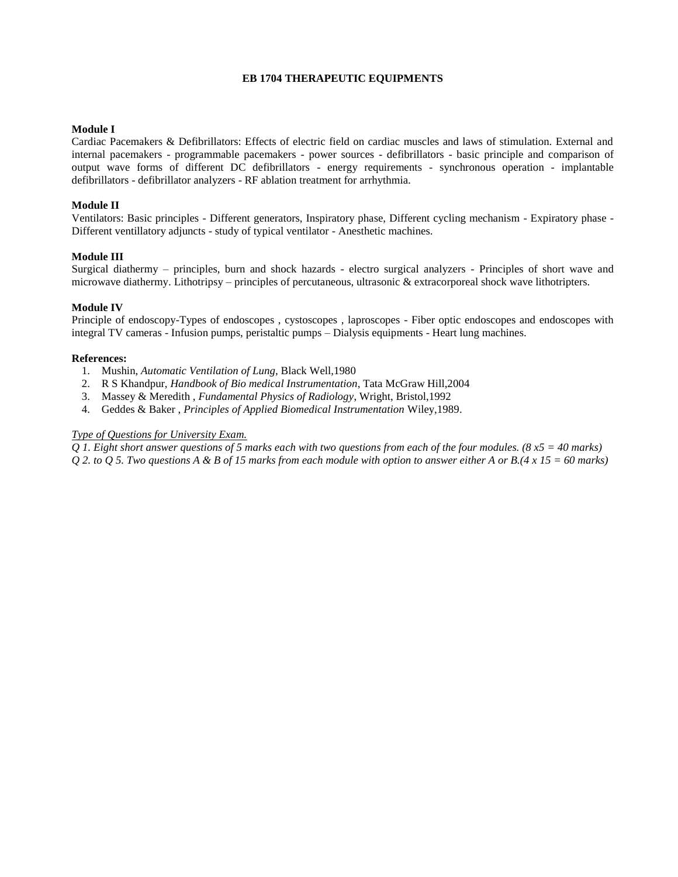# EB 1704 THERAPEUTIC EQUIPMENTS

**Module I**

Cardiac Pacemakers & Defibrillators: Effects of electric field on cardiac muscles and laws of stimulation. External and internal pacemakers - programmable pacemakers - power sources - defibrillators - basic principle and comparison of output wave forms of different DC defibrillators - energy requirements - synchronous operation - implantable defibrillators - defibrillator analyzers - RF ablation treatment for arrhythmia.

**Module II**

Ventilators: Basic principles - Different generators, Inspiratory phase, Different cycling mechanism - Expiratory phase - Different ventillatory adjuncts - study of typical ventilator - Anesthetic machines.

**Module III**

Surgical diathermy – principles, burn and shock hazards - electro surgical analyzers - Principles of short wave and microwave diathermy. Lithotripsy – principles of percutaneous, ultrasonic & extracorporeal shock wave lithotripters.

**Module IV**

Principle of endoscopy-Types of endoscopes , cystoscopes , laproscopes - Fiber optic endoscopes and endoscopes with integral TV cameras - Infusion pumps, peristaltic pumps – Dialysis equipments - Heart lung machines.

**References:**

1. Mushin, *Automatic Ventilation of Lung*, Black Well,1980
2. R S Khandpur, *Handbook of Bio medical Instrumentation*, Tata McGraw Hill,2004
3. Massey & Meredith , *Fundamental Physics of Radiology*, Wright, Bristol,1992
4. Geddes & Baker , *Principles of Applied Biomedical Instrumentation* Wiley,1989.

*Type of Questions for University Exam.*

*Q 1. Eight short answer questions of 5 marks each with two questions from each of the four modules. (8 x5 = 40 marks)*

*Q 2. to Q 5. Two questions A & B of 15 marks from each module with option to answer either A or B.(4 x 15 = 60 marks)*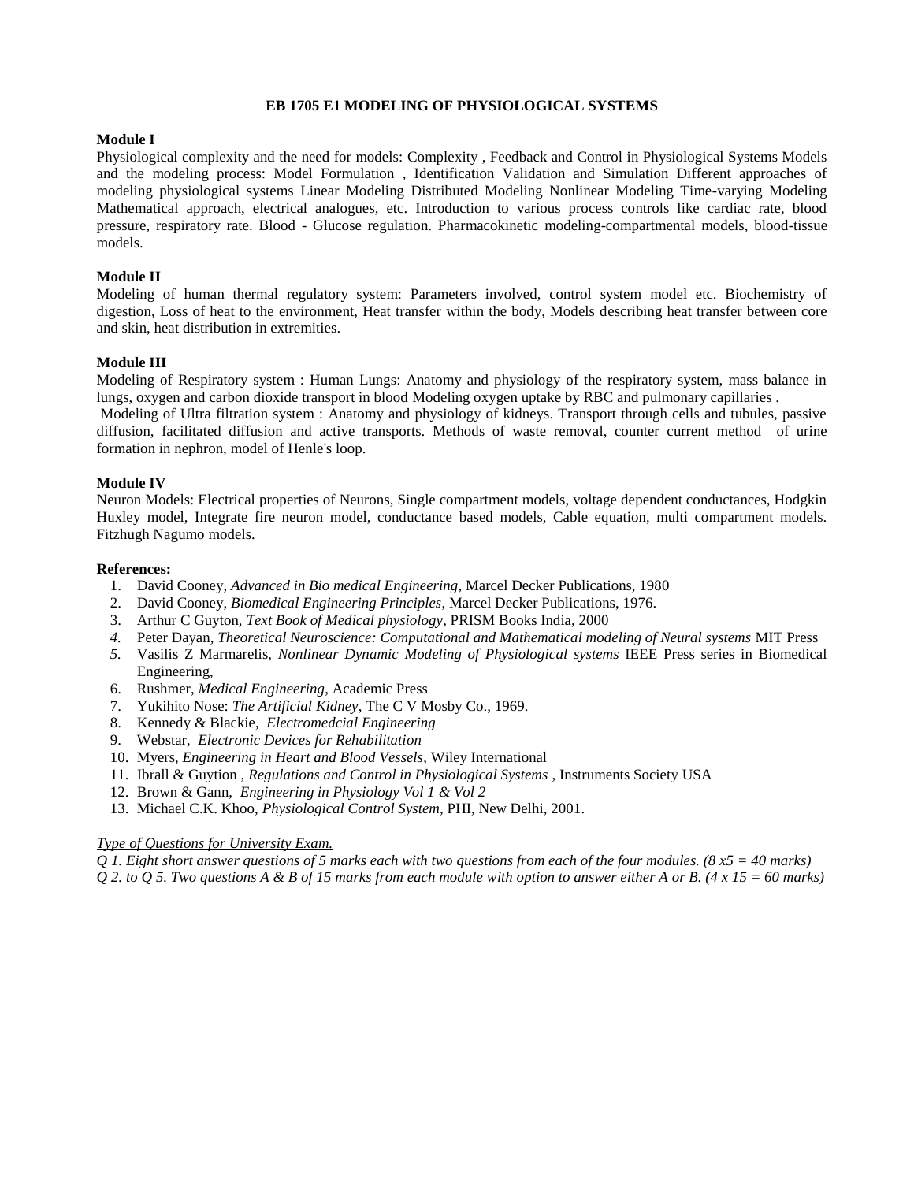# EB 1705 E1 MODELING OF PHYSIOLOGICAL SYSTEMS

**Module I**

Physiological complexity and the need for models: Complexity , Feedback and Control in Physiological Systems Models and the modeling process: Model Formulation , Identification Validation and Simulation Different approaches of modeling physiological systems Linear Modeling Distributed Modeling Nonlinear Modeling Time-varying Modeling Mathematical approach, electrical analogues, etc. Introduction to various process controls like cardiac rate, blood pressure, respiratory rate. Blood - Glucose regulation. Pharmacokinetic modeling-compartmental models, blood-tissue models.

**Module II**

Modeling of human thermal regulatory system: Parameters involved, control system model etc. Biochemistry of digestion, Loss of heat to the environment, Heat transfer within the body, Models describing heat transfer between core and skin, heat distribution in extremities.

**Module III**

Modeling of Respiratory system : Human Lungs: Anatomy and physiology of the respiratory system, mass balance in lungs, oxygen and carbon dioxide transport in blood Modeling oxygen uptake by RBC and pulmonary capillaries .

Modeling of Ultra filtration system : Anatomy and physiology of kidneys. Transport through cells and tubules, passive diffusion, facilitated diffusion and active transports. Methods of waste removal, counter current method of urine formation in nephron, model of Henle's loop.

**Module IV**

Neuron Models: Electrical properties of Neurons, Single compartment models, voltage dependent conductances, Hodgkin Huxley model, Integrate fire neuron model, conductance based models, Cable equation, multi compartment models. Fitzhugh Nagumo models.

**References:**

1. David Cooney, *Advanced in Bio medical Engineering*, Marcel Decker Publications, 1980
2. David Cooney, *Biomedical Engineering Principles*, Marcel Decker Publications, 1976.
3. Arthur C Guyton, *Text Book of Medical physiology*, PRISM Books India, 2000
4. Peter Dayan, *Theoretical Neuroscience: Computational and Mathematical modeling of Neural systems* MIT Press
5. Vasilis Z Marmarelis, *Nonlinear Dynamic Modeling of Physiological systems* IEEE Press series in Biomedical Engineering,
6. Rushmer, *Medical Engineering*, Academic Press
7. Yukihito Nose: *The Artificial Kidney*, The C V Mosby Co., 1969.
8. Kennedy & Blackie, *Electromedcial Engineering*
9. Webstar, *Electronic Devices for Rehabilitation*
10. Myers, *Engineering in Heart and Blood Vessels*, Wiley International
11. Ibrall & Guytion , *Regulations and Control in Physiological Systems* , Instruments Society USA
12. Brown & Gann, *Engineering in Physiology Vol 1 & Vol 2*
13. Michael C.K. Khoo, *Physiological Control System*, PHI, New Delhi, 2001.

<u>*Type of Questions for University Exam.*</u>

*Q 1. Eight short answer questions of 5 marks each with two questions from each of the four modules. (8 x5 = 40 marks)*

*Q 2. to Q 5. Two questions A & B of 15 marks from each module with option to answer either A or B. (4 x 15 = 60 marks)*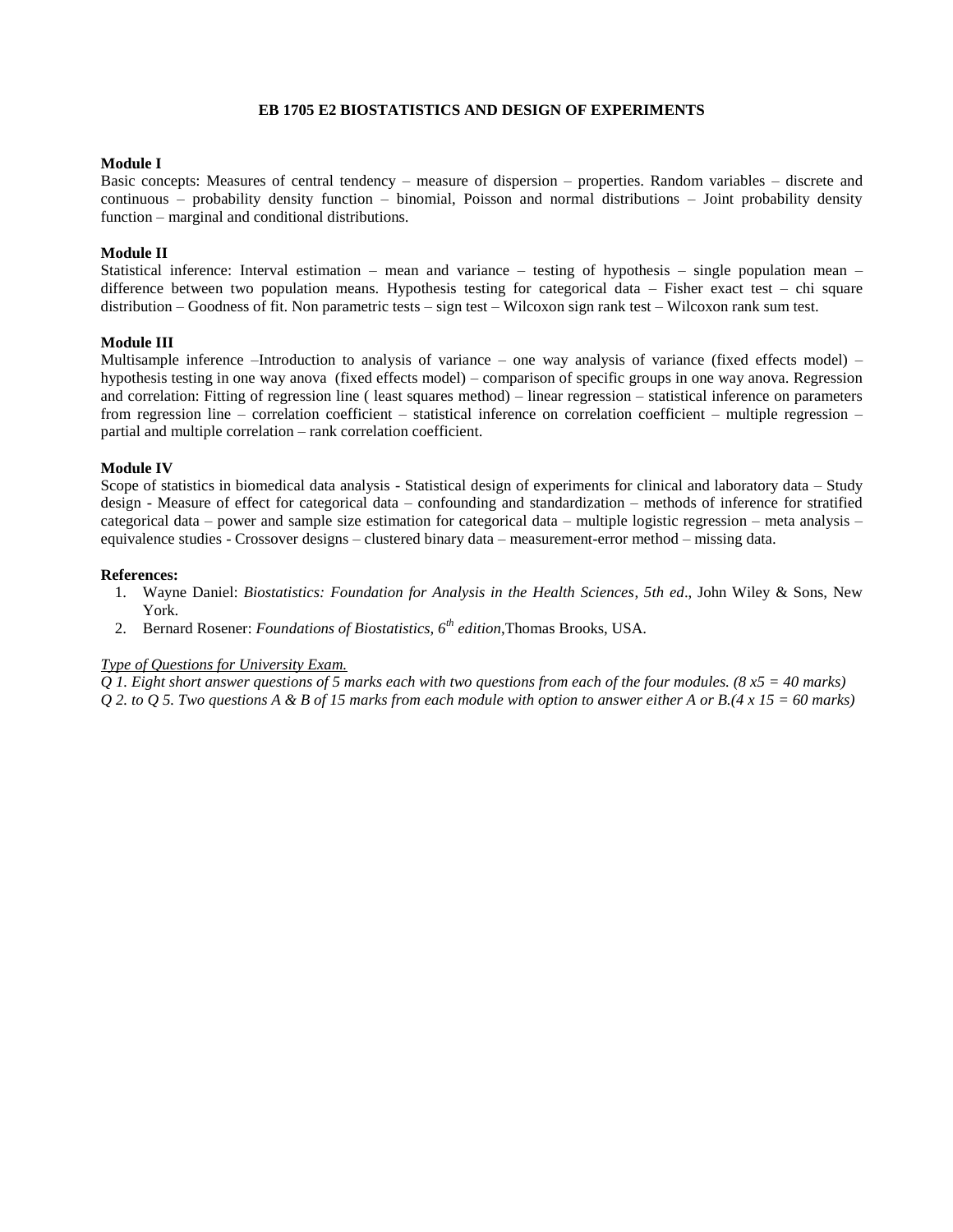## EB 1705 E2 BIOSTATISTICS AND DESIGN OF EXPERIMENTS

**Module I**

Basic concepts: Measures of central tendency – measure of dispersion – properties. Random variables – discrete and continuous – probability density function – binomial, Poisson and normal distributions – Joint probability density function – marginal and conditional distributions.

**Module II**

Statistical inference: Interval estimation – mean and variance – testing of hypothesis – single population mean – difference between two population means. Hypothesis testing for categorical data – Fisher exact test – chi square distribution – Goodness of fit. Non parametric tests – sign test – Wilcoxon sign rank test – Wilcoxon rank sum test.

**Module III**

Multisample inference –Introduction to analysis of variance – one way analysis of variance (fixed effects model) – hypothesis testing in one way anova (fixed effects model) – comparison of specific groups in one way anova. Regression and correlation: Fitting of regression line ( least squares method) – linear regression – statistical inference on parameters from regression line – correlation coefficient – statistical inference on correlation coefficient – multiple regression – partial and multiple correlation – rank correlation coefficient.

**Module IV**

Scope of statistics in biomedical data analysis - Statistical design of experiments for clinical and laboratory data – Study design - Measure of effect for categorical data – confounding and standardization – methods of inference for stratified categorical data – power and sample size estimation for categorical data – multiple logistic regression – meta analysis – equivalence studies - Crossover designs – clustered binary data – measurement-error method – missing data.

**References:**

1. Wayne Daniel: *Biostatistics: Foundation for Analysis in the Health Sciences*, *5th ed*., John Wiley & Sons, New York.
2. Bernard Rosener: *Foundations of Biostatistics, 6th edition*,Thomas Brooks, USA.

*Type of Questions for University Exam.*

*Q 1. Eight short answer questions of 5 marks each with two questions from each of the four modules. (8 x5 = 40 marks)*

*Q 2. to Q 5. Two questions A & B of 15 marks from each module with option to answer either A or B.(4 x 15 = 60 marks)*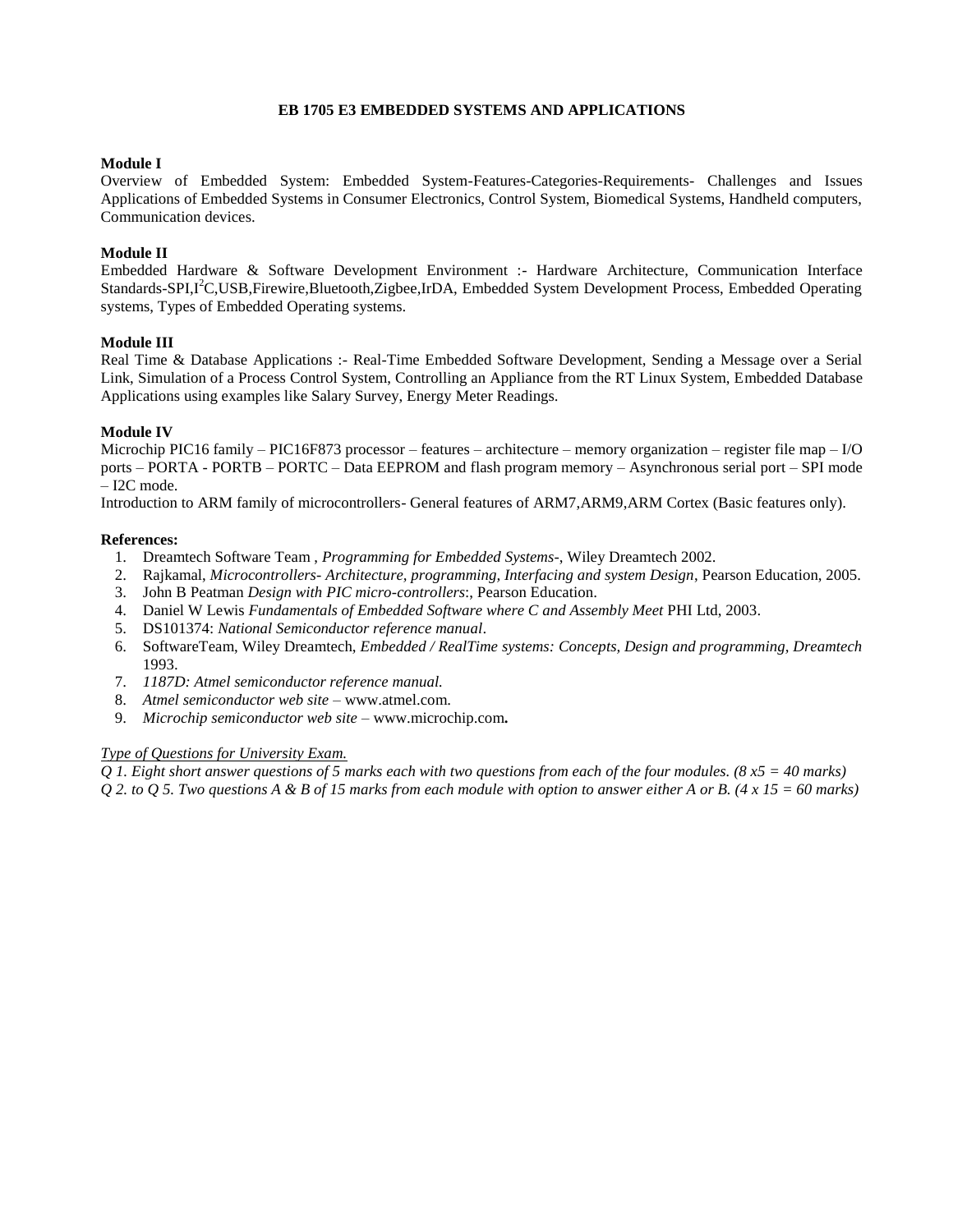**EB 1705 E3 EMBEDDED SYSTEMS AND APPLICATIONS**

**Module I**

Overview of Embedded System: Embedded System-Features-Categories-Requirements- Challenges and Issues Applications of Embedded Systems in Consumer Electronics, Control System, Biomedical Systems, Handheld computers, Communication devices.

**Module II**

Embedded Hardware & Software Development Environment :- Hardware Architecture, Communication Interface Standards-SPI,$I^2C$,USB,Firewire,Bluetooth,Zigbee,IrDA, Embedded System Development Process, Embedded Operating systems, Types of Embedded Operating systems.

**Module III**

Real Time & Database Applications :- Real-Time Embedded Software Development, Sending a Message over a Serial Link, Simulation of a Process Control System, Controlling an Appliance from the RT Linux System, Embedded Database Applications using examples like Salary Survey, Energy Meter Readings.

**Module IV**

Microchip PIC16 family – PIC16F873 processor – features – architecture – memory organization – register file map – I/O ports – PORTA - PORTB – PORTC – Data EEPROM and flash program memory – Asynchronous serial port – SPI mode – I2C mode.

Introduction to ARM family of microcontrollers- General features of ARM7,ARM9,ARM Cortex (Basic features only).

**References:**

1. Dreamtech Software Team , *Programming for Embedded Systems-*, Wiley Dreamtech 2002.
2. Rajkamal, *Microcontrollers- Architecture, programming, Interfacing and system Design*, Pearson Education, 2005.
3. John B Peatman *Design with PIC micro-controllers*:, Pearson Education.
4. Daniel W Lewis *Fundamentals of Embedded Software where C and Assembly Meet* PHI Ltd, 2003.
5. DS101374: *National Semiconductor reference manual*.
6. SoftwareTeam, Wiley Dreamtech, *Embedded / RealTime systems: Concepts, Design and programming, Dreamtech* 1993.
7. *1187D: Atmel semiconductor reference manual.*
8. *Atmel semiconductor web site* – www.atmel.com.
9. *Microchip semiconductor web site* – www.microchip.com**.**

*Type of Questions for University Exam.*

*Q 1. Eight short answer questions of 5 marks each with two questions from each of the four modules. (8 x5 = 40 marks)*

*Q 2. to Q 5. Two questions A & B of 15 marks from each module with option to answer either A or B. (4 x 15 = 60 marks)*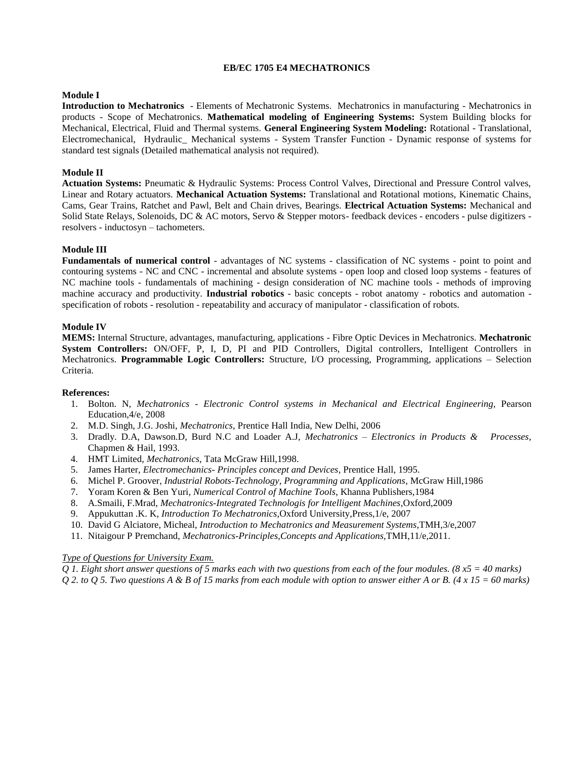# EB/EC 1705 E4 MECHATRONICS

**Module I**

**Introduction to Mechatronics** - Elements of Mechatronic Systems. Mechatronics in manufacturing - Mechatronics in products - Scope of Mechatronics. **Mathematical modeling of Engineering Systems:** System Building blocks for Mechanical, Electrical, Fluid and Thermal systems. **General Engineering System Modeling:** Rotational - Translational, Electromechanical, Hydraulic_ Mechanical systems - System Transfer Function - Dynamic response of systems for standard test signals (Detailed mathematical analysis not required).

**Module II**

**Actuation Systems:** Pneumatic & Hydraulic Systems: Process Control Valves, Directional and Pressure Control valves, Linear and Rotary actuators. **Mechanical Actuation Systems:** Translational and Rotational motions, Kinematic Chains, Cams, Gear Trains, Ratchet and Pawl, Belt and Chain drives, Bearings. **Electrical Actuation Systems:** Mechanical and Solid State Relays, Solenoids, DC & AC motors, Servo & Stepper motors- feedback devices - encoders - pulse digitizers - resolvers - inductosyn – tachometers.

**Module III**

**Fundamentals of numerical control** - advantages of NC systems - classification of NC systems - point to point and contouring systems - NC and CNC - incremental and absolute systems - open loop and closed loop systems - features of NC machine tools - fundamentals of machining - design consideration of NC machine tools - methods of improving machine accuracy and productivity. **Industrial robotics** - basic concepts - robot anatomy - robotics and automation - specification of robots - resolution - repeatability and accuracy of manipulator - classification of robots.

**Module IV**

**MEMS:** Internal Structure, advantages, manufacturing, applications - Fibre Optic Devices in Mechatronics. **Mechatronic System Controllers:** ON/OFF, P, I, D, PI and PID Controllers, Digital controllers, Intelligent Controllers in Mechatronics. **Programmable Logic Controllers:** Structure, I/O processing, Programming, applications – Selection Criteria.

**References:**

1. Bolton. N, *Mechatronics - Electronic Control systems in Mechanical and Electrical Engineering*, Pearson Education,4/e, 2008
2. M.D. Singh, J.G. Joshi, *Mechatronics*, Prentice Hall India, New Delhi, 2006
3. Dradly. D.A, Dawson.D, Burd N.C and Loader A.J, *Mechatronics – Electronics in Products & Processes*, Chapmen & Hail, 1993.
4. HMT Limited, *Mechatronics*, Tata McGraw Hill,1998.
5. James Harter, *Electromechanics- Principles concept and Devices*, Prentice Hall, 1995.
6. Michel P. Groover, *Industrial Robots-Technology, Programming and Applications*, McGraw Hill,1986
7. Yoram Koren & Ben Yuri, *Numerical Control of Machine Tools*, Khanna Publishers,1984
8. A.Smaili, F.Mrad, *Mechatronics-Integrated Technologis for Intelligent Machines*,Oxford,2009
9. Appukuttan .K. K, *Introduction To Mechatronics*,Oxford University,Press,1/e, 2007
10. David G Alciatore, Micheal, *Introduction to Mechatronics and Measurement Systems*,TMH,3/e,2007
11. Nitaigour P Premchand, *Mechatronics-Principles,Concepts and Applications*,TMH,11/e,2011.

*Type of Questions for University Exam.*

*Q 1. Eight short answer questions of 5 marks each with two questions from each of the four modules. (8 x5 = 40 marks)*

*Q 2. to Q 5. Two questions A & B of 15 marks from each module with option to answer either A or B. (4 x 15 = 60 marks)*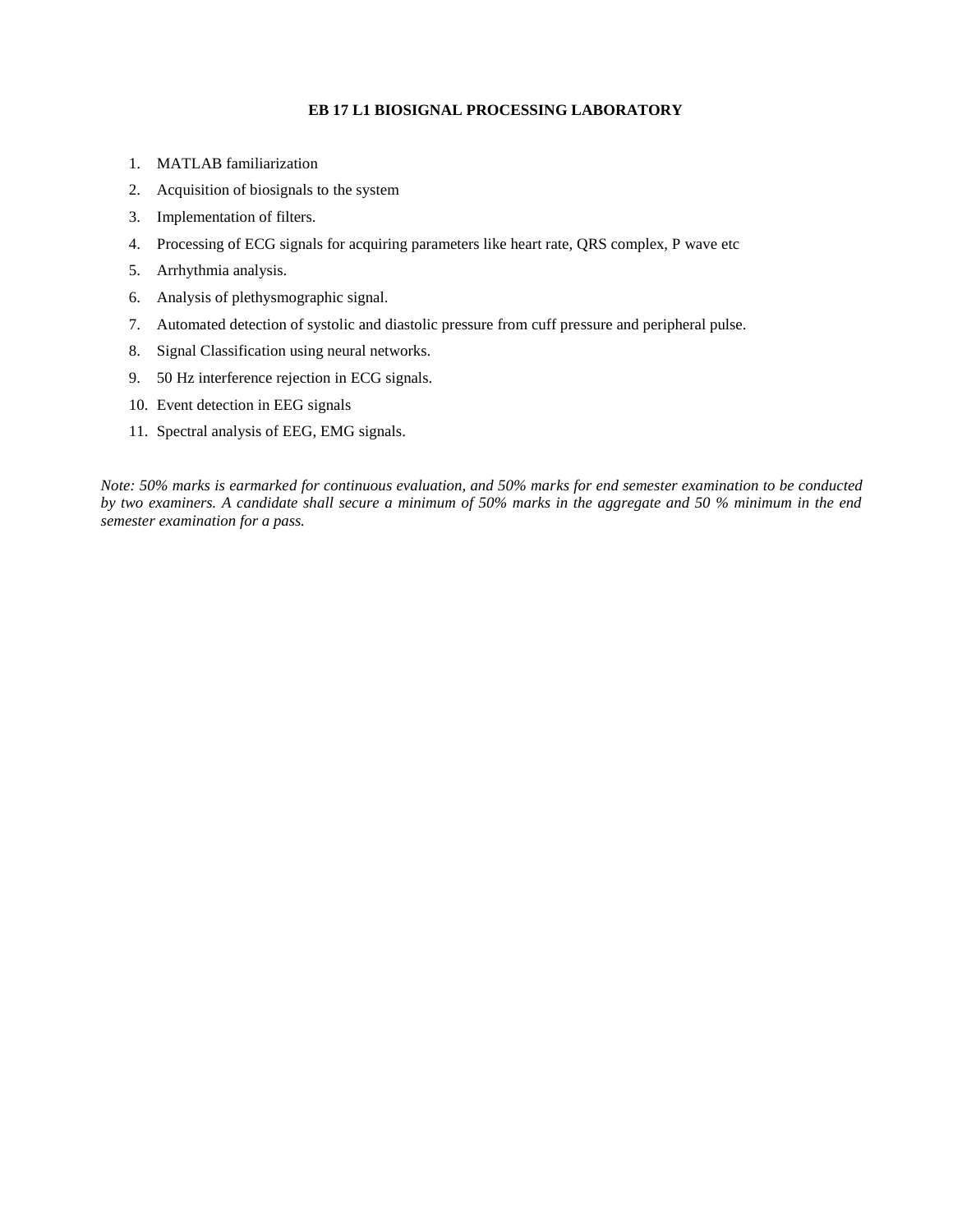**EB 17 L1 BIOSIGNAL PROCESSING LABORATORY**

1. MATLAB familiarization
2. Acquisition of biosignals to the system
3. Implementation of filters.
4. Processing of ECG signals for acquiring parameters like heart rate, QRS complex, P wave etc
5. Arrhythmia analysis.
6. Analysis of plethysmographic signal.
7. Automated detection of systolic and diastolic pressure from cuff pressure and peripheral pulse.
8. Signal Classification using neural networks.
9. 50 Hz interference rejection in ECG signals.
10. Event detection in EEG signals
11. Spectral analysis of EEG, EMG signals.

*Note: 50% marks is earmarked for continuous evaluation, and 50% marks for end semester examination to be conducted by two examiners. A candidate shall secure a minimum of 50% marks in the aggregate and 50 % minimum in the end semester examination for a pass.*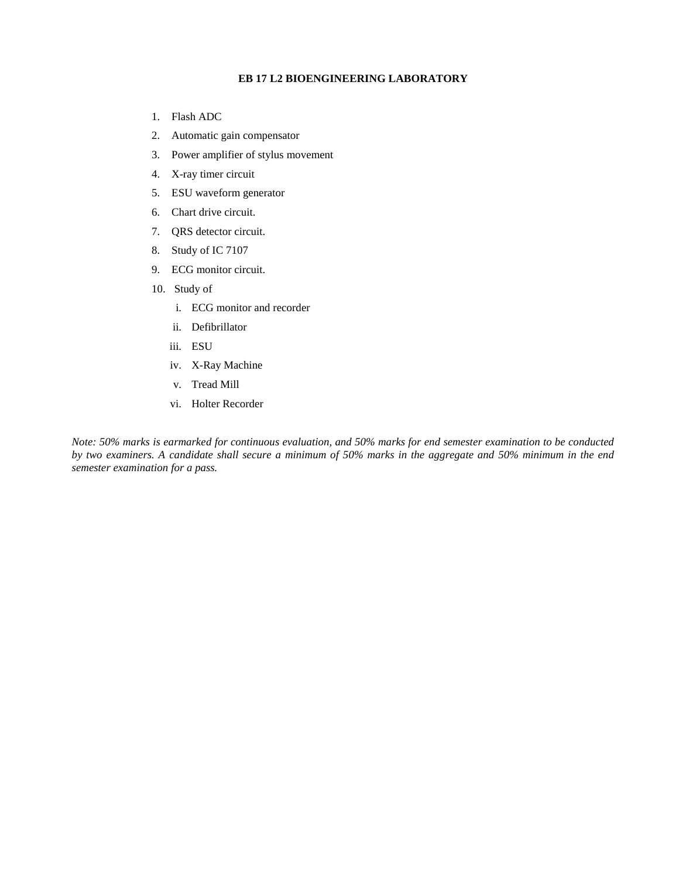## EB 17 L2 BIOENGINEERING LABORATORY

1. Flash ADC
2. Automatic gain compensator
3. Power amplifier of stylus movement
4. X-ray timer circuit
5. ESU waveform generator
6. Chart drive circuit.
7. QRS detector circuit.
8. Study of IC 7107
9. ECG monitor circuit.
10. Study of
    1. ECG monitor and recorder
    2. Defibrillator
    3. ESU
    4. X-Ray Machine
    5. Tread Mill
    6. Holter Recorder

*Note: 50% marks is earmarked for continuous evaluation, and 50% marks for end semester examination to be conducted by two examiners. A candidate shall secure a minimum of 50% marks in the aggregate and 50% minimum in the end semester examination for a pass.*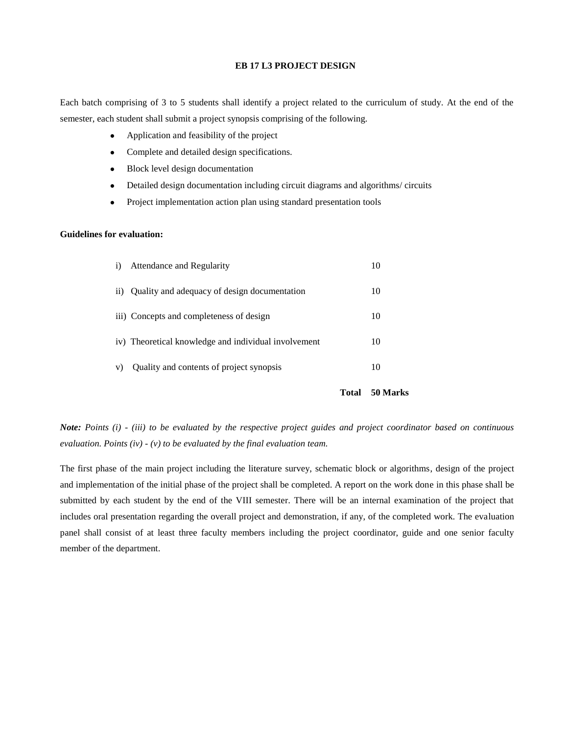## EB 17 L3 PROJECT DESIGN

Each batch comprising of 3 to 5 students shall identify a project related to the curriculum of study. At the end of the semester, each student shall submit a project synopsis comprising of the following.

- Application and feasibility of the project
- Complete and detailed design specifications.
- Block level design documentation
- Detailed design documentation including circuit diagrams and algorithms/ circuits
- Project implementation action plan using standard presentation tools

**Guidelines for evaluation:**

| | |
|---|---|
| i) Attendance and Regularity | 10 |
| ii) Quality and adequacy of design documentation | 10 |
| iii) Concepts and completeness of design | 10 |
| iv) Theoretical knowledge and individual involvement | 10 |
| v) Quality and contents of project synopsis | 10 |
| **Total** | **50 Marks** |

***Note:*** *Points (i) - (iii) to be evaluated by the respective project guides and project coordinator based on continuous evaluation. Points (iv) - (v) to be evaluated by the final evaluation team.*

The first phase of the main project including the literature survey, schematic block or algorithms, design of the project and implementation of the initial phase of the project shall be completed. A report on the work done in this phase shall be submitted by each student by the end of the VIII semester. There will be an internal examination of the project that includes oral presentation regarding the overall project and demonstration, if any, of the completed work. The evaluation panel shall consist of at least three faculty members including the project coordinator, guide and one senior faculty member of the department.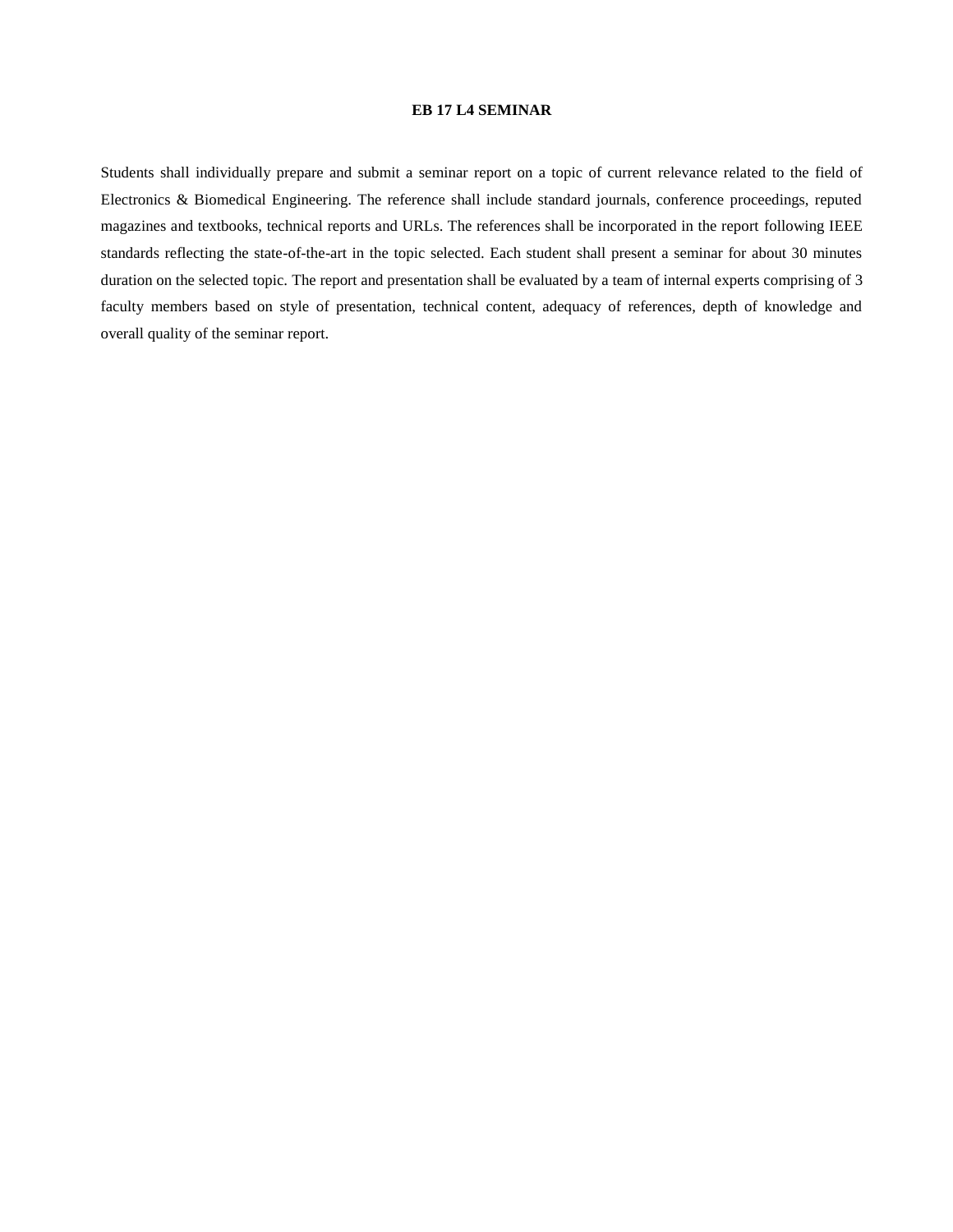## EB 17 L4 SEMINAR

Students shall individually prepare and submit a seminar report on a topic of current relevance related to the field of Electronics & Biomedical Engineering. The reference shall include standard journals, conference proceedings, reputed magazines and textbooks, technical reports and URLs. The references shall be incorporated in the report following IEEE standards reflecting the state-of-the-art in the topic selected. Each student shall present a seminar for about 30 minutes duration on the selected topic. The report and presentation shall be evaluated by a team of internal experts comprising of 3 faculty members based on style of presentation, technical content, adequacy of references, depth of knowledge and overall quality of the seminar report.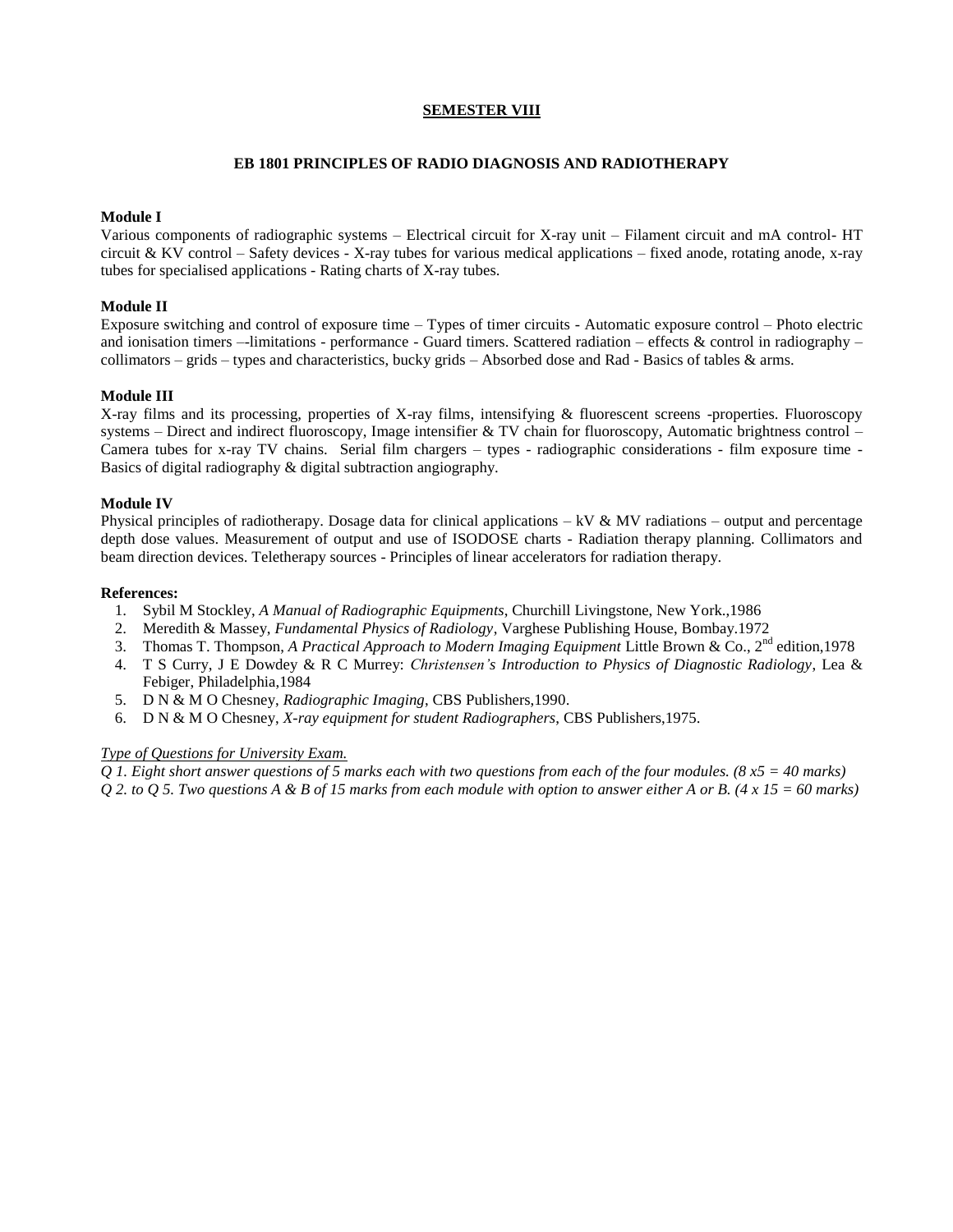## SEMESTER VIII

### EB 1801 PRINCIPLES OF RADIO DIAGNOSIS AND RADIOTHERAPY

**Module I**

Various components of radiographic systems – Electrical circuit for X-ray unit – Filament circuit and mA control- HT circuit & KV control – Safety devices - X-ray tubes for various medical applications – fixed anode, rotating anode, x-ray tubes for specialised applications - Rating charts of X-ray tubes.

**Module II**

Exposure switching and control of exposure time – Types of timer circuits - Automatic exposure control – Photo electric and ionisation timers –-limitations - performance - Guard timers. Scattered radiation – effects & control in radiography – collimators – grids – types and characteristics, bucky grids – Absorbed dose and Rad - Basics of tables & arms.

**Module III**

X-ray films and its processing, properties of X-ray films, intensifying & fluorescent screens -properties. Fluoroscopy systems – Direct and indirect fluoroscopy, Image intensifier & TV chain for fluoroscopy, Automatic brightness control – Camera tubes for x-ray TV chains. Serial film chargers – types - radiographic considerations - film exposure time - Basics of digital radiography & digital subtraction angiography.

**Module IV**

Physical principles of radiotherapy. Dosage data for clinical applications – kV & MV radiations – output and percentage depth dose values. Measurement of output and use of ISODOSE charts - Radiation therapy planning. Collimators and beam direction devices. Teletherapy sources - Principles of linear accelerators for radiation therapy.

**References:**

1. Sybil M Stockley, *A Manual of Radiographic Equipments*, Churchill Livingstone, New York.,1986
2. Meredith & Massey, *Fundamental Physics of Radiology*, Varghese Publishing House, Bombay.1972
3. Thomas T. Thompson, *A Practical Approach to Modern Imaging Equipment* Little Brown & Co., 2nd edition,1978
4. T S Curry, J E Dowdey & R C Murrey: *Christensen's Introduction to Physics of Diagnostic Radiology*, Lea & Febiger, Philadelphia,1984
5. D N & M O Chesney, *Radiographic Imaging*, CBS Publishers,1990.
6. D N & M O Chesney, *X-ray equipment for student Radiographers*, CBS Publishers,1975.

*Type of Questions for University Exam.*

*Q 1. Eight short answer questions of 5 marks each with two questions from each of the four modules. (8 x5 = 40 marks)*

*Q 2. to Q 5. Two questions A & B of 15 marks from each module with option to answer either A or B. (4 x 15 = 60 marks)*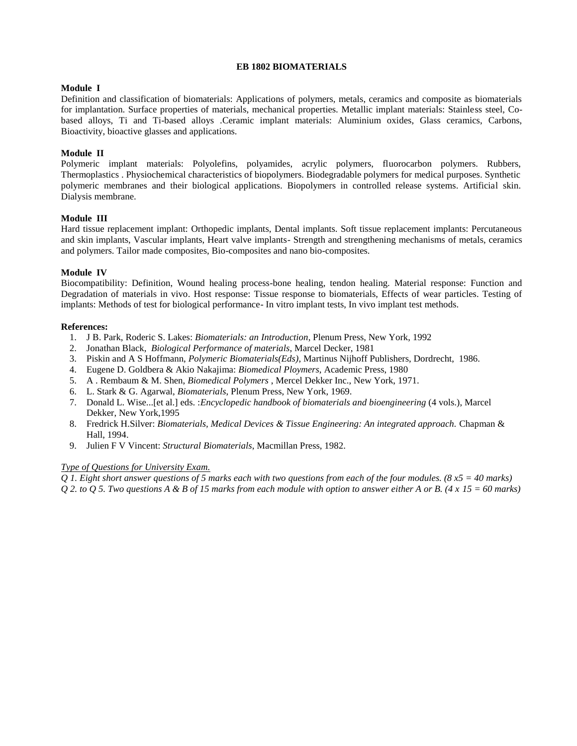## EB 1802 BIOMATERIALS

**Module I**

Definition and classification of biomaterials: Applications of polymers, metals, ceramics and composite as biomaterials for implantation. Surface properties of materials, mechanical properties. Metallic implant materials: Stainless steel, Co-based alloys, Ti and Ti-based alloys .Ceramic implant materials: Aluminium oxides, Glass ceramics, Carbons, Bioactivity, bioactive glasses and applications.

**Module II**

Polymeric implant materials: Polyolefins, polyamides, acrylic polymers, fluorocarbon polymers. Rubbers, Thermoplastics . Physiochemical characteristics of biopolymers. Biodegradable polymers for medical purposes. Synthetic polymeric membranes and their biological applications. Biopolymers in controlled release systems. Artificial skin. Dialysis membrane.

**Module III**

Hard tissue replacement implant: Orthopedic implants, Dental implants. Soft tissue replacement implants: Percutaneous and skin implants, Vascular implants, Heart valve implants- Strength and strengthening mechanisms of metals, ceramics and polymers. Tailor made composites, Bio-composites and nano bio-composites.

**Module IV**

Biocompatibility: Definition, Wound healing process-bone healing, tendon healing. Material response: Function and Degradation of materials in vivo. Host response: Tissue response to biomaterials, Effects of wear particles. Testing of implants: Methods of test for biological performance- In vitro implant tests, In vivo implant test methods.

**References:**

1. J B. Park, Roderic S. Lakes: *Biomaterials: an Introduction*, Plenum Press, New York, 1992
2. Jonathan Black, *Biological Performance of materials*, Marcel Decker, 1981
3. Piskin and A S Hoffmann, *Polymeric Biomaterials(Eds)*, Martinus Nijhoff Publishers, Dordrecht, 1986.
4. Eugene D. Goldbera & Akio Nakajima: *Biomedical Ploymers*, Academic Press, 1980
5. A . Rembaum & M. Shen, *Biomedical Polymers* , Mercel Dekker Inc., New York, 1971.
6. L. Stark & G. Agarwal, *Biomaterials*, Plenum Press, New York, 1969.
7. Donald L. Wise...[et al.] eds. :*Encyclopedic handbook of biomaterials and bioengineering* (4 vols.), Marcel Dekker, New York,1995
8. Fredrick H.Silver: *Biomaterials, Medical Devices & Tissue Engineering: An integrated approach.* Chapman & Hall, 1994.
9. Julien F V Vincent: *Structural Biomaterials*, Macmillan Press, 1982.

<u>*Type of Questions for University Exam.*</u>

*Q 1. Eight short answer questions of 5 marks each with two questions from each of the four modules. (8 x5 = 40 marks)*

*Q 2. to Q 5. Two questions A & B of 15 marks from each module with option to answer either A or B. (4 x 15 = 60 marks)*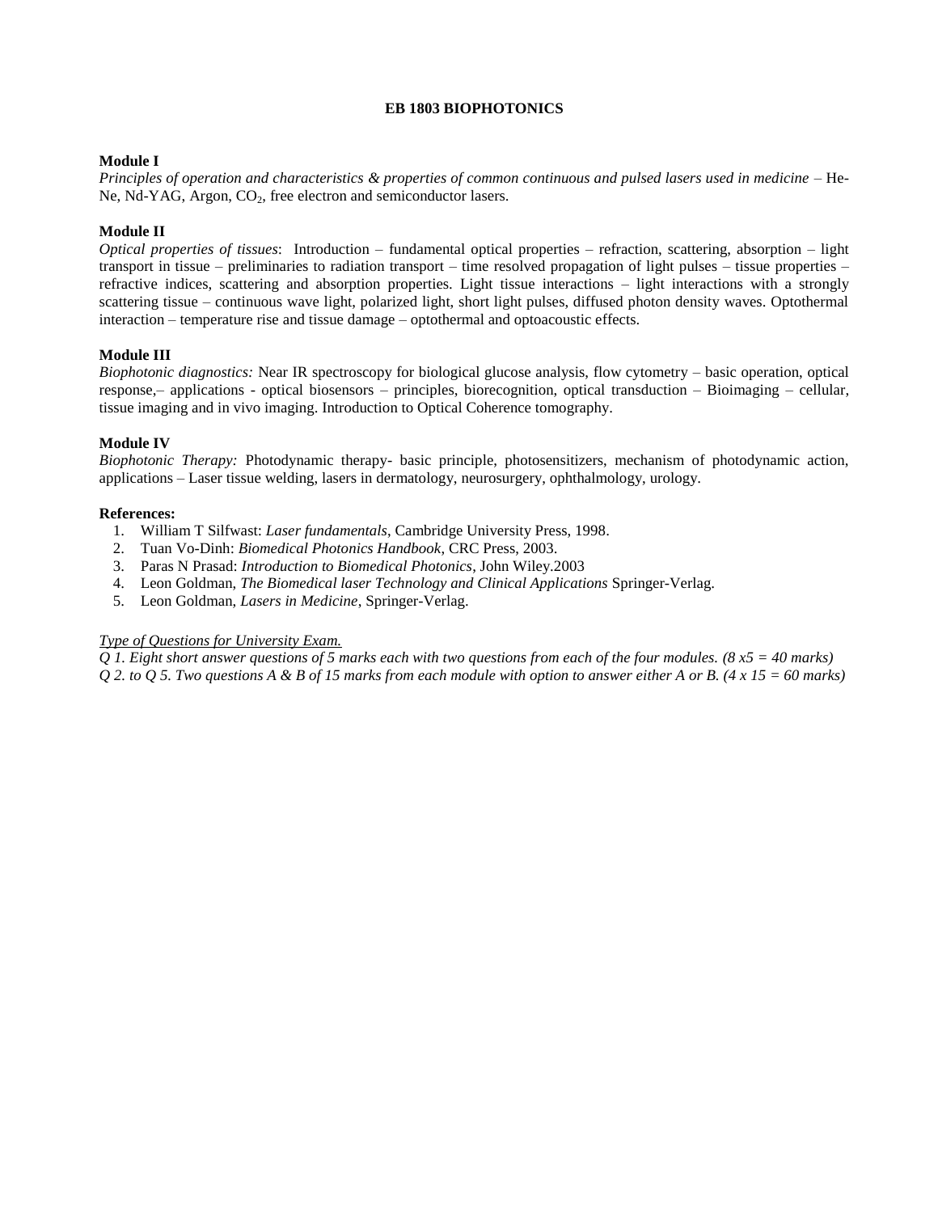# EB 1803 BIOPHOTONICS

**Module I**

*Principles of operation and characteristics & properties of common continuous and pulsed lasers used in medicine* – He-Ne, Nd-YAG, Argon, $CO_2$, free electron and semiconductor lasers.

**Module II**

*Optical properties of tissues*: Introduction – fundamental optical properties – refraction, scattering, absorption – light transport in tissue – preliminaries to radiation transport – time resolved propagation of light pulses – tissue properties – refractive indices, scattering and absorption properties. Light tissue interactions – light interactions with a strongly scattering tissue – continuous wave light, polarized light, short light pulses, diffused photon density waves. Optothermal interaction – temperature rise and tissue damage – optothermal and optoacoustic effects.

**Module III**

*Biophotonic diagnostics:* Near IR spectroscopy for biological glucose analysis, flow cytometry – basic operation, optical response,– applications - optical biosensors – principles, biorecognition, optical transduction – Bioimaging – cellular, tissue imaging and in vivo imaging. Introduction to Optical Coherence tomography.

**Module IV**

*Biophotonic Therapy:* Photodynamic therapy- basic principle, photosensitizers, mechanism of photodynamic action, applications – Laser tissue welding, lasers in dermatology, neurosurgery, ophthalmology, urology.

**References:**

1. William T Silfwast: *Laser fundamentals*, Cambridge University Press, 1998.
2. Tuan Vo-Dinh: *Biomedical Photonics Handbook*, CRC Press, 2003.
3. Paras N Prasad: *Introduction to Biomedical Photonics*, John Wiley.2003
4. Leon Goldman, *The Biomedical laser Technology and Clinical Applications* Springer-Verlag.
5. Leon Goldman, *Lasers in Medicine*, Springer-Verlag.

*Type of Questions for University Exam.*

*Q 1. Eight short answer questions of 5 marks each with two questions from each of the four modules. (8 x5 = 40 marks)*

*Q 2. to Q 5. Two questions A & B of 15 marks from each module with option to answer either A or B. (4 x 15 = 60 marks)*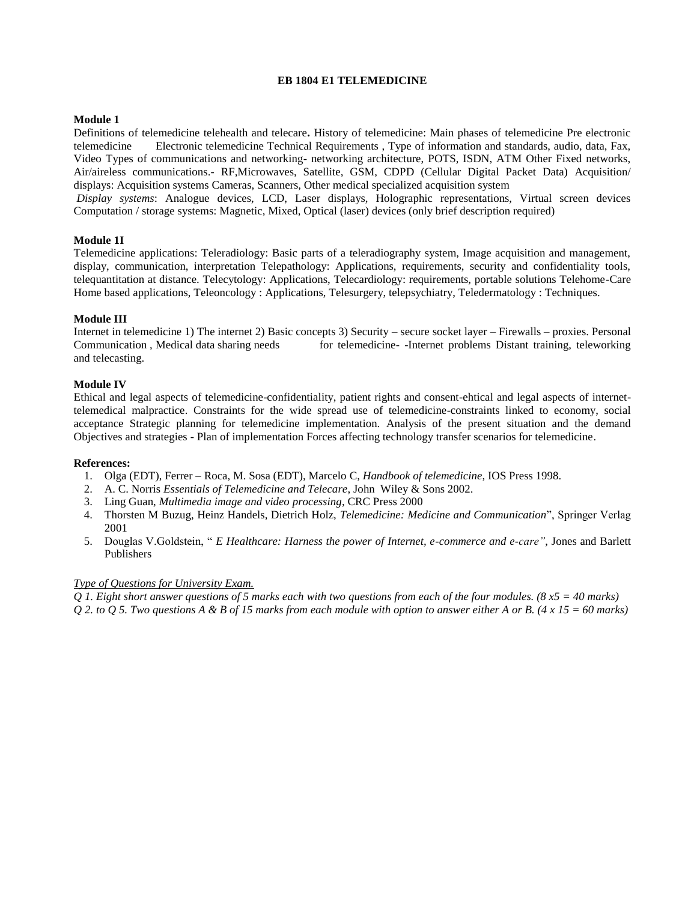## EB 1804 E1 TELEMEDICINE

**Module 1**

Definitions of telemedicine telehealth and telecare**.** History of telemedicine: Main phases of telemedicine Pre electronic telemedicine Electronic telemedicine Technical Requirements , Type of information and standards, audio, data, Fax, Video Types of communications and networking- networking architecture, POTS, ISDN, ATM Other Fixed networks, Air/aireless communications.- RF,Microwaves, Satellite, GSM, CDPD (Cellular Digital Packet Data) Acquisition/ displays: Acquisition systems Cameras, Scanners, Other medical specialized acquisition system

*Display systems*: Analogue devices, LCD, Laser displays, Holographic representations, Virtual screen devices Computation / storage systems: Magnetic, Mixed, Optical (laser) devices (only brief description required)

**Module 1I**

Telemedicine applications: Teleradiology: Basic parts of a teleradiography system, Image acquisition and management, display, communication, interpretation Telepathology: Applications, requirements, security and confidentiality tools, telequantitation at distance. Telecytology: Applications, Telecardiology: requirements, portable solutions Telehome-Care Home based applications, Teleoncology : Applications, Telesurgery, telepsychiatry, Teledermatology : Techniques.

**Module III**

Internet in telemedicine 1) The internet 2) Basic concepts 3) Security – secure socket layer – Firewalls – proxies. Personal Communication , Medical data sharing needs for telemedicine- -Internet problems Distant training, teleworking and telecasting.

**Module IV**

Ethical and legal aspects of telemedicine-confidentiality, patient rights and consent-ehtical and legal aspects of internet-telemedical malpractice. Constraints for the wide spread use of telemedicine-constraints linked to economy, social acceptance Strategic planning for telemedicine implementation. Analysis of the present situation and the demand Objectives and strategies - Plan of implementation Forces affecting technology transfer scenarios for telemedicine.

**References:**

1. Olga (EDT), Ferrer – Roca, M. Sosa (EDT), Marcelo C, *Handbook of telemedicine*, IOS Press 1998.
2. A. C. Norris *Essentials of Telemedicine and Telecare*, John Wiley & Sons 2002.
3. Ling Guan, *Multimedia image and video processing*, CRC Press 2000
4. Thorsten M Buzug, Heinz Handels, Dietrich Holz, *Telemedicine: Medicine and Communication*", Springer Verlag 2001
5. Douglas V.Goldstein, " *E Healthcare: Harness the power of Internet, e-commerce and e-care"*, Jones and Barlett Publishers

*Type of Questions for University Exam.*

*Q 1. Eight short answer questions of 5 marks each with two questions from each of the four modules. (8 x5 = 40 marks)*

*Q 2. to Q 5. Two questions A & B of 15 marks from each module with option to answer either A or B. (4 x 15 = 60 marks)*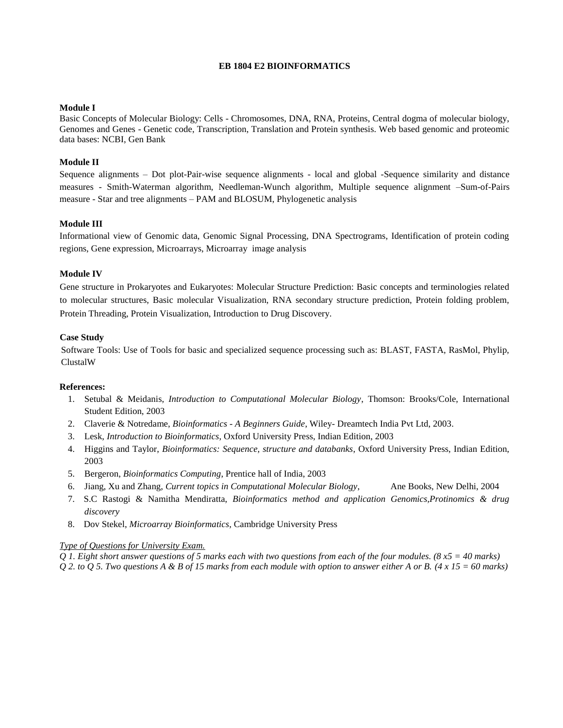# EB 1804 E2 BIOINFORMATICS

**Module I**

Basic Concepts of Molecular Biology: Cells - Chromosomes, DNA, RNA, Proteins, Central dogma of molecular biology, Genomes and Genes - Genetic code, Transcription, Translation and Protein synthesis. Web based genomic and proteomic data bases: NCBI, Gen Bank

**Module II**

Sequence alignments – Dot plot-Pair-wise sequence alignments - local and global -Sequence similarity and distance measures - Smith-Waterman algorithm, Needleman-Wunch algorithm, Multiple sequence alignment –Sum-of-Pairs measure - Star and tree alignments – PAM and BLOSUM, Phylogenetic analysis

**Module III**

Informational view of Genomic data, Genomic Signal Processing, DNA Spectrograms, Identification of protein coding regions, Gene expression, Microarrays, Microarray image analysis

**Module IV**

Gene structure in Prokaryotes and Eukaryotes: Molecular Structure Prediction: Basic concepts and terminologies related to molecular structures, Basic molecular Visualization, RNA secondary structure prediction, Protein folding problem, Protein Threading, Protein Visualization, Introduction to Drug Discovery.

**Case Study**

Software Tools: Use of Tools for basic and specialized sequence processing such as: BLAST, FASTA, RasMol, Phylip, ClustalW

**References:**

1. Setubal & Meidanis, *Introduction to Computational Molecular Biology*, Thomson: Brooks/Cole, International Student Edition, 2003
2. Claverie & Notredame, *Bioinformatics - A Beginners Guide*, Wiley- Dreamtech India Pvt Ltd, 2003.
3. Lesk, *Introduction to Bioinformatics*, Oxford University Press, Indian Edition, 2003
4. Higgins and Taylor, *Bioinformatics: Sequence, structure and databanks*, Oxford University Press, Indian Edition, 2003
5. Bergeron, *Bioinformatics Computing*, Prentice hall of India, 2003
6. Jiang, Xu and Zhang, *Current topics in Computational Molecular Biology*, Ane Books, New Delhi, 2004
7. S.C Rastogi & Namitha Mendiratta, *Bioinformatics method and application Genomics,Protinomics & drug discovery*
8. Dov Stekel, *Microarray Bioinformatics*, Cambridge University Press

*Type of Questions for University Exam.*

*Q 1. Eight short answer questions of 5 marks each with two questions from each of the four modules. (8 x5 = 40 marks)*

*Q 2. to Q 5. Two questions A & B of 15 marks from each module with option to answer either A or B. (4 x 15 = 60 marks)*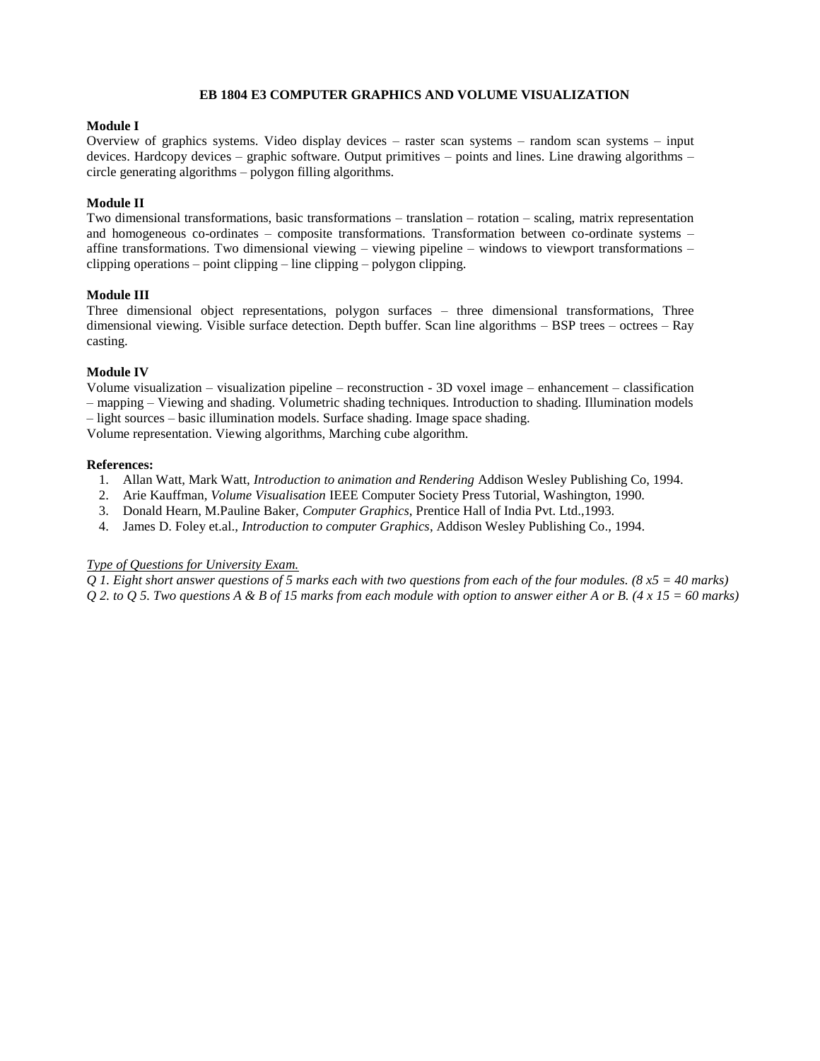## EB 1804 E3 COMPUTER GRAPHICS AND VOLUME VISUALIZATION

**Module I**

Overview of graphics systems. Video display devices – raster scan systems – random scan systems – input devices. Hardcopy devices – graphic software. Output primitives – points and lines. Line drawing algorithms – circle generating algorithms – polygon filling algorithms.

**Module II**

Two dimensional transformations, basic transformations – translation – rotation – scaling, matrix representation and homogeneous co-ordinates – composite transformations. Transformation between co-ordinate systems – affine transformations. Two dimensional viewing – viewing pipeline – windows to viewport transformations – clipping operations – point clipping – line clipping – polygon clipping.

**Module III**

Three dimensional object representations, polygon surfaces – three dimensional transformations, Three dimensional viewing. Visible surface detection. Depth buffer. Scan line algorithms – BSP trees – octrees – Ray casting.

**Module IV**

Volume visualization – visualization pipeline – reconstruction - 3D voxel image – enhancement – classification – mapping – Viewing and shading. Volumetric shading techniques. Introduction to shading. Illumination models – light sources – basic illumination models. Surface shading. Image space shading.

Volume representation. Viewing algorithms, Marching cube algorithm.

**References:**

1. Allan Watt, Mark Watt, *Introduction to animation and Rendering* Addison Wesley Publishing Co, 1994.
2. Arie Kauffman, *Volume Visualisation* IEEE Computer Society Press Tutorial, Washington, 1990.
3. Donald Hearn, M.Pauline Baker, *Computer Graphics*, Prentice Hall of India Pvt. Ltd.,1993.
4. James D. Foley et.al., *Introduction to computer Graphics*, Addison Wesley Publishing Co., 1994.

*Type of Questions for University Exam.*

*Q 1. Eight short answer questions of 5 marks each with two questions from each of the four modules. (8 x5 = 40 marks)*

*Q 2. to Q 5. Two questions A & B of 15 marks from each module with option to answer either A or B. (4 x 15 = 60 marks)*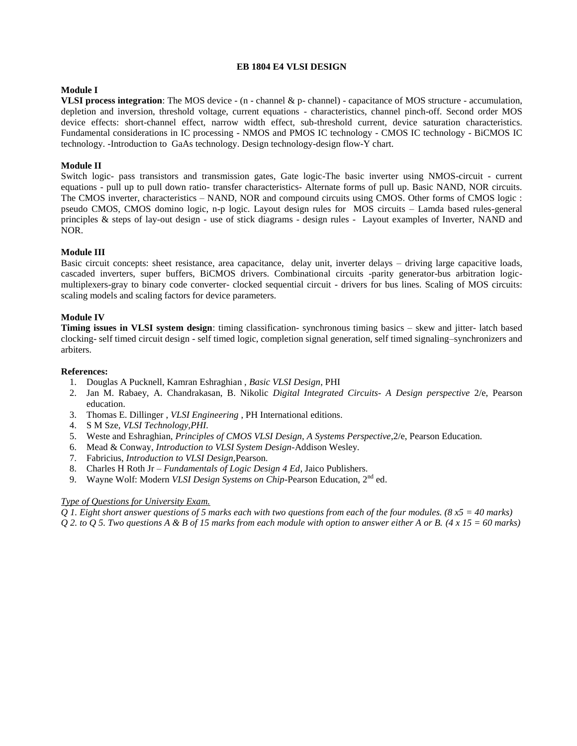# EB 1804 E4 VLSI DESIGN

**Module I**

**VLSI process integration**: The MOS device - (n - channel & p- channel) - capacitance of MOS structure - accumulation, depletion and inversion, threshold voltage, current equations - characteristics, channel pinch-off. Second order MOS device effects: short-channel effect, narrow width effect, sub-threshold current, device saturation characteristics. Fundamental considerations in IC processing - NMOS and PMOS IC technology - CMOS IC technology - BiCMOS IC technology. -Introduction to GaAs technology. Design technology-design flow-Y chart.

**Module II**

Switch logic- pass transistors and transmission gates, Gate logic-The basic inverter using NMOS-circuit - current equations - pull up to pull down ratio- transfer characteristics- Alternate forms of pull up. Basic NAND, NOR circuits. The CMOS inverter, characteristics – NAND, NOR and compound circuits using CMOS. Other forms of CMOS logic : pseudo CMOS, CMOS domino logic, n-p logic. Layout design rules for MOS circuits – Lamda based rules-general principles & steps of lay-out design - use of stick diagrams - design rules - Layout examples of Inverter, NAND and NOR.

**Module III**

Basic circuit concepts: sheet resistance, area capacitance, delay unit, inverter delays – driving large capacitive loads, cascaded inverters, super buffers, BiCMOS drivers. Combinational circuits -parity generator-bus arbitration logic-multiplexers-gray to binary code converter- clocked sequential circuit - drivers for bus lines. Scaling of MOS circuits: scaling models and scaling factors for device parameters.

**Module IV**

**Timing issues in VLSI system design**: timing classification- synchronous timing basics – skew and jitter- latch based clocking- self timed circuit design - self timed logic, completion signal generation, self timed signaling–synchronizers and arbiters.

**References:**

1. Douglas A Pucknell, Kamran Eshraghian , *Basic VLSI Design*, PHI
2. Jan M. Rabaey, A. Chandrakasan, B. Nikolic *Digital Integrated Circuits- A Design perspective* 2/e, Pearson education.
3. Thomas E. Dillinger , *VLSI Engineering* , PH International editions.
4. S M Sze, *VLSI Technology,PHI.*
5. Weste and Eshraghian, *Principles of CMOS VLSI Design, A Systems Perspective*,2/e, Pearson Education.
6. Mead & Conway, *Introduction to VLSI System Design*-Addison Wesley.
7. Fabricius, *Introduction to VLSI Design*,Pearson.
8. Charles H Roth Jr – *Fundamentals of Logic Design 4 Ed*, Jaico Publishers.
9. Wayne Wolf: Modern *VLSI Design Systems on Chip*-Pearson Education, 2nd ed.

*Type of Questions for University Exam.*

*Q 1. Eight short answer questions of 5 marks each with two questions from each of the four modules. (8 x5 = 40 marks)*

*Q 2. to Q 5. Two questions A & B of 15 marks from each module with option to answer either A or B. (4 x 15 = 60 marks)*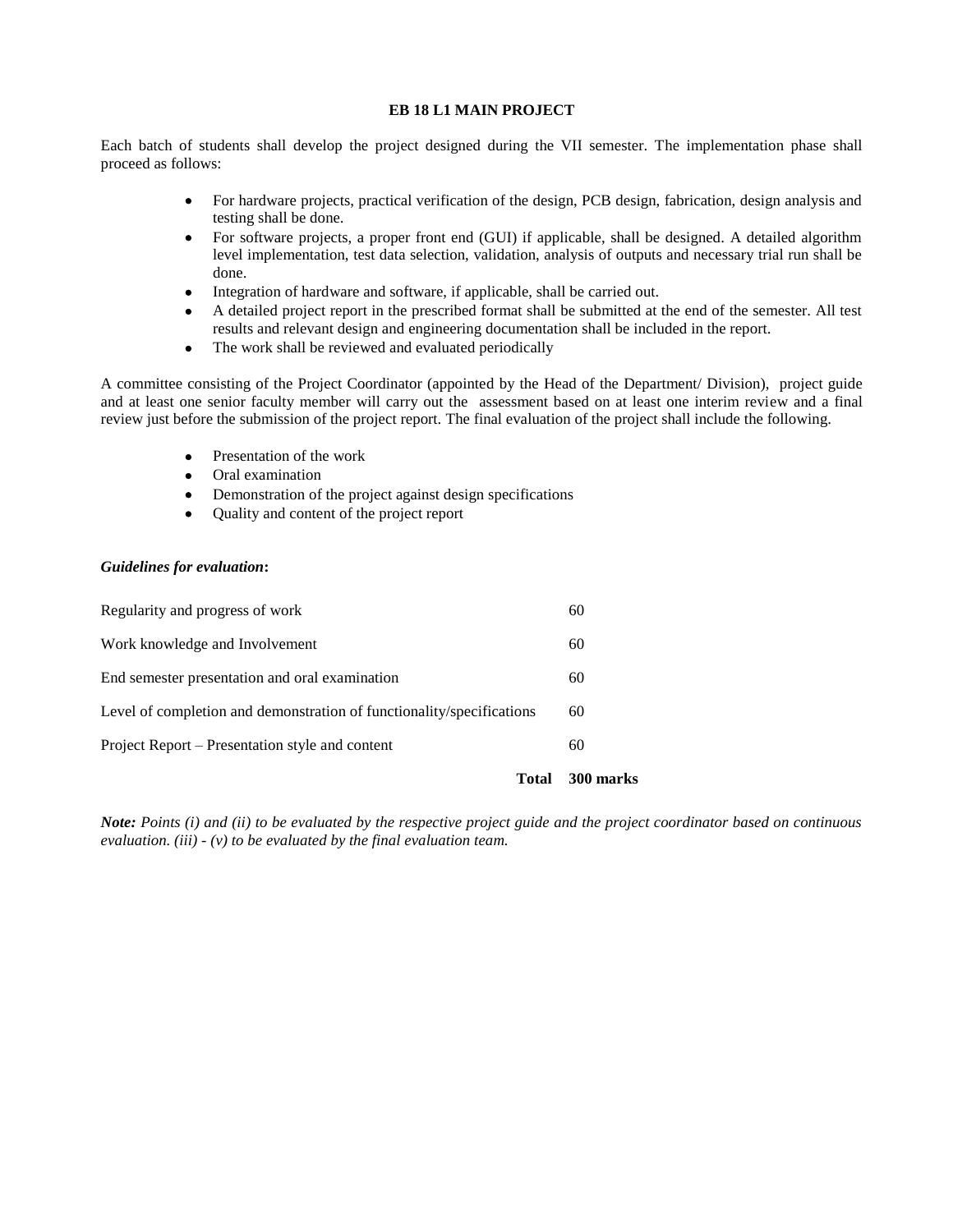## EB 18 L1 MAIN PROJECT

Each batch of students shall develop the project designed during the VII semester. The implementation phase shall proceed as follows:

- For hardware projects, practical verification of the design, PCB design, fabrication, design analysis and testing shall be done.
- For software projects, a proper front end (GUI) if applicable, shall be designed. A detailed algorithm level implementation, test data selection, validation, analysis of outputs and necessary trial run shall be done.
- Integration of hardware and software, if applicable, shall be carried out.
- A detailed project report in the prescribed format shall be submitted at the end of the semester. All test results and relevant design and engineering documentation shall be included in the report.
- The work shall be reviewed and evaluated periodically

A committee consisting of the Project Coordinator (appointed by the Head of the Department/ Division), project guide and at least one senior faculty member will carry out the assessment based on at least one interim review and a final review just before the submission of the project report. The final evaluation of the project shall include the following.

- Presentation of the work
- Oral examination
- Demonstration of the project against design specifications
- Quality and content of the project report

***Guidelines for evaluation*:**

| | |
|---|---|
| Regularity and progress of work | 60 |
| Work knowledge and Involvement | 60 |
| End semester presentation and oral examination | 60 |
| Level of completion and demonstration of functionality/specifications | 60 |
| Project Report – Presentation style and content | 60 |
| **Total** | **300 marks** |

***Note:*** *Points (i) and (ii) to be evaluated by the respective project guide and the project coordinator based on continuous evaluation. (iii) - (v) to be evaluated by the final evaluation team.*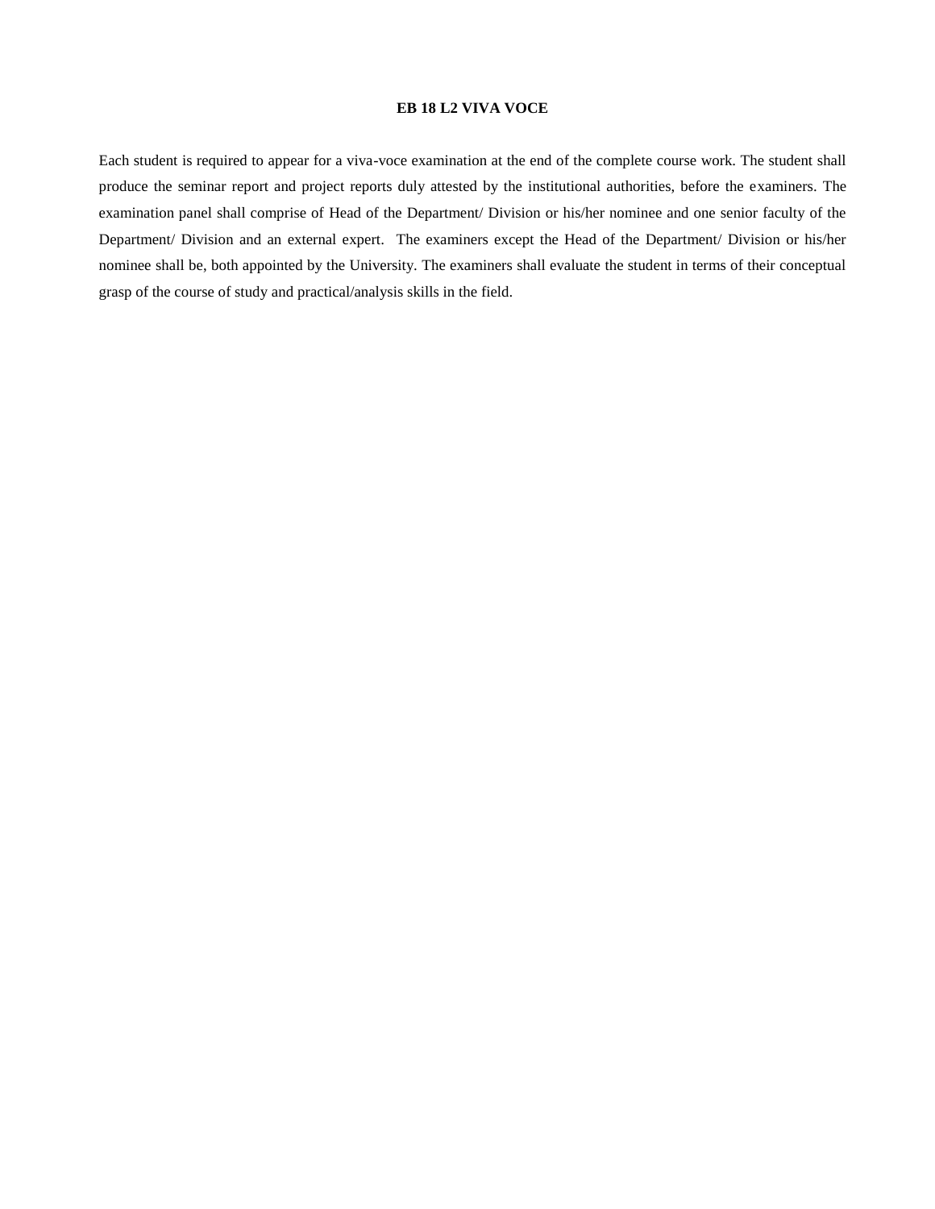**EB 18 L2 VIVA VOCE**

Each student is required to appear for a viva-voce examination at the end of the complete course work. The student shall produce the seminar report and project reports duly attested by the institutional authorities, before the examiners. The examination panel shall comprise of Head of the Department/ Division or his/her nominee and one senior faculty of the Department/ Division and an external expert. The examiners except the Head of the Department/ Division or his/her nominee shall be, both appointed by the University. The examiners shall evaluate the student in terms of their conceptual grasp of the course of study and practical/analysis skills in the field.